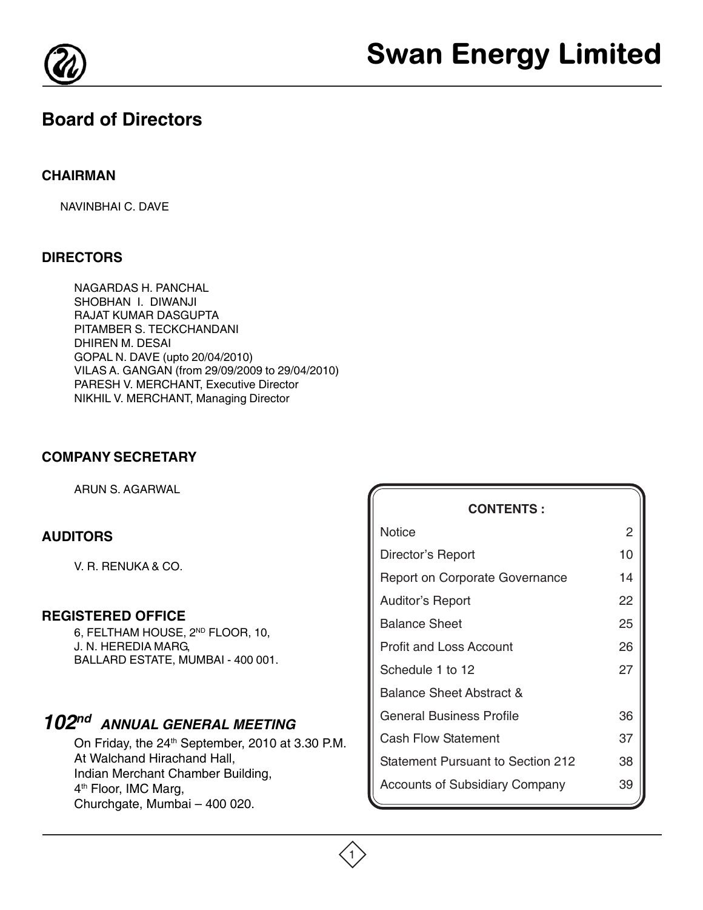# Swan Energy Limited

## Board of Directors

### CHAIRMAN

NAVINBHAI C. DAVE

### DIRECTORS

NAGARDAS H. PANCHAL
SHOBHAN I. DIWANJI
RAJAT KUMAR DASGUPTA
PITAMBER S. TECKCHANDANI
DHIREN M. DESAI
GOPAL N. DAVE (upto 20/04/2010)
VILAS A. GANGAN (from 29/09/2009 to 29/04/2010)
PARESH V. MERCHANT, Executive Director
NIKHIL V. MERCHANT, Managing Director

### COMPANY SECRETARY

ARUN S. AGARWAL

### AUDITORS

V. R. RENUKA & CO.

### REGISTERED OFFICE

6, FELTHAM HOUSE, 2ND FLOOR, 10,
J. N. HEREDIA MARG,
BALLARD ESTATE, MUMBAI - 400 001.

### *102nd ANNUAL GENERAL MEETING*

On Friday, the 24th September, 2010 at 3.30 P.M.
At Walchand Hirachand Hall,
Indian Merchant Chamber Building,
4th Floor, IMC Marg,
Churchgate, Mumbai – 400 020.

| CONTENTS : | |
|---|---|
| Notice | 2 |
| Director's Report | 10 |
| Report on Corporate Governance | 14 |
| Auditor's Report | 22 |
| Balance Sheet | 25 |
| Profit and Loss Account | 26 |
| Schedule 1 to 12 | 27 |
| Balance Sheet Abstract & General Business Profile | 36 |
| Cash Flow Statement | 37 |
| Statement Pursuant to Section 212 | 38 |
| Accounts of Subsidiary Company | 39 |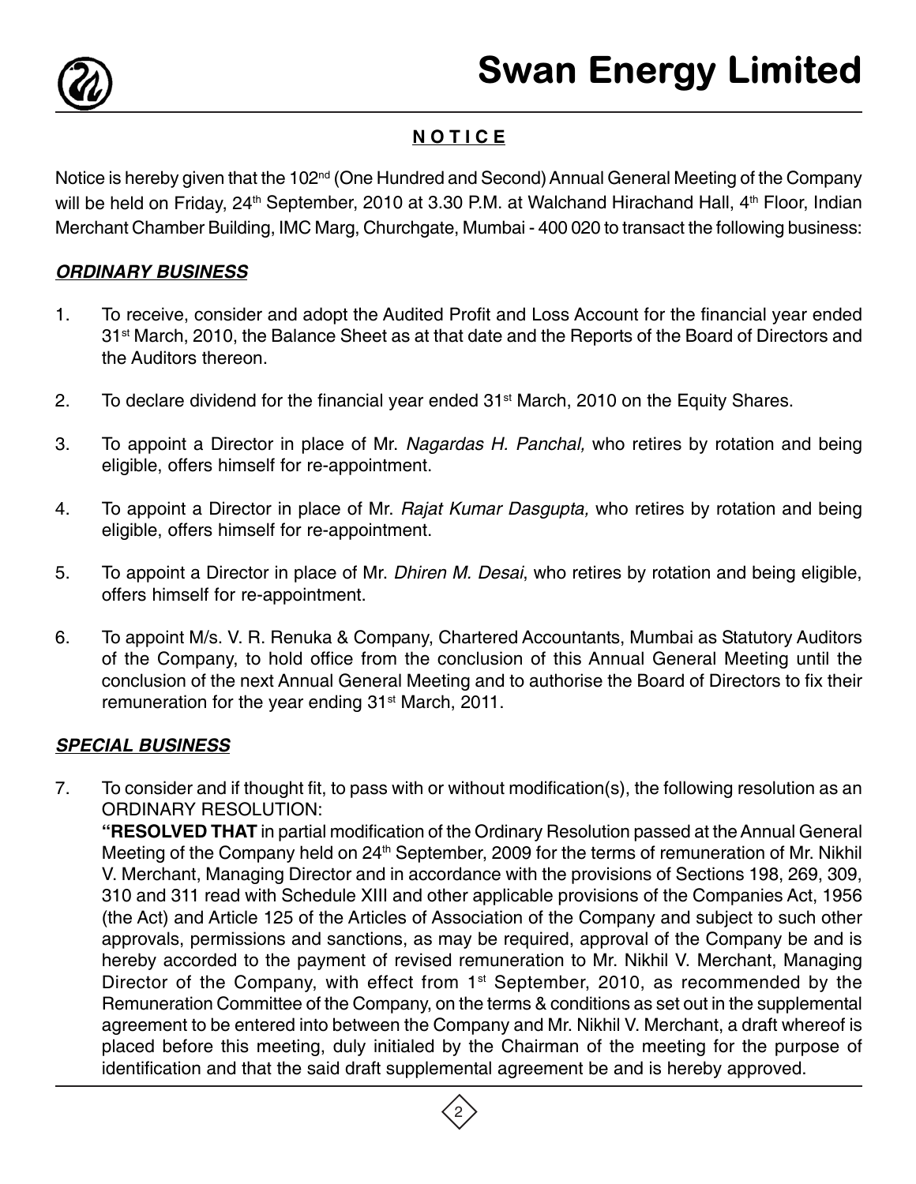# Swan Energy Limited

## NOTICE

Notice is hereby given that the 102nd (One Hundred and Second) Annual General Meeting of the Company will be held on Friday, 24th September, 2010 at 3.30 P.M. at Walchand Hirachand Hall, 4th Floor, Indian Merchant Chamber Building, IMC Marg, Churchgate, Mumbai - 400 020 to transact the following business:

### *ORDINARY BUSINESS*

1. To receive, consider and adopt the Audited Profit and Loss Account for the financial year ended 31st March, 2010, the Balance Sheet as at that date and the Reports of the Board of Directors and the Auditors thereon.

2. To declare dividend for the financial year ended 31st March, 2010 on the Equity Shares.

3. To appoint a Director in place of Mr. *Nagardas H. Panchal,* who retires by rotation and being eligible, offers himself for re-appointment.

4. To appoint a Director in place of Mr. *Rajat Kumar Dasgupta,* who retires by rotation and being eligible, offers himself for re-appointment.

5. To appoint a Director in place of Mr. *Dhiren M. Desai*, who retires by rotation and being eligible, offers himself for re-appointment.

6. To appoint M/s. V. R. Renuka & Company, Chartered Accountants, Mumbai as Statutory Auditors of the Company, to hold office from the conclusion of this Annual General Meeting until the conclusion of the next Annual General Meeting and to authorise the Board of Directors to fix their remuneration for the year ending 31st March, 2011.

### *SPECIAL BUSINESS*

7. To consider and if thought fit, to pass with or without modification(s), the following resolution as an ORDINARY RESOLUTION:

   **"RESOLVED THAT** in partial modification of the Ordinary Resolution passed at the Annual General Meeting of the Company held on 24th September, 2009 for the terms of remuneration of Mr. Nikhil V. Merchant, Managing Director and in accordance with the provisions of Sections 198, 269, 309, 310 and 311 read with Schedule XIII and other applicable provisions of the Companies Act, 1956 (the Act) and Article 125 of the Articles of Association of the Company and subject to such other approvals, permissions and sanctions, as may be required, approval of the Company be and is hereby accorded to the payment of revised remuneration to Mr. Nikhil V. Merchant, Managing Director of the Company, with effect from 1st September, 2010, as recommended by the Remuneration Committee of the Company, on the terms & conditions as set out in the supplemental agreement to be entered into between the Company and Mr. Nikhil V. Merchant, a draft whereof is placed before this meeting, duly initialed by the Chairman of the meeting for the purpose of identification and that the said draft supplemental agreement be and is hereby approved.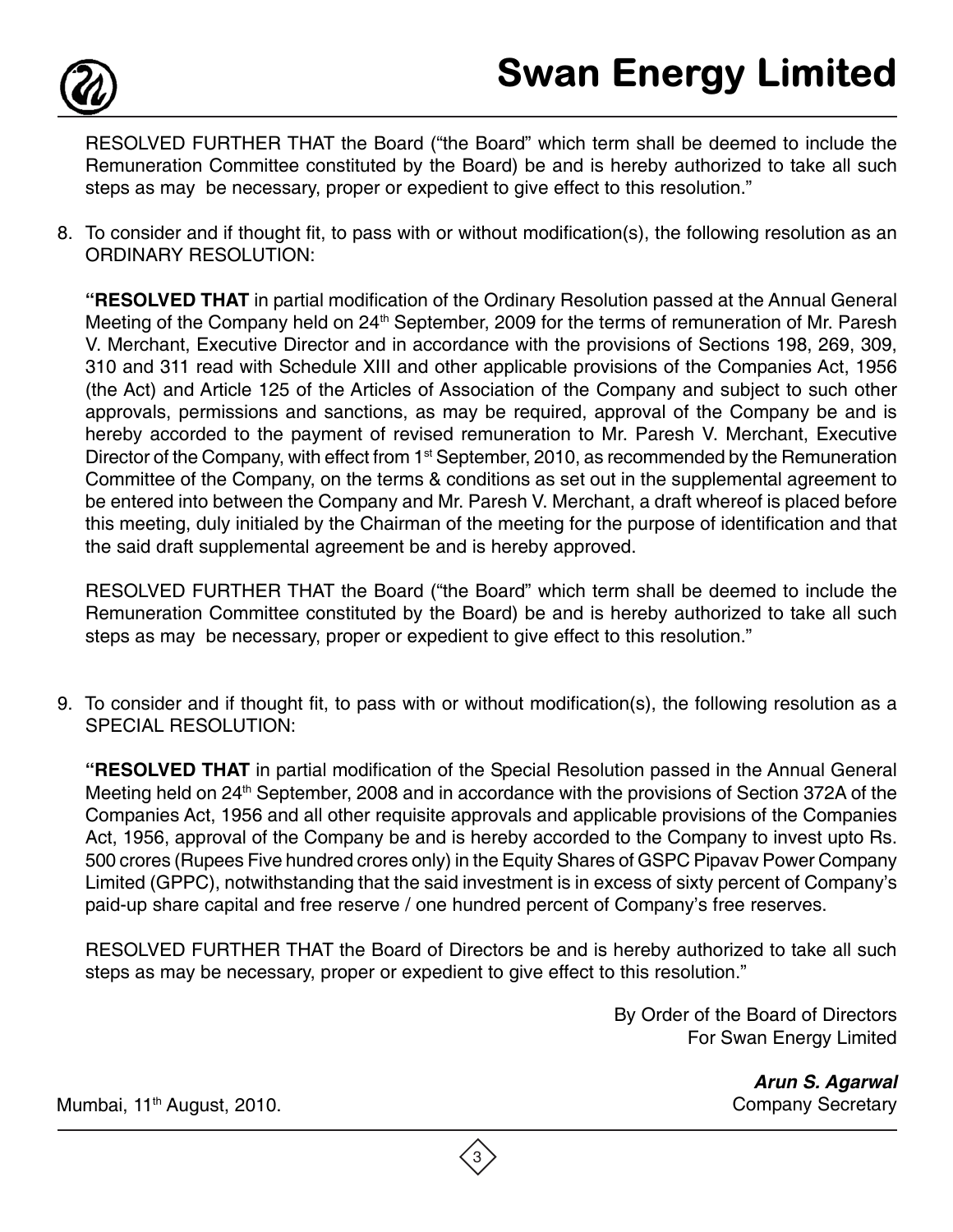RESOLVED FURTHER THAT the Board ("the Board" which term shall be deemed to include the Remuneration Committee constituted by the Board) be and is hereby authorized to take all such steps as may be necessary, proper or expedient to give effect to this resolution."

8. To consider and if thought fit, to pass with or without modification(s), the following resolution as an ORDINARY RESOLUTION:

   **"RESOLVED THAT** in partial modification of the Ordinary Resolution passed at the Annual General Meeting of the Company held on 24th September, 2009 for the terms of remuneration of Mr. Paresh V. Merchant, Executive Director and in accordance with the provisions of Sections 198, 269, 309, 310 and 311 read with Schedule XIII and other applicable provisions of the Companies Act, 1956 (the Act) and Article 125 of the Articles of Association of the Company and subject to such other approvals, permissions and sanctions, as may be required, approval of the Company be and is hereby accorded to the payment of revised remuneration to Mr. Paresh V. Merchant, Executive Director of the Company, with effect from 1st September, 2010, as recommended by the Remuneration Committee of the Company, on the terms & conditions as set out in the supplemental agreement to be entered into between the Company and Mr. Paresh V. Merchant, a draft whereof is placed before this meeting, duly initialed by the Chairman of the meeting for the purpose of identification and that the said draft supplemental agreement be and is hereby approved.

   RESOLVED FURTHER THAT the Board ("the Board" which term shall be deemed to include the Remuneration Committee constituted by the Board) be and is hereby authorized to take all such steps as may be necessary, proper or expedient to give effect to this resolution."

9. To consider and if thought fit, to pass with or without modification(s), the following resolution as a SPECIAL RESOLUTION:

   **"RESOLVED THAT** in partial modification of the Special Resolution passed in the Annual General Meeting held on 24th September, 2008 and in accordance with the provisions of Section 372A of the Companies Act, 1956 and all other requisite approvals and applicable provisions of the Companies Act, 1956, approval of the Company be and is hereby accorded to the Company to invest upto Rs. 500 crores (Rupees Five hundred crores only) in the Equity Shares of GSPC Pipavav Power Company Limited (GPPC), notwithstanding that the said investment is in excess of sixty percent of Company's paid-up share capital and free reserve / one hundred percent of Company's free reserves.

   RESOLVED FURTHER THAT the Board of Directors be and is hereby authorized to take all such steps as may be necessary, proper or expedient to give effect to this resolution."

By Order of the Board of Directors
For Swan Energy Limited

***Arun S. Agarwal***
Company Secretary

Mumbai, 11th August, 2010.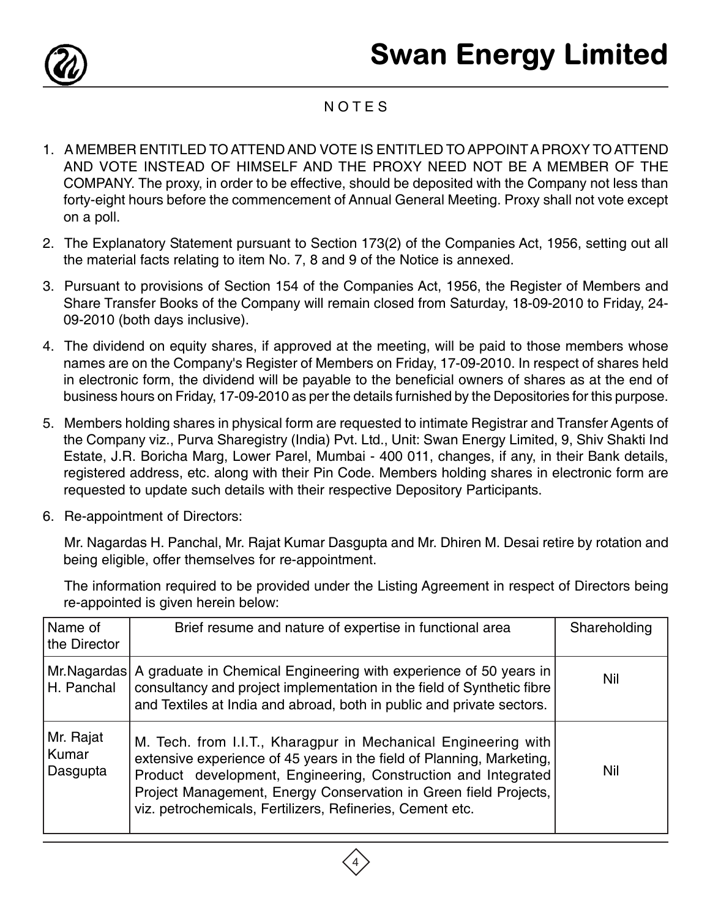## NOTES

1. A MEMBER ENTITLED TO ATTEND AND VOTE IS ENTITLED TO APPOINT A PROXY TO ATTEND AND VOTE INSTEAD OF HIMSELF AND THE PROXY NEED NOT BE A MEMBER OF THE COMPANY. The proxy, in order to be effective, should be deposited with the Company not less than forty-eight hours before the commencement of Annual General Meeting. Proxy shall not vote except on a poll.

2. The Explanatory Statement pursuant to Section 173(2) of the Companies Act, 1956, setting out all the material facts relating to item No. 7, 8 and 9 of the Notice is annexed.

3. Pursuant to provisions of Section 154 of the Companies Act, 1956, the Register of Members and Share Transfer Books of the Company will remain closed from Saturday, 18-09-2010 to Friday, 24-09-2010 (both days inclusive).

4. The dividend on equity shares, if approved at the meeting, will be paid to those members whose names are on the Company's Register of Members on Friday, 17-09-2010. In respect of shares held in electronic form, the dividend will be payable to the beneficial owners of shares as at the end of business hours on Friday, 17-09-2010 as per the details furnished by the Depositories for this purpose.

5. Members holding shares in physical form are requested to intimate Registrar and Transfer Agents of the Company viz., Purva Sharegistry (India) Pvt. Ltd., Unit: Swan Energy Limited, 9, Shiv Shakti Ind Estate, J.R. Boricha Marg, Lower Parel, Mumbai - 400 011, changes, if any, in their Bank details, registered address, etc. along with their Pin Code. Members holding shares in electronic form are requested to update such details with their respective Depository Participants.

6. Re-appointment of Directors:

   Mr. Nagardas H. Panchal, Mr. Rajat Kumar Dasgupta and Mr. Dhiren M. Desai retire by rotation and being eligible, offer themselves for re-appointment.

   The information required to be provided under the Listing Agreement in respect of Directors being re-appointed is given herein below:

| Name of the Director | Brief resume and nature of expertise in functional area | Shareholding |
|---|---|---|
| Mr.Nagardas H. Panchal | A graduate in Chemical Engineering with experience of 50 years in consultancy and project implementation in the field of Synthetic fibre and Textiles at India and abroad, both in public and private sectors. | Nil |
| Mr. Rajat Kumar Dasgupta | M. Tech. from I.I.T., Kharagpur in Mechanical Engineering with extensive experience of 45 years in the field of Planning, Marketing, Product development, Engineering, Construction and Integrated Project Management, Energy Conservation in Green field Projects, viz. petrochemicals, Fertilizers, Refineries, Cement etc. | Nil |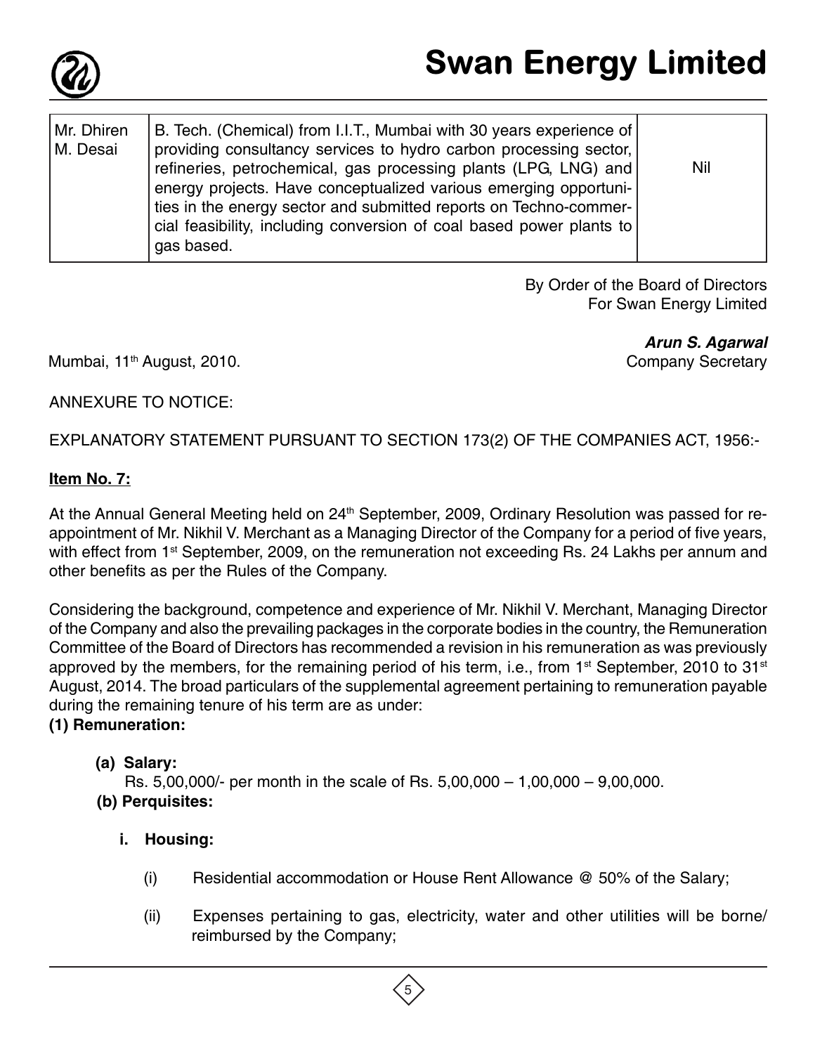| Mr. Dhiren M. Desai | B. Tech. (Chemical) from I.I.T., Mumbai with 30 years experience of providing consultancy services to hydro carbon processing sector, refineries, petrochemical, gas processing plants (LPG, LNG) and energy projects. Have conceptualized various emerging opportunities in the energy sector and submitted reports on Techno-commercial feasibility, including conversion of coal based power plants to gas based. | Nil |
|---|---|---|

By Order of the Board of Directors
For Swan Energy Limited

***Arun S. Agarwal***
Company Secretary

Mumbai, 11th August, 2010.

ANNEXURE TO NOTICE:

EXPLANATORY STATEMENT PURSUANT TO SECTION 173(2) OF THE COMPANIES ACT, 1956:-

**Item No. 7:**

At the Annual General Meeting held on 24th September, 2009, Ordinary Resolution was passed for re-appointment of Mr. Nikhil V. Merchant as a Managing Director of the Company for a period of five years, with effect from 1st September, 2009, on the remuneration not exceeding Rs. 24 Lakhs per annum and other benefits as per the Rules of the Company.

Considering the background, competence and experience of Mr. Nikhil V. Merchant, Managing Director of the Company and also the prevailing packages in the corporate bodies in the country, the Remuneration Committee of the Board of Directors has recommended a revision in his remuneration as was previously approved by the members, for the remaining period of his term, i.e., from 1st September, 2010 to 31st August, 2014. The broad particulars of the supplemental agreement pertaining to remuneration payable during the remaining tenure of his term are as under:

**(1) Remuneration:**

**(a) Salary:**

Rs. 5,00,000/- per month in the scale of Rs. 5,00,000 – 1,00,000 – 9,00,000.

**(b) Perquisites:**

**i. Housing:**

(i) Residential accommodation or House Rent Allowance @ 50% of the Salary;

(ii) Expenses pertaining to gas, electricity, water and other utilities will be borne/ reimbursed by the Company;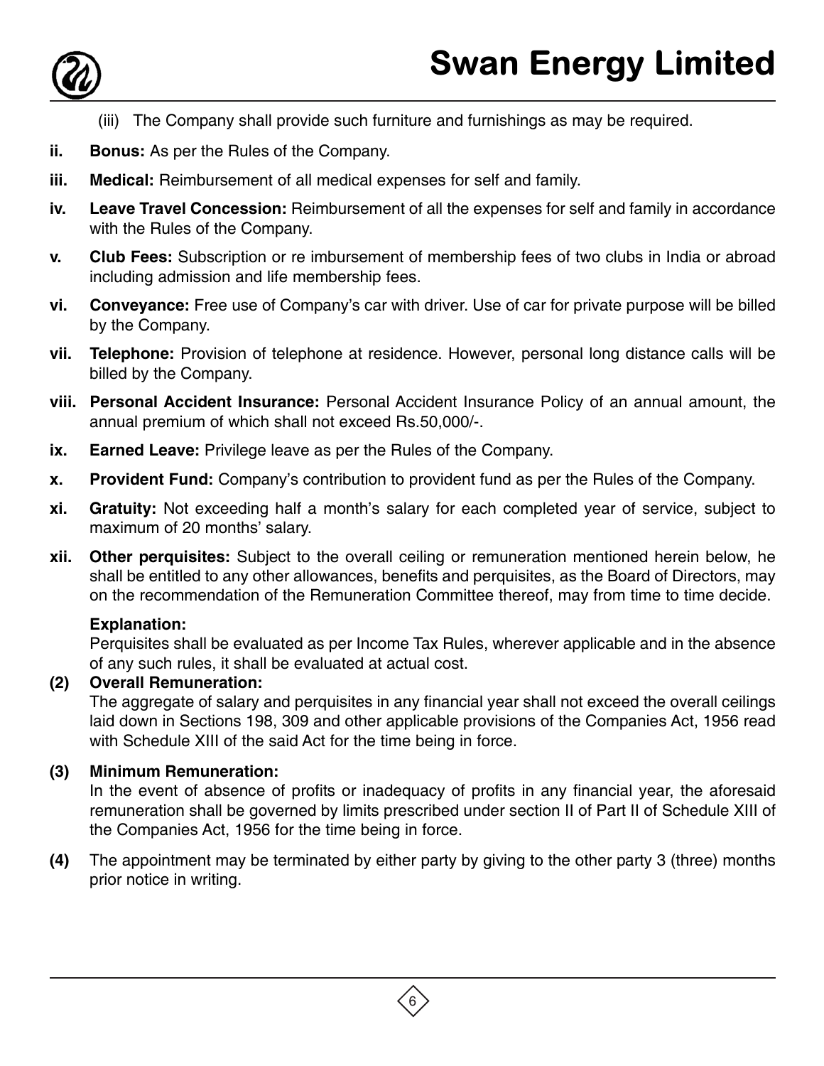(iii) The Company shall provide such furniture and furnishings as may be required.

**ii. Bonus:** As per the Rules of the Company.

**iii. Medical:** Reimbursement of all medical expenses for self and family.

**iv. Leave Travel Concession:** Reimbursement of all the expenses for self and family in accordance with the Rules of the Company.

**v. Club Fees:** Subscription or re imbursement of membership fees of two clubs in India or abroad including admission and life membership fees.

**vi. Conveyance:** Free use of Company's car with driver. Use of car for private purpose will be billed by the Company.

**vii. Telephone:** Provision of telephone at residence. However, personal long distance calls will be billed by the Company.

**viii. Personal Accident Insurance:** Personal Accident Insurance Policy of an annual amount, the annual premium of which shall not exceed Rs.50,000/-.

**ix. Earned Leave:** Privilege leave as per the Rules of the Company.

**x. Provident Fund:** Company's contribution to provident fund as per the Rules of the Company.

**xi. Gratuity:** Not exceeding half a month's salary for each completed year of service, subject to maximum of 20 months' salary.

**xii. Other perquisites:** Subject to the overall ceiling or remuneration mentioned herein below, he shall be entitled to any other allowances, benefits and perquisites, as the Board of Directors, may on the recommendation of the Remuneration Committee thereof, may from time to time decide.

**Explanation:**

Perquisites shall be evaluated as per Income Tax Rules, wherever applicable and in the absence of any such rules, it shall be evaluated at actual cost.

**(2) Overall Remuneration:**

The aggregate of salary and perquisites in any financial year shall not exceed the overall ceilings laid down in Sections 198, 309 and other applicable provisions of the Companies Act, 1956 read with Schedule XIII of the said Act for the time being in force.

**(3) Minimum Remuneration:**

In the event of absence of profits or inadequacy of profits in any financial year, the aforesaid remuneration shall be governed by limits prescribed under section II of Part II of Schedule XIII of the Companies Act, 1956 for the time being in force.

**(4)** The appointment may be terminated by either party by giving to the other party 3 (three) months prior notice in writing.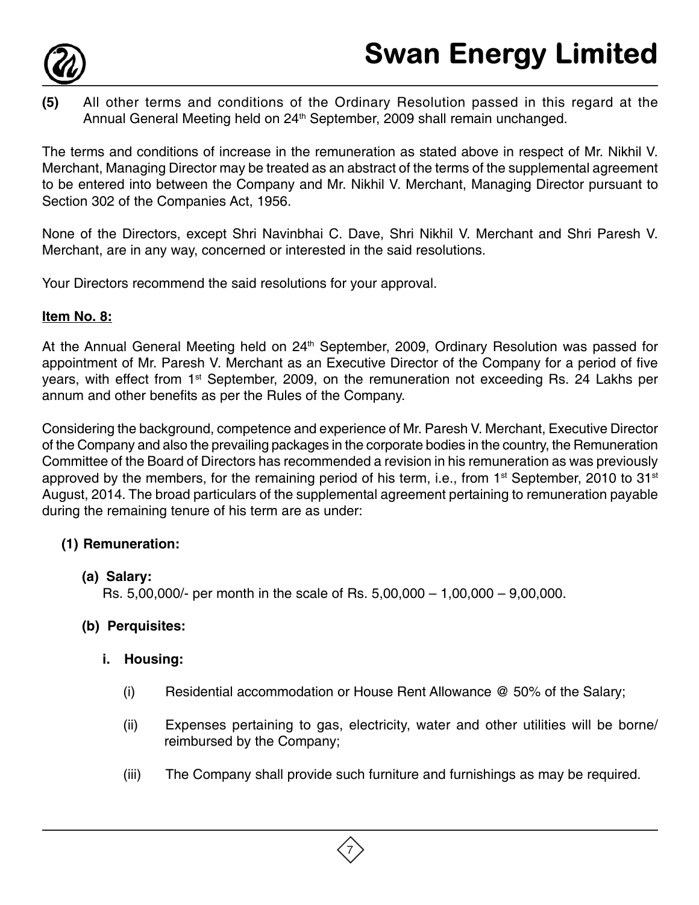**(5)** All other terms and conditions of the Ordinary Resolution passed in this regard at the Annual General Meeting held on 24th September, 2009 shall remain unchanged.

The terms and conditions of increase in the remuneration as stated above in respect of Mr. Nikhil V. Merchant, Managing Director may be treated as an abstract of the terms of the supplemental agreement to be entered into between the Company and Mr. Nikhil V. Merchant, Managing Director pursuant to Section 302 of the Companies Act, 1956.

None of the Directors, except Shri Navinbhai C. Dave, Shri Nikhil V. Merchant and Shri Paresh V. Merchant, are in any way, concerned or interested in the said resolutions.

Your Directors recommend the said resolutions for your approval.

**Item No. 8:**

At the Annual General Meeting held on 24th September, 2009, Ordinary Resolution was passed for appointment of Mr. Paresh V. Merchant as an Executive Director of the Company for a period of five years, with effect from 1st September, 2009, on the remuneration not exceeding Rs. 24 Lakhs per annum and other benefits as per the Rules of the Company.

Considering the background, competence and experience of Mr. Paresh V. Merchant, Executive Director of the Company and also the prevailing packages in the corporate bodies in the country, the Remuneration Committee of the Board of Directors has recommended a revision in his remuneration as was previously approved by the members, for the remaining period of his term, i.e., from 1st September, 2010 to 31st August, 2014. The broad particulars of the supplemental agreement pertaining to remuneration payable during the remaining tenure of his term are as under:

**(1) Remuneration:**

**(a) Salary:**

Rs. 5,00,000/- per month in the scale of Rs. 5,00,000 – 1,00,000 – 9,00,000.

**(b) Perquisites:**

**i. Housing:**

(i) Residential accommodation or House Rent Allowance @ 50% of the Salary;

(ii) Expenses pertaining to gas, electricity, water and other utilities will be borne/ reimbursed by the Company;

(iii) The Company shall provide such furniture and furnishings as may be required.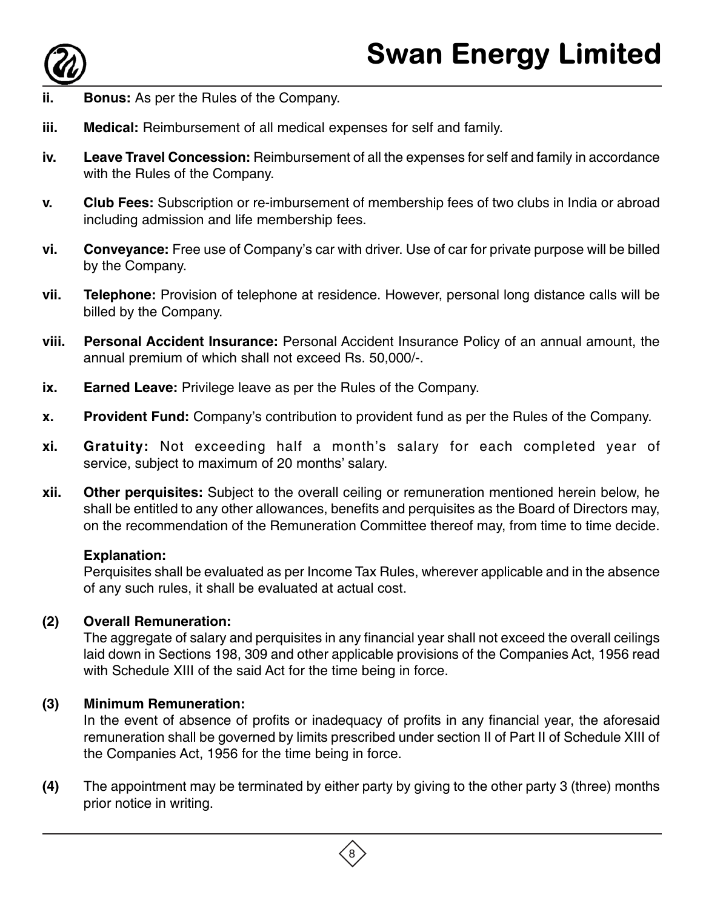ii. **Bonus:** As per the Rules of the Company.

iii. **Medical:** Reimbursement of all medical expenses for self and family.

iv. **Leave Travel Concession:** Reimbursement of all the expenses for self and family in accordance with the Rules of the Company.

v. **Club Fees:** Subscription or re-imbursement of membership fees of two clubs in India or abroad including admission and life membership fees.

vi. **Conveyance:** Free use of Company's car with driver. Use of car for private purpose will be billed by the Company.

vii. **Telephone:** Provision of telephone at residence. However, personal long distance calls will be billed by the Company.

viii. **Personal Accident Insurance:** Personal Accident Insurance Policy of an annual amount, the annual premium of which shall not exceed Rs. 50,000/-.

ix. **Earned Leave:** Privilege leave as per the Rules of the Company.

x. **Provident Fund:** Company's contribution to provident fund as per the Rules of the Company.

xi. **Gratuity:** Not exceeding half a month's salary for each completed year of service, subject to maximum of 20 months' salary.

xii. **Other perquisites:** Subject to the overall ceiling or remuneration mentioned herein below, he shall be entitled to any other allowances, benefits and perquisites as the Board of Directors may, on the recommendation of the Remuneration Committee thereof may, from time to time decide.

**Explanation:**
Perquisites shall be evaluated as per Income Tax Rules, wherever applicable and in the absence of any such rules, it shall be evaluated at actual cost.

**(2) Overall Remuneration:**
The aggregate of salary and perquisites in any financial year shall not exceed the overall ceilings laid down in Sections 198, 309 and other applicable provisions of the Companies Act, 1956 read with Schedule XIII of the said Act for the time being in force.

**(3) Minimum Remuneration:**
In the event of absence of profits or inadequacy of profits in any financial year, the aforesaid remuneration shall be governed by limits prescribed under section II of Part II of Schedule XIII of the Companies Act, 1956 for the time being in force.

**(4)** The appointment may be terminated by either party by giving to the other party 3 (three) months prior notice in writing.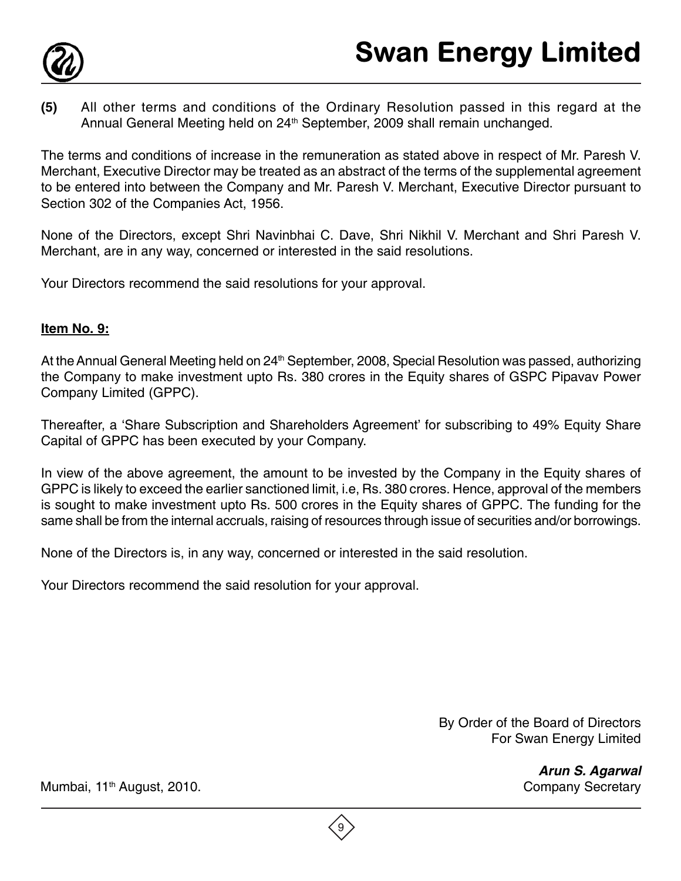**(5)** All other terms and conditions of the Ordinary Resolution passed in this regard at the Annual General Meeting held on 24th September, 2009 shall remain unchanged.

The terms and conditions of increase in the remuneration as stated above in respect of Mr. Paresh V. Merchant, Executive Director may be treated as an abstract of the terms of the supplemental agreement to be entered into between the Company and Mr. Paresh V. Merchant, Executive Director pursuant to Section 302 of the Companies Act, 1956.

None of the Directors, except Shri Navinbhai C. Dave, Shri Nikhil V. Merchant and Shri Paresh V. Merchant, are in any way, concerned or interested in the said resolutions.

Your Directors recommend the said resolutions for your approval.

**Item No. 9:**

At the Annual General Meeting held on 24th September, 2008, Special Resolution was passed, authorizing the Company to make investment upto Rs. 380 crores in the Equity shares of GSPC Pipavav Power Company Limited (GPPC).

Thereafter, a 'Share Subscription and Shareholders Agreement' for subscribing to 49% Equity Share Capital of GPPC has been executed by your Company.

In view of the above agreement, the amount to be invested by the Company in the Equity shares of GPPC is likely to exceed the earlier sanctioned limit, i.e, Rs. 380 crores. Hence, approval of the members is sought to make investment upto Rs. 500 crores in the Equity shares of GPPC. The funding for the same shall be from the internal accruals, raising of resources through issue of securities and/or borrowings.

None of the Directors is, in any way, concerned or interested in the said resolution.

Your Directors recommend the said resolution for your approval.

By Order of the Board of Directors
For Swan Energy Limited

***Arun S. Agarwal***
Company Secretary

Mumbai, 11th August, 2010.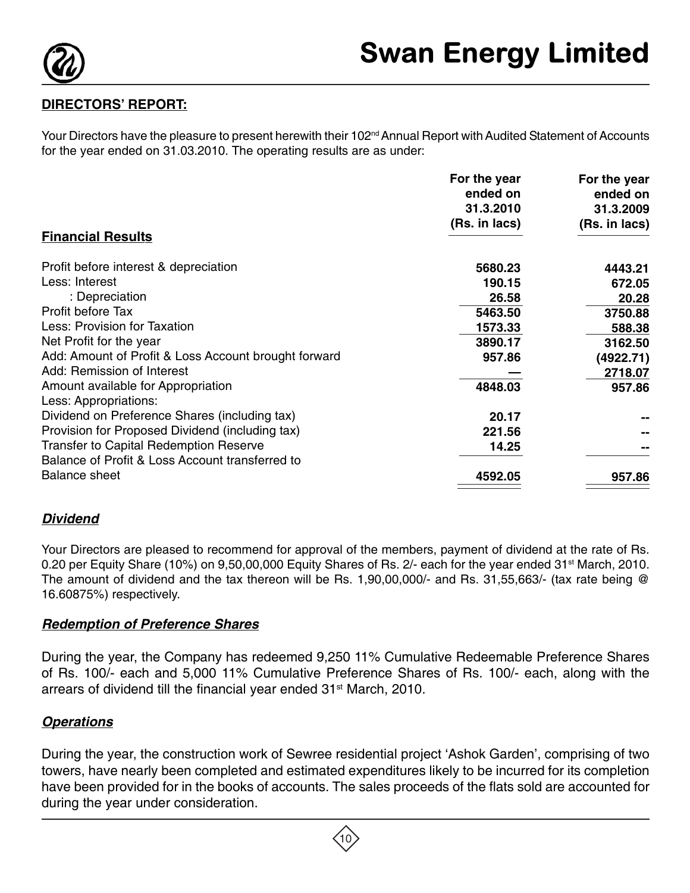## DIRECTORS' REPORT:

Your Directors have the pleasure to present herewith their 102nd Annual Report with Audited Statement of Accounts for the year ended on 31.03.2010. The operating results are as under:

| Financial Results | For the year ended on 31.3.2010 (Rs. in lacs) | For the year ended on 31.3.2009 (Rs. in lacs) |
|---|---|---|
| Profit before interest & depreciation | 5680.23 | 4443.21 |
| Less: Interest | 190.15 | 672.05 |
| : Depreciation | 26.58 | 20.28 |
| Profit before Tax | 5463.50 | 3750.88 |
| Less: Provision for Taxation | 1573.33 | 588.38 |
| Net Profit for the year | 3890.17 | 3162.50 |
| Add: Amount of Profit & Loss Account brought forward | 957.86 | (4922.71) |
| Add: Remission of Interest | — | 2718.07 |
| Amount available for Appropriation | 4848.03 | 957.86 |
| Less: Appropriations: | | |
| Dividend on Preference Shares (including tax) | 20.17 | -- |
| Provision for Proposed Dividend (including tax) | 221.56 | -- |
| Transfer to Capital Redemption Reserve | 14.25 | -- |
| Balance of Profit & Loss Account transferred to Balance sheet | 4592.05 | 957.86 |

### ***Dividend***

Your Directors are pleased to recommend for approval of the members, payment of dividend at the rate of Rs. 0.20 per Equity Share (10%) on 9,50,00,000 Equity Shares of Rs. 2/- each for the year ended 31st March, 2010. The amount of dividend and the tax thereon will be Rs. 1,90,00,000/- and Rs. 31,55,663/- (tax rate being @ 16.60875%) respectively.

### ***Redemption of Preference Shares***

During the year, the Company has redeemed 9,250 11% Cumulative Redeemable Preference Shares of Rs. 100/- each and 5,000 11% Cumulative Preference Shares of Rs. 100/- each, along with the arrears of dividend till the financial year ended 31st March, 2010.

### ***Operations***

During the year, the construction work of Sewree residential project 'Ashok Garden', comprising of two towers, have nearly been completed and estimated expenditures likely to be incurred for its completion have been provided for in the books of accounts. The sales proceeds of the flats sold are accounted for during the year under consideration.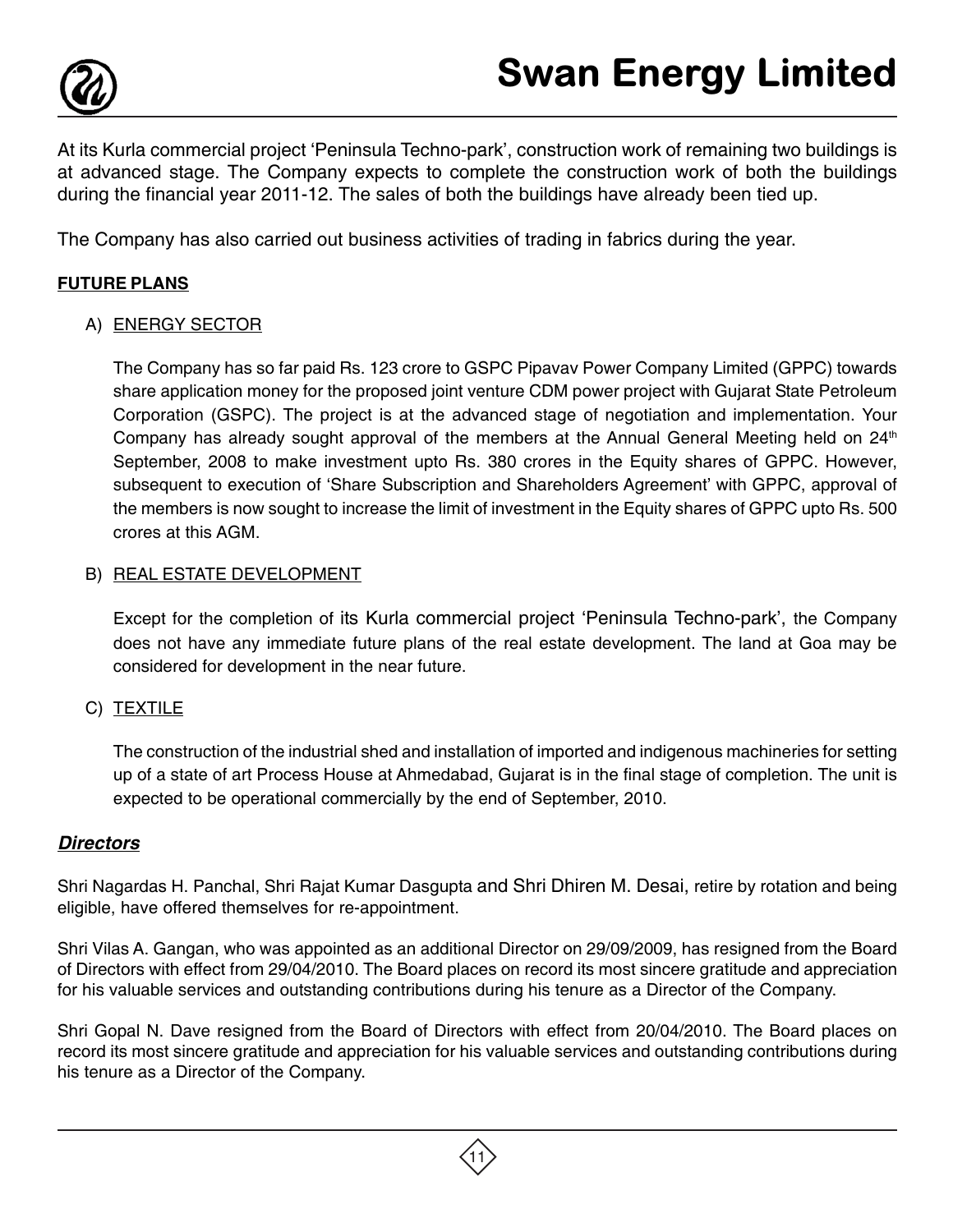At its Kurla commercial project ‘Peninsula Techno-park’, construction work of remaining two buildings is at advanced stage. The Company expects to complete the construction work of both the buildings during the financial year 2011-12. The sales of both the buildings have already been tied up.

The Company has also carried out business activities of trading in fabrics during the year.

**FUTURE PLANS**

A) ENERGY SECTOR

The Company has so far paid Rs. 123 crore to GSPC Pipavav Power Company Limited (GPPC) towards share application money for the proposed joint venture CDM power project with Gujarat State Petroleum Corporation (GSPC). The project is at the advanced stage of negotiation and implementation. Your Company has already sought approval of the members at the Annual General Meeting held on 24th September, 2008 to make investment upto Rs. 380 crores in the Equity shares of GPPC. However, subsequent to execution of ‘Share Subscription and Shareholders Agreement’ with GPPC, approval of the members is now sought to increase the limit of investment in the Equity shares of GPPC upto Rs. 500 crores at this AGM.

B) REAL ESTATE DEVELOPMENT

Except for the completion of its Kurla commercial project ‘Peninsula Techno-park’, the Company does not have any immediate future plans of the real estate development. The land at Goa may be considered for development in the near future.

C) TEXTILE

The construction of the industrial shed and installation of imported and indigenous machineries for setting up of a state of art Process House at Ahmedabad, Gujarat is in the final stage of completion. The unit is expected to be operational commercially by the end of September, 2010.

***Directors***

Shri Nagardas H. Panchal, Shri Rajat Kumar Dasgupta and Shri Dhiren M. Desai, retire by rotation and being eligible, have offered themselves for re-appointment.

Shri Vilas A. Gangan, who was appointed as an additional Director on 29/09/2009, has resigned from the Board of Directors with effect from 29/04/2010. The Board places on record its most sincere gratitude and appreciation for his valuable services and outstanding contributions during his tenure as a Director of the Company.

Shri Gopal N. Dave resigned from the Board of Directors with effect from 20/04/2010. The Board places on record its most sincere gratitude and appreciation for his valuable services and outstanding contributions during his tenure as a Director of the Company.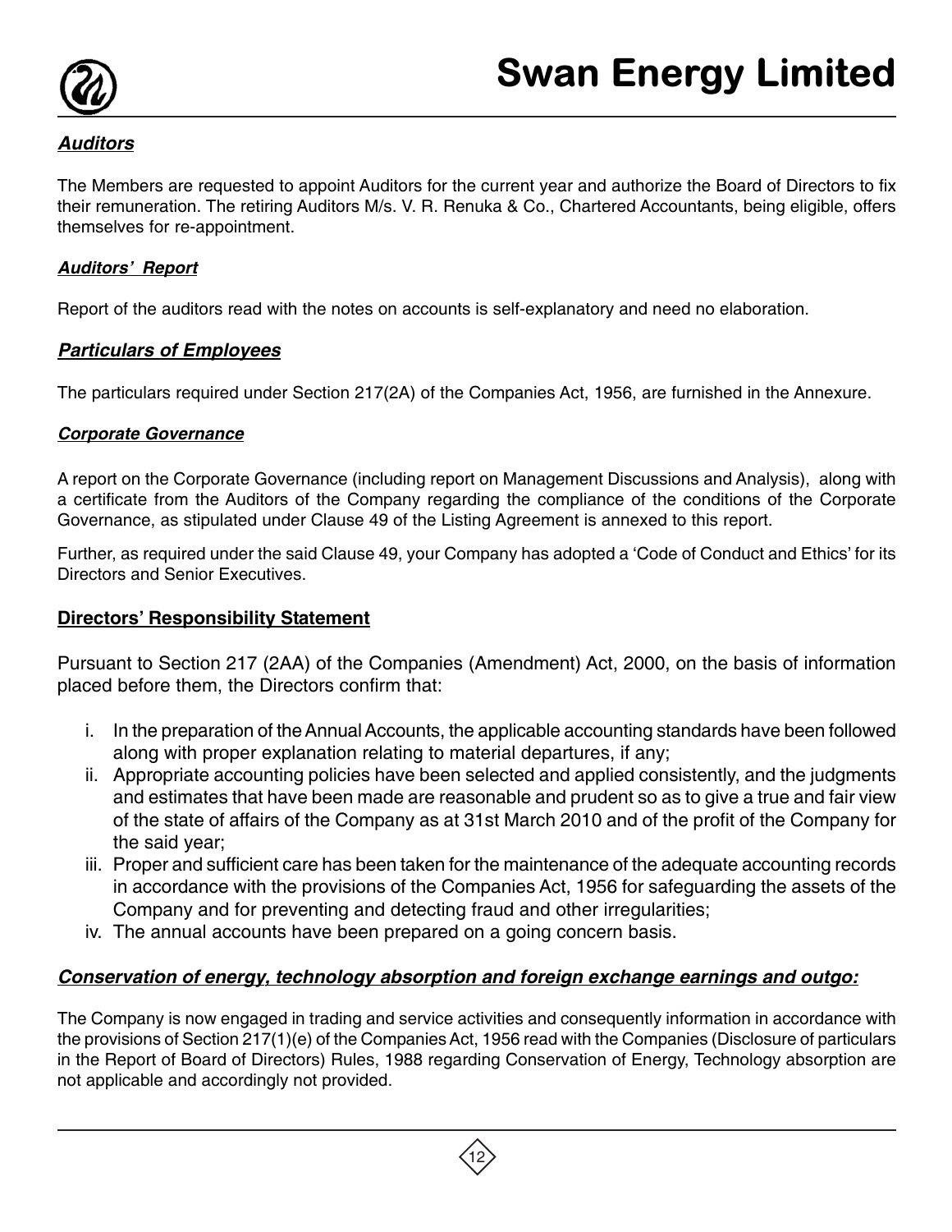### ***Auditors***

The Members are requested to appoint Auditors for the current year and authorize the Board of Directors to fix their remuneration. The retiring Auditors M/s. V. R. Renuka & Co., Chartered Accountants, being eligible, offers themselves for re-appointment.

### ***Auditors' Report***

Report of the auditors read with the notes on accounts is self-explanatory and need no elaboration.

### ***Particulars of Employees***

The particulars required under Section 217(2A) of the Companies Act, 1956, are furnished in the Annexure.

### ***Corporate Governance***

A report on the Corporate Governance (including report on Management Discussions and Analysis), along with a certificate from the Auditors of the Company regarding the compliance of the conditions of the Corporate Governance, as stipulated under Clause 49 of the Listing Agreement is annexed to this report.

Further, as required under the said Clause 49, your Company has adopted a 'Code of Conduct and Ethics' for its Directors and Senior Executives.

### **Directors' Responsibility Statement**

Pursuant to Section 217 (2AA) of the Companies (Amendment) Act, 2000, on the basis of information placed before them, the Directors confirm that:

i. In the preparation of the Annual Accounts, the applicable accounting standards have been followed along with proper explanation relating to material departures, if any;
ii. Appropriate accounting policies have been selected and applied consistently, and the judgments and estimates that have been made are reasonable and prudent so as to give a true and fair view of the state of affairs of the Company as at 31st March 2010 and of the profit of the Company for the said year;
iii. Proper and sufficient care has been taken for the maintenance of the adequate accounting records in accordance with the provisions of the Companies Act, 1956 for safeguarding the assets of the Company and for preventing and detecting fraud and other irregularities;
iv. The annual accounts have been prepared on a going concern basis.

### ***Conservation of energy, technology absorption and foreign exchange earnings and outgo:***

The Company is now engaged in trading and service activities and consequently information in accordance with the provisions of Section 217(1)(e) of the Companies Act, 1956 read with the Companies (Disclosure of particulars in the Report of Board of Directors) Rules, 1988 regarding Conservation of Energy, Technology absorption are not applicable and accordingly not provided.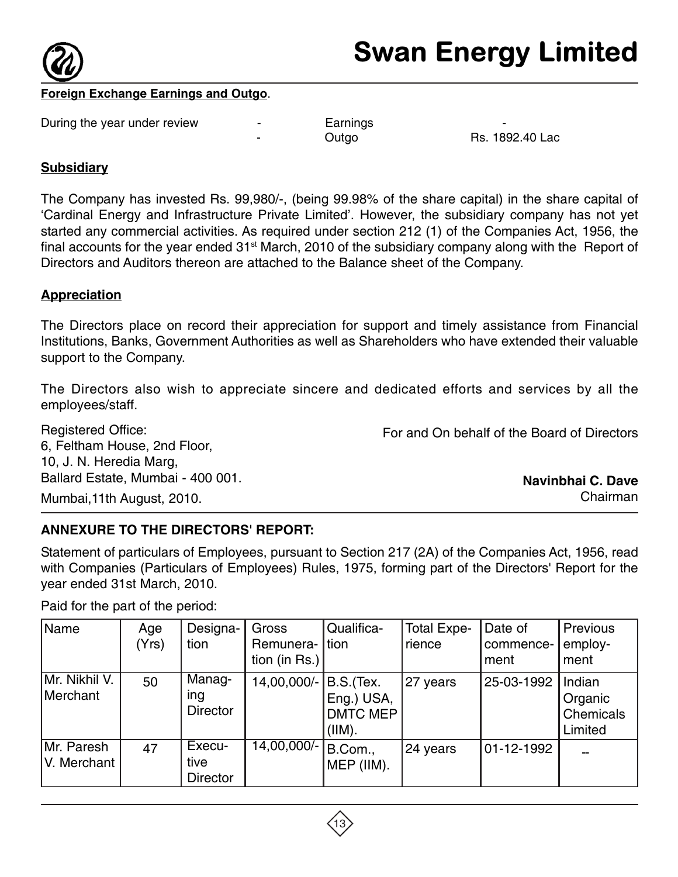**Foreign Exchange Earnings and Outgo**.

| During the year under review | - | Earnings | - |
|---|---|---|---|
| | - | Outgo | Rs. 1892.40 Lac |

**Subsidiary**

The Company has invested Rs. 99,980/-, (being 99.98% of the share capital) in the share capital of 'Cardinal Energy and Infrastructure Private Limited'. However, the subsidiary company has not yet started any commercial activities. As required under section 212 (1) of the Companies Act, 1956, the final accounts for the year ended 31st March, 2010 of the subsidiary company along with the Report of Directors and Auditors thereon are attached to the Balance sheet of the Company.

**Appreciation**

The Directors place on record their appreciation for support and timely assistance from Financial Institutions, Banks, Government Authorities as well as Shareholders who have extended their valuable support to the Company.

The Directors also wish to appreciate sincere and dedicated efforts and services by all the employees/staff.

Registered Office:
6, Feltham House, 2nd Floor,
10, J. N. Heredia Marg,
Ballard Estate, Mumbai - 400 001.
Mumbai,11th August, 2010.

For and On behalf of the Board of Directors

**Navinbhai C. Dave**
Chairman

**ANNEXURE TO THE DIRECTORS' REPORT:**

Statement of particulars of Employees, pursuant to Section 217 (2A) of the Companies Act, 1956, read with Companies (Particulars of Employees) Rules, 1975, forming part of the Directors' Report for the year ended 31st March, 2010.

Paid for the part of the period:

| Name | Age (Yrs) | Designation | Gross Remuneration (in Rs.) | Qualification | Total Experience | Date of commencement | Previous employment |
|---|---|---|---|---|---|---|---|
| Mr. Nikhil V. Merchant | 50 | Managing Director | 14,00,000/- | B.S.(Tex. Eng.) USA, DMTC MEP (IIM). | 27 years | 25-03-1992 | Indian Organic Chemicals Limited |
| Mr. Paresh V. Merchant | 47 | Executive Director | 14,00,000/- | B.Com., MEP (IIM). | 24 years | 01-12-1992 | -- |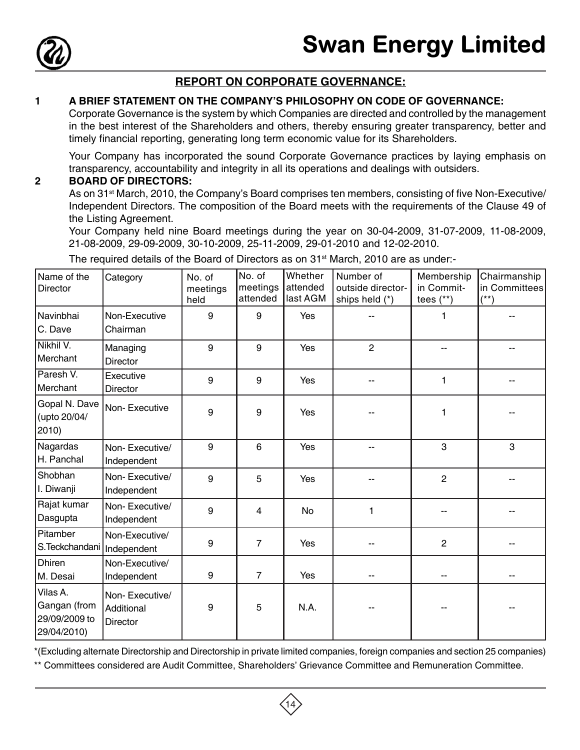## REPORT ON CORPORATE GOVERNANCE:

**1 A BRIEF STATEMENT ON THE COMPANY'S PHILOSOPHY ON CODE OF GOVERNANCE:**

Corporate Governance is the system by which Companies are directed and controlled by the management in the best interest of the Shareholders and others, thereby ensuring greater transparency, better and timely financial reporting, generating long term economic value for its Shareholders.

Your Company has incorporated the sound Corporate Governance practices by laying emphasis on transparency, accountability and integrity in all its operations and dealings with outsiders.

**2 BOARD OF DIRECTORS:**

As on 31st March, 2010, the Company's Board comprises ten members, consisting of five Non-Executive/ Independent Directors. The composition of the Board meets with the requirements of the Clause 49 of the Listing Agreement.

Your Company held nine Board meetings during the year on 30-04-2009, 31-07-2009, 11-08-2009, 21-08-2009, 29-09-2009, 30-10-2009, 25-11-2009, 29-01-2010 and 12-02-2010.

The required details of the Board of Directors as on 31st March, 2010 are as under:-

| Name of the Director | Category | No. of meetings held | No. of meetings attended | Whether attended last AGM | Number of outside directorships held (*) | Membership in Committees (**) | Chairmanship in Committees (**) |
|---|---|---|---|---|---|---|---|
| Navinbhai C. Dave | Non-Executive Chairman | 9 | 9 | Yes | -- | 1 | -- |
| Nikhil V. Merchant | Managing Director | 9 | 9 | Yes | 2 | -- | -- |
| Paresh V. Merchant | Executive Director | 9 | 9 | Yes | -- | 1 | -- |
| Gopal N. Dave (upto 20/04/2010) | Non- Executive | 9 | 9 | Yes | -- | 1 | -- |
| Nagardas H. Panchal | Non- Executive/ Independent | 9 | 6 | Yes | -- | 3 | 3 |
| Shobhan I. Diwanji | Non- Executive/ Independent | 9 | 5 | Yes | -- | 2 | -- |
| Rajat kumar Dasgupta | Non- Executive/ Independent | 9 | 4 | No | 1 | -- | -- |
| Pitamber S.Teckchandani | Non-Executive/ Independent | 9 | 7 | Yes | -- | 2 | -- |
| Dhiren M. Desai | Non-Executive/ Independent | 9 | 7 | Yes | -- | -- | -- |
| Vilas A. Gangan (from 29/09/2009 to 29/04/2010) | Non- Executive/ Additional Director | 9 | 5 | N.A. | -- | -- | -- |

*(Excluding alternate Directorship and Directorship in private limited companies, foreign companies and section 25 companies)

** Committees considered are Audit Committee, Shareholders' Grievance Committee and Remuneration Committee.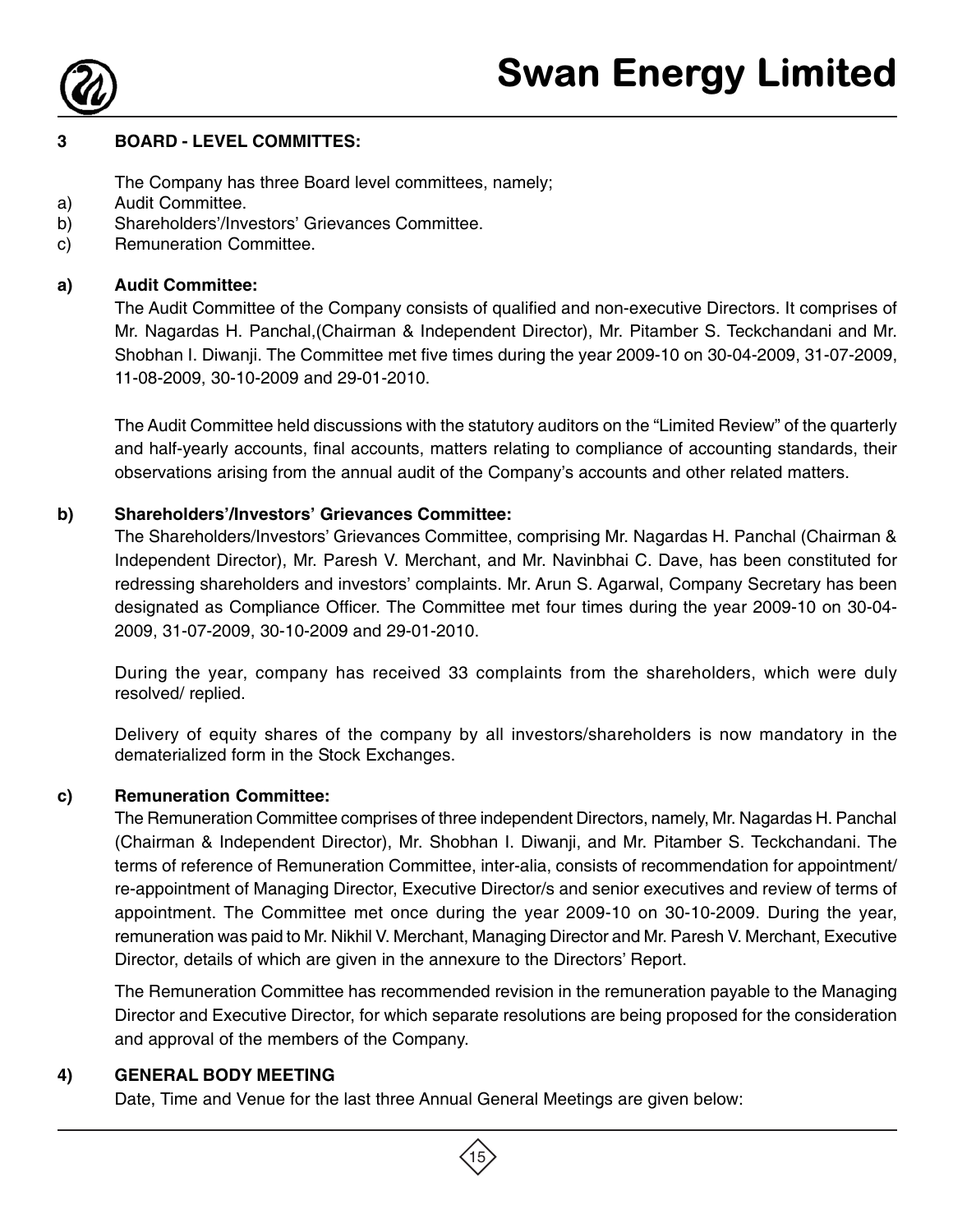## 3 BOARD - LEVEL COMMITTES:

The Company has three Board level committees, namely;

a) Audit Committee.
b) Shareholders'/Investors' Grievances Committee.
c) Remuneration Committee.

### a) Audit Committee:

The Audit Committee of the Company consists of qualified and non-executive Directors. It comprises of Mr. Nagardas H. Panchal,(Chairman & Independent Director), Mr. Pitamber S. Teckchandani and Mr. Shobhan I. Diwanji. The Committee met five times during the year 2009-10 on 30-04-2009, 31-07-2009, 11-08-2009, 30-10-2009 and 29-01-2010.

The Audit Committee held discussions with the statutory auditors on the "Limited Review" of the quarterly and half-yearly accounts, final accounts, matters relating to compliance of accounting standards, their observations arising from the annual audit of the Company's accounts and other related matters.

### b) Shareholders'/Investors' Grievances Committee:

The Shareholders/Investors' Grievances Committee, comprising Mr. Nagardas H. Panchal (Chairman & Independent Director), Mr. Paresh V. Merchant, and Mr. Navinbhai C. Dave, has been constituted for redressing shareholders and investors' complaints. Mr. Arun S. Agarwal, Company Secretary has been designated as Compliance Officer. The Committee met four times during the year 2009-10 on 30-04-2009, 31-07-2009, 30-10-2009 and 29-01-2010.

During the year, company has received 33 complaints from the shareholders, which were duly resolved/ replied.

Delivery of equity shares of the company by all investors/shareholders is now mandatory in the dematerialized form in the Stock Exchanges.

### c) Remuneration Committee:

The Remuneration Committee comprises of three independent Directors, namely, Mr. Nagardas H. Panchal (Chairman & Independent Director), Mr. Shobhan I. Diwanji, and Mr. Pitamber S. Teckchandani. The terms of reference of Remuneration Committee, inter-alia, consists of recommendation for appointment/ re-appointment of Managing Director, Executive Director/s and senior executives and review of terms of appointment. The Committee met once during the year 2009-10 on 30-10-2009. During the year, remuneration was paid to Mr. Nikhil V. Merchant, Managing Director and Mr. Paresh V. Merchant, Executive Director, details of which are given in the annexure to the Directors' Report.

The Remuneration Committee has recommended revision in the remuneration payable to the Managing Director and Executive Director, for which separate resolutions are being proposed for the consideration and approval of the members of the Company.

## 4) GENERAL BODY MEETING

Date, Time and Venue for the last three Annual General Meetings are given below: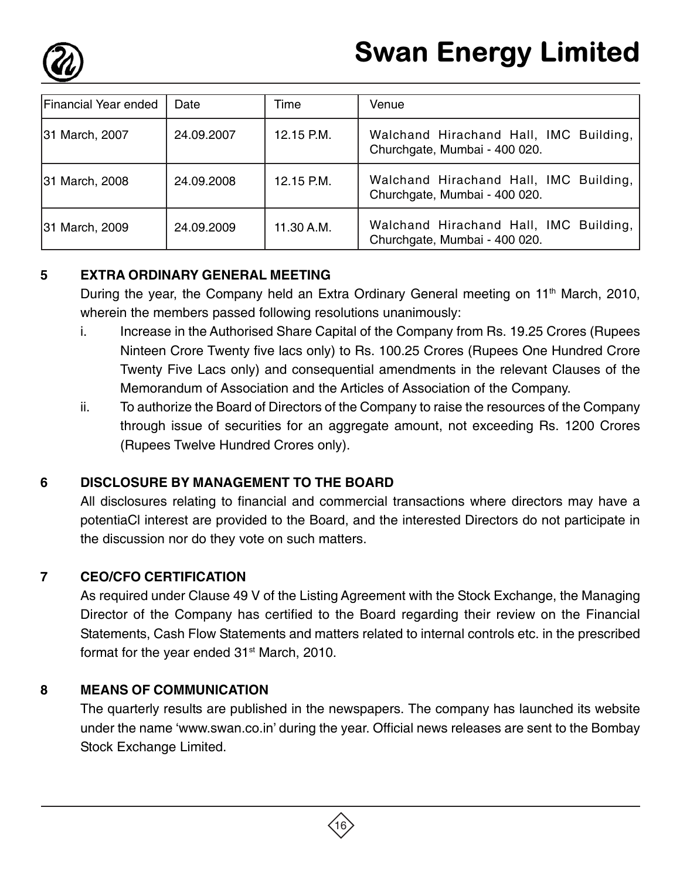| Financial Year ended | Date | Time | Venue |
|---|---|---|---|
| 31 March, 2007 | 24.09.2007 | 12.15 P.M. | Walchand Hirachand Hall, IMC Building, Churchgate, Mumbai - 400 020. |
| 31 March, 2008 | 24.09.2008 | 12.15 P.M. | Walchand Hirachand Hall, IMC Building, Churchgate, Mumbai - 400 020. |
| 31 March, 2009 | 24.09.2009 | 11.30 A.M. | Walchand Hirachand Hall, IMC Building, Churchgate, Mumbai - 400 020. |

## 5 EXTRA ORDINARY GENERAL MEETING

During the year, the Company held an Extra Ordinary General meeting on 11th March, 2010, wherein the members passed following resolutions unanimously:

i. Increase in the Authorised Share Capital of the Company from Rs. 19.25 Crores (Rupees Ninteen Crore Twenty five lacs only) to Rs. 100.25 Crores (Rupees One Hundred Crore Twenty Five Lacs only) and consequential amendments in the relevant Clauses of the Memorandum of Association and the Articles of Association of the Company.

ii. To authorize the Board of Directors of the Company to raise the resources of the Company through issue of securities for an aggregate amount, not exceeding Rs. 1200 Crores (Rupees Twelve Hundred Crores only).

## 6 DISCLOSURE BY MANAGEMENT TO THE BOARD

All disclosures relating to financial and commercial transactions where directors may have a potentiaCl interest are provided to the Board, and the interested Directors do not participate in the discussion nor do they vote on such matters.

## 7 CEO/CFO CERTIFICATION

As required under Clause 49 V of the Listing Agreement with the Stock Exchange, the Managing Director of the Company has certified to the Board regarding their review on the Financial Statements, Cash Flow Statements and matters related to internal controls etc. in the prescribed format for the year ended 31st March, 2010.

## 8 MEANS OF COMMUNICATION

The quarterly results are published in the newspapers. The company has launched its website under the name 'www.swan.co.in' during the year. Official news releases are sent to the Bombay Stock Exchange Limited.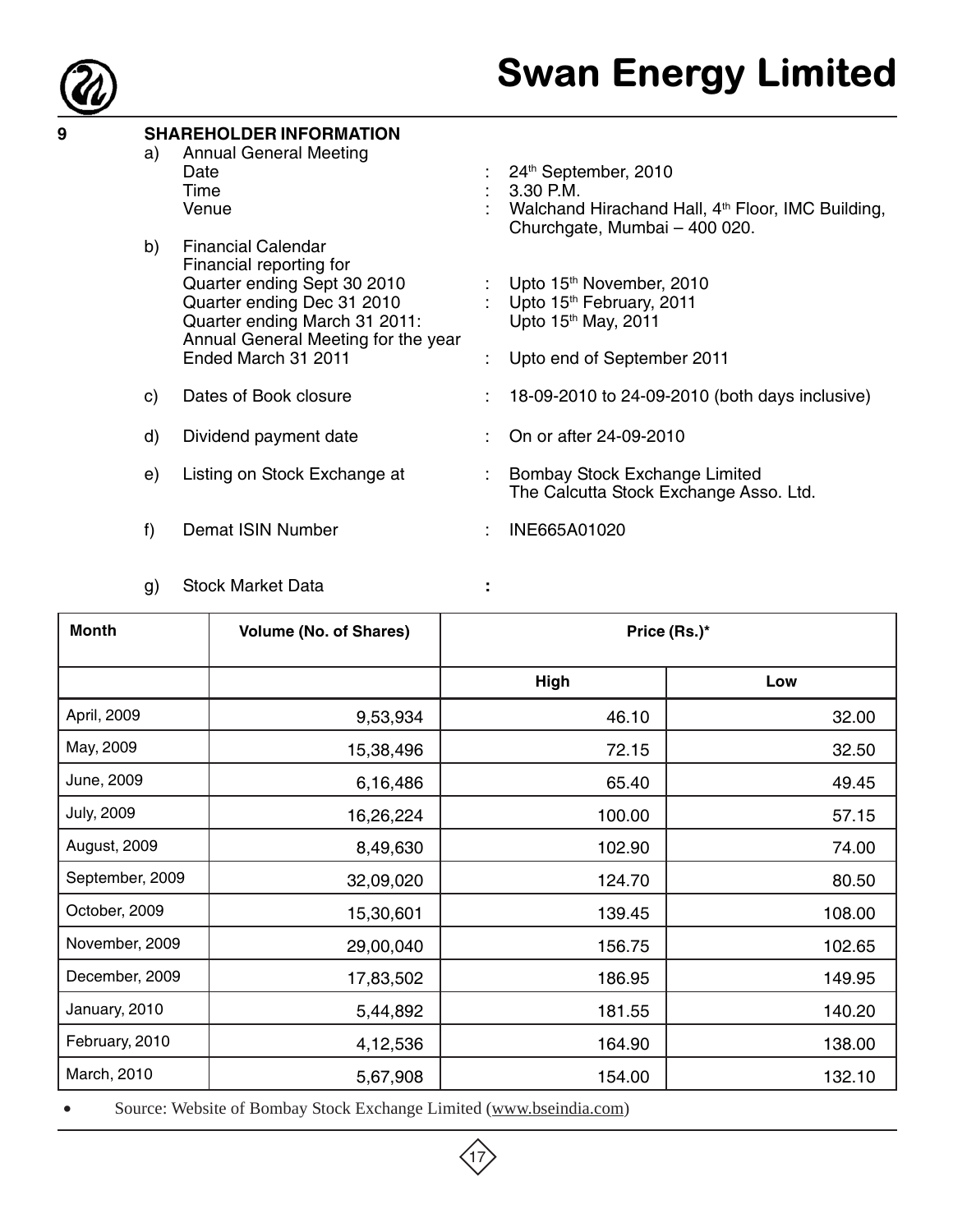## 9 SHAREHOLDER INFORMATION

a) Annual General Meeting

| | | |
|---|---|---|
| Date | : | 24th September, 2010 |
| Time | : | 3.30 P.M. |
| Venue | : | Walchand Hirachand Hall, 4th Floor, IMC Building, Churchgate, Mumbai – 400 020. |

b) Financial Calendar

Financial reporting for

| | | |
|---|---|---|
| Quarter ending Sept 30 2010 | : | Upto 15th November, 2010 |
| Quarter ending Dec 31 2010 | : | Upto 15th February, 2011 |
| Quarter ending March 31 2011: | | Upto 15th May, 2011 |
| Annual General Meeting for the year Ended March 31 2011 | : | Upto end of September 2011 |

c) Dates of Book closure : 18-09-2010 to 24-09-2010 (both days inclusive)

d) Dividend payment date : On or after 24-09-2010

e) Listing on Stock Exchange at : Bombay Stock Exchange Limited
The Calcutta Stock Exchange Asso. Ltd.

f) Demat ISIN Number : INE665A01020

g) Stock Market Data :

| Month | Volume (No. of Shares) | Price (Rs.)* | |
|---|---|---|---|
| | | High | Low |
| April, 2009 | 9,53,934 | 46.10 | 32.00 |
| May, 2009 | 15,38,496 | 72.15 | 32.50 |
| June, 2009 | 6,16,486 | 65.40 | 49.45 |
| July, 2009 | 16,26,224 | 100.00 | 57.15 |
| August, 2009 | 8,49,630 | 102.90 | 74.00 |
| September, 2009 | 32,09,020 | 124.70 | 80.50 |
| October, 2009 | 15,30,601 | 139.45 | 108.00 |
| November, 2009 | 29,00,040 | 156.75 | 102.65 |
| December, 2009 | 17,83,502 | 186.95 | 149.95 |
| January, 2010 | 5,44,892 | 181.55 | 140.20 |
| February, 2010 | 4,12,536 | 164.90 | 138.00 |
| March, 2010 | 5,67,908 | 154.00 | 132.10 |

- Source: Website of Bombay Stock Exchange Limited (www.bseindia.com)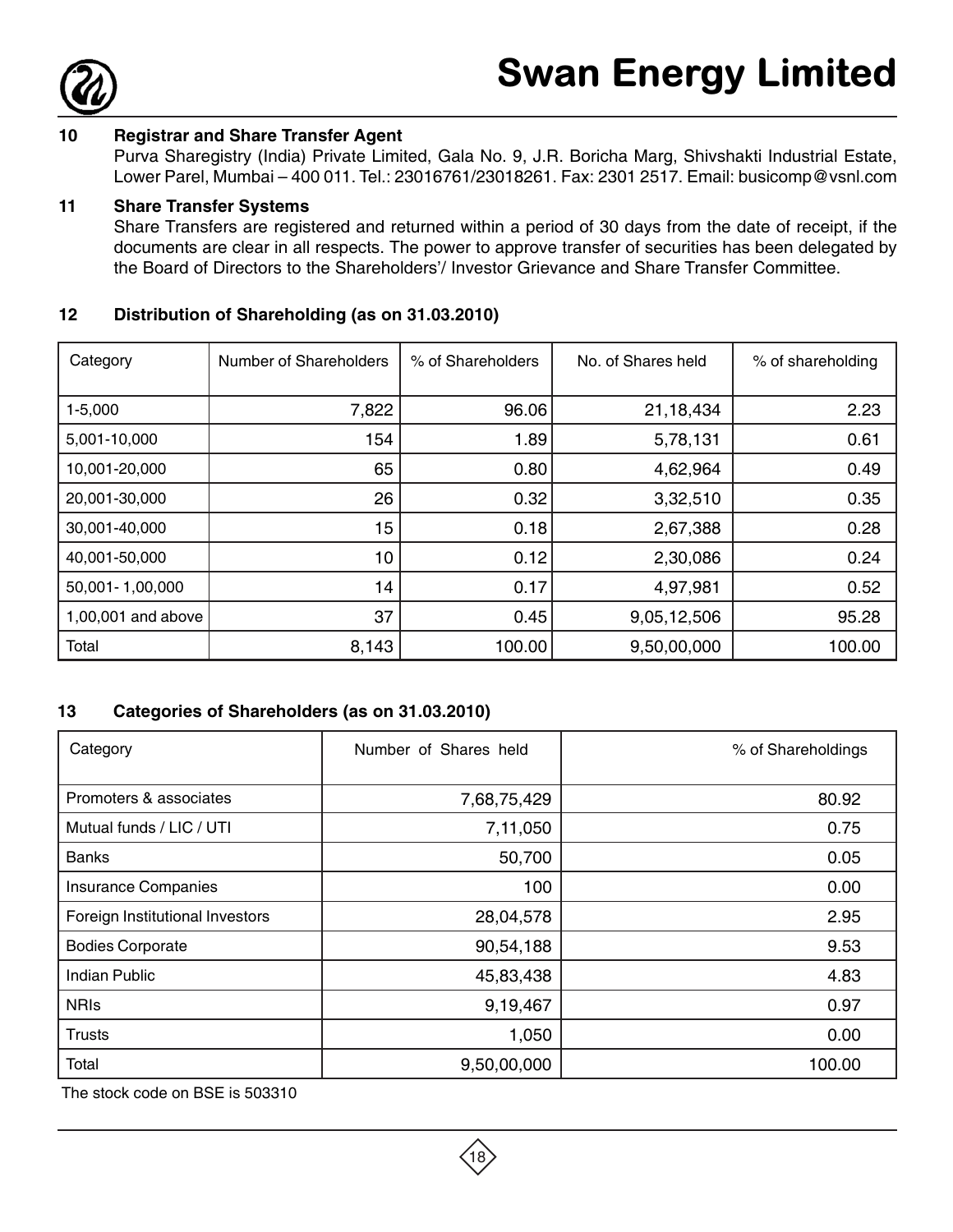### 10 Registrar and Share Transfer Agent

Purva Sharegistry (India) Private Limited, Gala No. 9, J.R. Boricha Marg, Shivshakti Industrial Estate, Lower Parel, Mumbai – 400 011. Tel.: 23016761/23018261. Fax: 2301 2517. Email: busicomp@vsnl.com

### 11 Share Transfer Systems

Share Transfers are registered and returned within a period of 30 days from the date of receipt, if the documents are clear in all respects. The power to approve transfer of securities has been delegated by the Board of Directors to the Shareholders'/ Investor Grievance and Share Transfer Committee.

### 12 Distribution of Shareholding (as on 31.03.2010)

| Category | Number of Shareholders | % of Shareholders | No. of Shares held | % of shareholding |
|---|---|---|---|---|
| 1-5,000 | 7,822 | 96.06 | 21,18,434 | 2.23 |
| 5,001-10,000 | 154 | 1.89 | 5,78,131 | 0.61 |
| 10,001-20,000 | 65 | 0.80 | 4,62,964 | 0.49 |
| 20,001-30,000 | 26 | 0.32 | 3,32,510 | 0.35 |
| 30,001-40,000 | 15 | 0.18 | 2,67,388 | 0.28 |
| 40,001-50,000 | 10 | 0.12 | 2,30,086 | 0.24 |
| 50,001- 1,00,000 | 14 | 0.17 | 4,97,981 | 0.52 |
| 1,00,001 and above | 37 | 0.45 | 9,05,12,506 | 95.28 |
| Total | 8,143 | 100.00 | 9,50,00,000 | 100.00 |

### 13 Categories of Shareholders (as on 31.03.2010)

| Category | Number of Shares held | % of Shareholdings |
|---|---|---|
| Promoters & associates | 7,68,75,429 | 80.92 |
| Mutual funds / LIC / UTI | 7,11,050 | 0.75 |
| Banks | 50,700 | 0.05 |
| Insurance Companies | 100 | 0.00 |
| Foreign Institutional Investors | 28,04,578 | 2.95 |
| Bodies Corporate | 90,54,188 | 9.53 |
| Indian Public | 45,83,438 | 4.83 |
| NRIs | 9,19,467 | 0.97 |
| Trusts | 1,050 | 0.00 |
| Total | 9,50,00,000 | 100.00 |

The stock code on BSE is 503310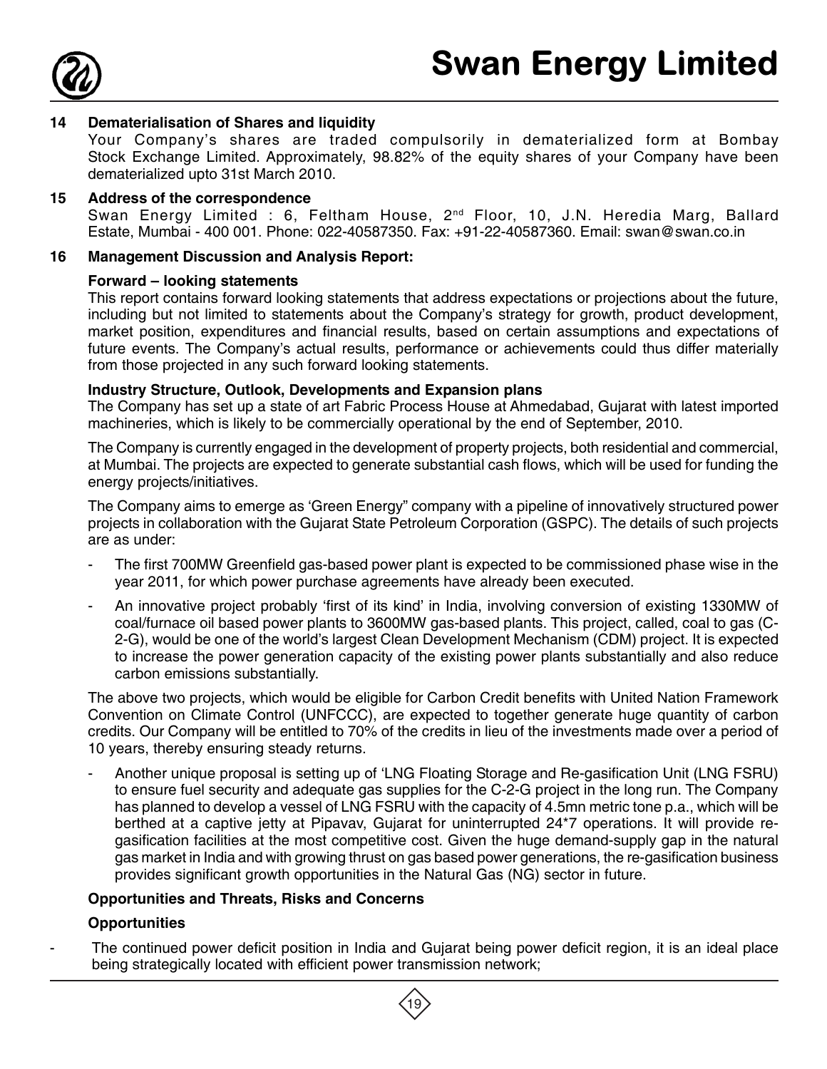## 14 Dematerialisation of Shares and liquidity

Your Company's shares are traded compulsorily in dematerialized form at Bombay Stock Exchange Limited. Approximately, 98.82% of the equity shares of your Company have been dematerialized upto 31st March 2010.

## 15 Address of the correspondence

Swan Energy Limited : 6, Feltham House, 2nd Floor, 10, J.N. Heredia Marg, Ballard Estate, Mumbai - 400 001. Phone: 022-40587350. Fax: +91-22-40587360. Email: swan@swan.co.in

## 16 Management Discussion and Analysis Report:

### Forward – looking statements

This report contains forward looking statements that address expectations or projections about the future, including but not limited to statements about the Company's strategy for growth, product development, market position, expenditures and financial results, based on certain assumptions and expectations of future events. The Company's actual results, performance or achievements could thus differ materially from those projected in any such forward looking statements.

### Industry Structure, Outlook, Developments and Expansion plans

The Company has set up a state of art Fabric Process House at Ahmedabad, Gujarat with latest imported machineries, which is likely to be commercially operational by the end of September, 2010.

The Company is currently engaged in the development of property projects, both residential and commercial, at Mumbai. The projects are expected to generate substantial cash flows, which will be used for funding the energy projects/initiatives.

The Company aims to emerge as 'Green Energy" company with a pipeline of innovatively structured power projects in collaboration with the Gujarat State Petroleum Corporation (GSPC). The details of such projects are as under:

- The first 700MW Greenfield gas-based power plant is expected to be commissioned phase wise in the year 2011, for which power purchase agreements have already been executed.
- An innovative project probably 'first of its kind' in India, involving conversion of existing 1330MW of coal/furnace oil based power plants to 3600MW gas-based plants. This project, called, coal to gas (C-2-G), would be one of the world's largest Clean Development Mechanism (CDM) project. It is expected to increase the power generation capacity of the existing power plants substantially and also reduce carbon emissions substantially.

The above two projects, which would be eligible for Carbon Credit benefits with United Nation Framework Convention on Climate Control (UNFCCC), are expected to together generate huge quantity of carbon credits. Our Company will be entitled to 70% of the credits in lieu of the investments made over a period of 10 years, thereby ensuring steady returns.

- Another unique proposal is setting up of 'LNG Floating Storage and Re-gasification Unit (LNG FSRU) to ensure fuel security and adequate gas supplies for the C-2-G project in the long run. The Company has planned to develop a vessel of LNG FSRU with the capacity of 4.5mn metric tone p.a., which will be berthed at a captive jetty at Pipavav, Gujarat for uninterrupted 24*7 operations. It will provide re-gasification facilities at the most competitive cost. Given the huge demand-supply gap in the natural gas market in India and with growing thrust on gas based power generations, the re-gasification business provides significant growth opportunities in the Natural Gas (NG) sector in future.

### Opportunities and Threats, Risks and Concerns

#### Opportunities

- The continued power deficit position in India and Gujarat being power deficit region, it is an ideal place being strategically located with efficient power transmission network;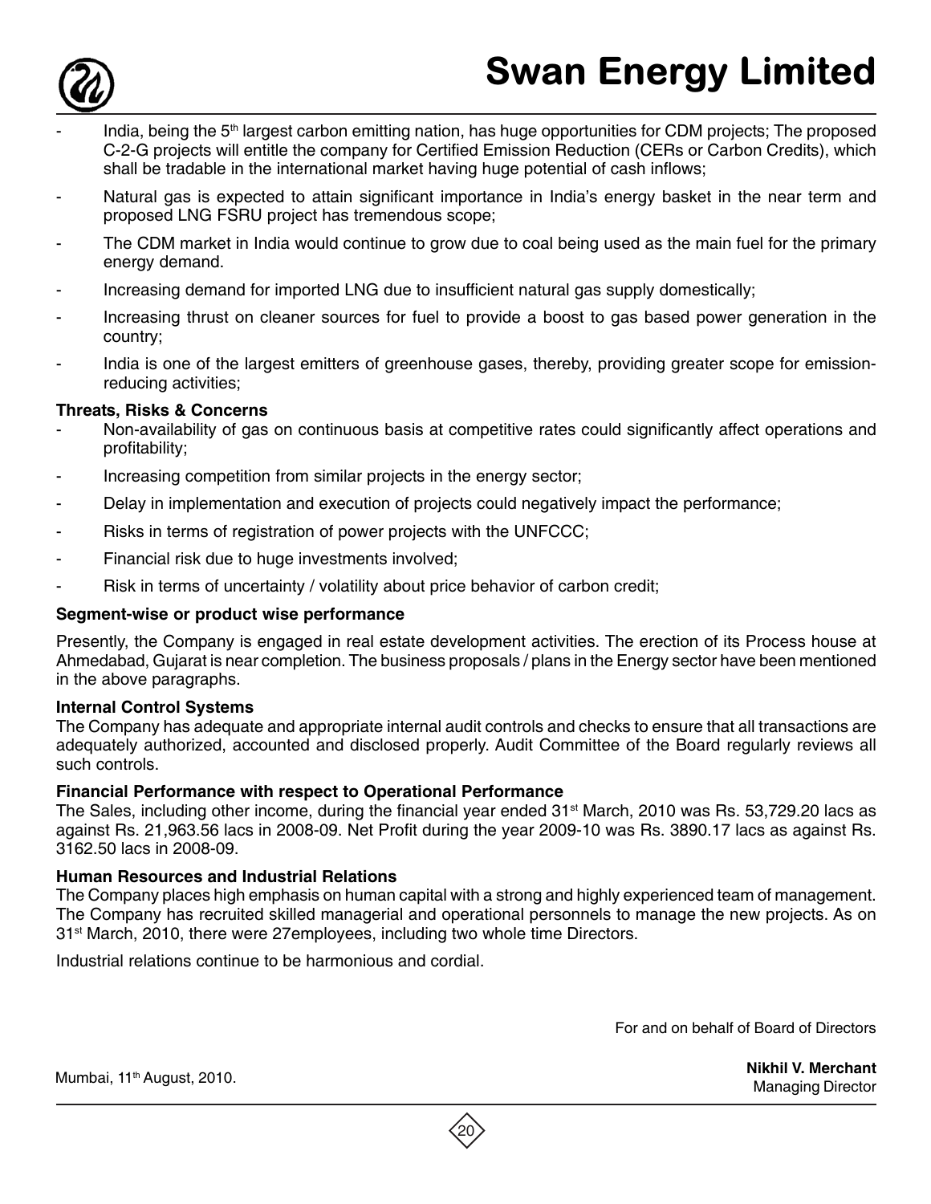- India, being the 5th largest carbon emitting nation, has huge opportunities for CDM projects; The proposed C-2-G projects will entitle the company for Certified Emission Reduction (CERs or Carbon Credits), which shall be tradable in the international market having huge potential of cash inflows;
- Natural gas is expected to attain significant importance in India's energy basket in the near term and proposed LNG FSRU project has tremendous scope;
- The CDM market in India would continue to grow due to coal being used as the main fuel for the primary energy demand.
- Increasing demand for imported LNG due to insufficient natural gas supply domestically;
- Increasing thrust on cleaner sources for fuel to provide a boost to gas based power generation in the country;
- India is one of the largest emitters of greenhouse gases, thereby, providing greater scope for emission-reducing activities;

**Threats, Risks & Concerns**

- Non-availability of gas on continuous basis at competitive rates could significantly affect operations and profitability;
- Increasing competition from similar projects in the energy sector;
- Delay in implementation and execution of projects could negatively impact the performance;
- Risks in terms of registration of power projects with the UNFCCC;
- Financial risk due to huge investments involved;
- Risk in terms of uncertainty / volatility about price behavior of carbon credit;

**Segment-wise or product wise performance**

Presently, the Company is engaged in real estate development activities. The erection of its Process house at Ahmedabad, Gujarat is near completion. The business proposals / plans in the Energy sector have been mentioned in the above paragraphs.

**Internal Control Systems**

The Company has adequate and appropriate internal audit controls and checks to ensure that all transactions are adequately authorized, accounted and disclosed properly. Audit Committee of the Board regularly reviews all such controls.

**Financial Performance with respect to Operational Performance**

The Sales, including other income, during the financial year ended 31st March, 2010 was Rs. 53,729.20 lacs as against Rs. 21,963.56 lacs in 2008-09. Net Profit during the year 2009-10 was Rs. 3890.17 lacs as against Rs. 3162.50 lacs in 2008-09.

**Human Resources and Industrial Relations**

The Company places high emphasis on human capital with a strong and highly experienced team of management. The Company has recruited skilled managerial and operational personnels to manage the new projects. As on 31st March, 2010, there were 27employees, including two whole time Directors.

Industrial relations continue to be harmonious and cordial.

For and on behalf of Board of Directors

Mumbai, 11th August, 2010.

**Nikhil V. Merchant**
Managing Director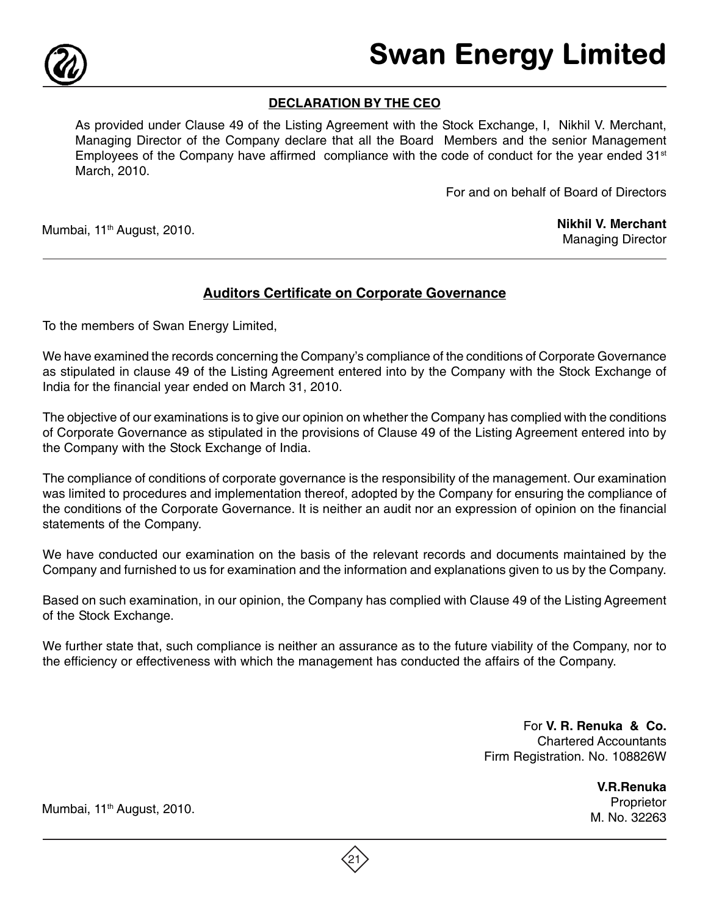## DECLARATION BY THE CEO

As provided under Clause 49 of the Listing Agreement with the Stock Exchange, I, Nikhil V. Merchant, Managing Director of the Company declare that all the Board Members and the senior Management Employees of the Company have affirmed compliance with the code of conduct for the year ended 31st March, 2010.

For and on behalf of Board of Directors

Mumbai, 11th August, 2010.

**Nikhil V. Merchant**
Managing Director

---

## Auditors Certificate on Corporate Governance

To the members of Swan Energy Limited,

We have examined the records concerning the Company's compliance of the conditions of Corporate Governance as stipulated in clause 49 of the Listing Agreement entered into by the Company with the Stock Exchange of India for the financial year ended on March 31, 2010.

The objective of our examinations is to give our opinion on whether the Company has complied with the conditions of Corporate Governance as stipulated in the provisions of Clause 49 of the Listing Agreement entered into by the Company with the Stock Exchange of India.

The compliance of conditions of corporate governance is the responsibility of the management. Our examination was limited to procedures and implementation thereof, adopted by the Company for ensuring the compliance of the conditions of the Corporate Governance. It is neither an audit nor an expression of opinion on the financial statements of the Company.

We have conducted our examination on the basis of the relevant records and documents maintained by the Company and furnished to us for examination and the information and explanations given to us by the Company.

Based on such examination, in our opinion, the Company has complied with Clause 49 of the Listing Agreement of the Stock Exchange.

We further state that, such compliance is neither an assurance as to the future viability of the Company, nor to the efficiency or effectiveness with which the management has conducted the affairs of the Company.

For **V. R. Renuka & Co.**
Chartered Accountants
Firm Registration. No. 108826W

**V.R.Renuka**
Proprietor
M. No. 32263

Mumbai, 11th August, 2010.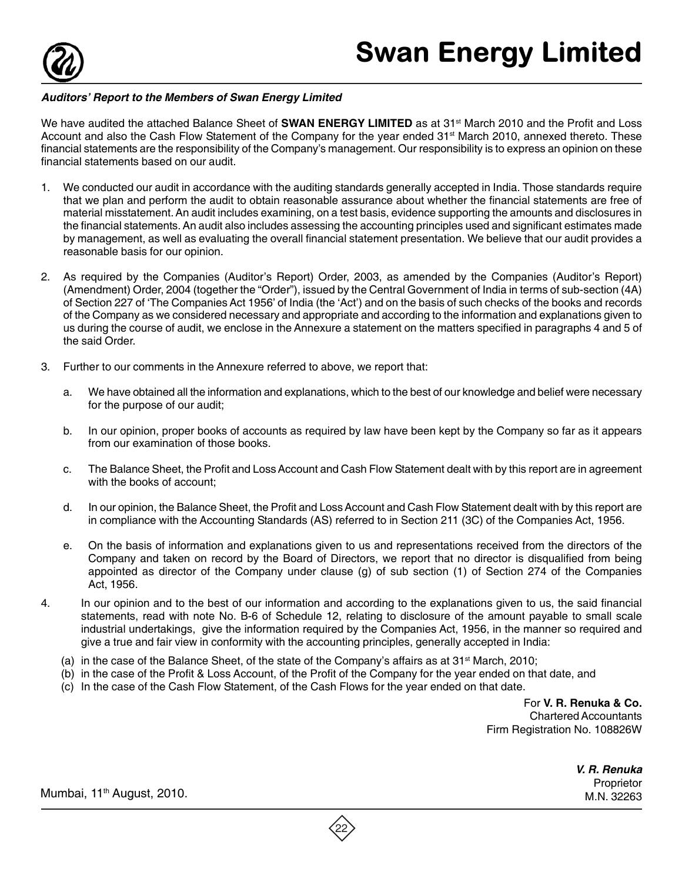***Auditors' Report to the Members of Swan Energy Limited***

We have audited the attached Balance Sheet of **SWAN ENERGY LIMITED** as at 31st March 2010 and the Profit and Loss Account and also the Cash Flow Statement of the Company for the year ended 31st March 2010, annexed thereto. These financial statements are the responsibility of the Company's management. Our responsibility is to express an opinion on these financial statements based on our audit.

1. We conducted our audit in accordance with the auditing standards generally accepted in India. Those standards require that we plan and perform the audit to obtain reasonable assurance about whether the financial statements are free of material misstatement. An audit includes examining, on a test basis, evidence supporting the amounts and disclosures in the financial statements. An audit also includes assessing the accounting principles used and significant estimates made by management, as well as evaluating the overall financial statement presentation. We believe that our audit provides a reasonable basis for our opinion.

2. As required by the Companies (Auditor's Report) Order, 2003, as amended by the Companies (Auditor's Report) (Amendment) Order, 2004 (together the "Order"), issued by the Central Government of India in terms of sub-section (4A) of Section 227 of 'The Companies Act 1956' of India (the 'Act') and on the basis of such checks of the books and records of the Company as we considered necessary and appropriate and according to the information and explanations given to us during the course of audit, we enclose in the Annexure a statement on the matters specified in paragraphs 4 and 5 of the said Order.

3. Further to our comments in the Annexure referred to above, we report that:

   a. We have obtained all the information and explanations, which to the best of our knowledge and belief were necessary for the purpose of our audit;

   b. In our opinion, proper books of accounts as required by law have been kept by the Company so far as it appears from our examination of those books.

   c. The Balance Sheet, the Profit and Loss Account and Cash Flow Statement dealt with by this report are in agreement with the books of account;

   d. In our opinion, the Balance Sheet, the Profit and Loss Account and Cash Flow Statement dealt with by this report are in compliance with the Accounting Standards (AS) referred to in Section 211 (3C) of the Companies Act, 1956.

   e. On the basis of information and explanations given to us and representations received from the directors of the Company and taken on record by the Board of Directors, we report that no director is disqualified from being appointed as director of the Company under clause (g) of sub section (1) of Section 274 of the Companies Act, 1956.

4. In our opinion and to the best of our information and according to the explanations given to us, the said financial statements, read with note No. B-6 of Schedule 12, relating to disclosure of the amount payable to small scale industrial undertakings, give the information required by the Companies Act, 1956, in the manner so required and give a true and fair view in conformity with the accounting principles, generally accepted in India:

   (a) in the case of the Balance Sheet, of the state of the Company's affairs as at 31st March, 2010;

   (b) in the case of the Profit & Loss Account, of the Profit of the Company for the year ended on that date, and

   (c) In the case of the Cash Flow Statement, of the Cash Flows for the year ended on that date.

For **V. R. Renuka & Co.**
Chartered Accountants
Firm Registration No. 108826W

***V. R. Renuka***
Proprietor
M.N. 32263

Mumbai, 11th August, 2010.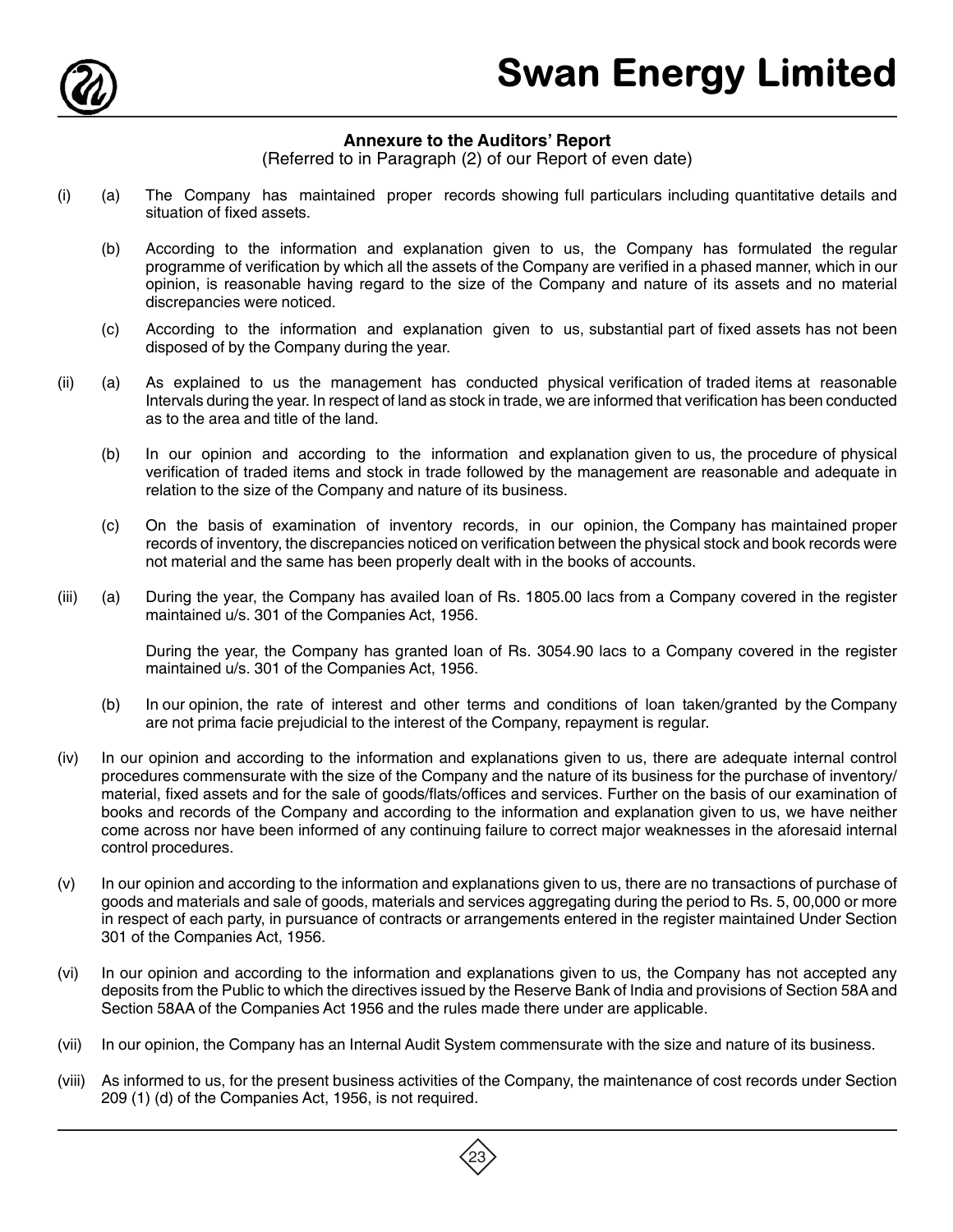## Annexure to the Auditors' Report

(Referred to in Paragraph (2) of our Report of even date)

(i) (a) The Company has maintained proper records showing full particulars including quantitative details and situation of fixed assets.

(b) According to the information and explanation given to us, the Company has formulated the regular programme of verification by which all the assets of the Company are verified in a phased manner, which in our opinion, is reasonable having regard to the size of the Company and nature of its assets and no material discrepancies were noticed.

(c) According to the information and explanation given to us, substantial part of fixed assets has not been disposed of by the Company during the year.

(ii) (a) As explained to us the management has conducted physical verification of traded items at reasonable Intervals during the year. In respect of land as stock in trade, we are informed that verification has been conducted as to the area and title of the land.

(b) In our opinion and according to the information and explanation given to us, the procedure of physical verification of traded items and stock in trade followed by the management are reasonable and adequate in relation to the size of the Company and nature of its business.

(c) On the basis of examination of inventory records, in our opinion, the Company has maintained proper records of inventory, the discrepancies noticed on verification between the physical stock and book records were not material and the same has been properly dealt with in the books of accounts.

(iii) (a) During the year, the Company has availed loan of Rs. 1805.00 lacs from a Company covered in the register maintained u/s. 301 of the Companies Act, 1956.

During the year, the Company has granted loan of Rs. 3054.90 lacs to a Company covered in the register maintained u/s. 301 of the Companies Act, 1956.

(b) In our opinion, the rate of interest and other terms and conditions of loan taken/granted by the Company are not prima facie prejudicial to the interest of the Company, repayment is regular.

(iv) In our opinion and according to the information and explanations given to us, there are adequate internal control procedures commensurate with the size of the Company and the nature of its business for the purchase of inventory/ material, fixed assets and for the sale of goods/flats/offices and services. Further on the basis of our examination of books and records of the Company and according to the information and explanation given to us, we have neither come across nor have been informed of any continuing failure to correct major weaknesses in the aforesaid internal control procedures.

(v) In our opinion and according to the information and explanations given to us, there are no transactions of purchase of goods and materials and sale of goods, materials and services aggregating during the period to Rs. 5, 00,000 or more in respect of each party, in pursuance of contracts or arrangements entered in the register maintained Under Section 301 of the Companies Act, 1956.

(vi) In our opinion and according to the information and explanations given to us, the Company has not accepted any deposits from the Public to which the directives issued by the Reserve Bank of India and provisions of Section 58A and Section 58AA of the Companies Act 1956 and the rules made there under are applicable.

(vii) In our opinion, the Company has an Internal Audit System commensurate with the size and nature of its business.

(viii) As informed to us, for the present business activities of the Company, the maintenance of cost records under Section 209 (1) (d) of the Companies Act, 1956, is not required.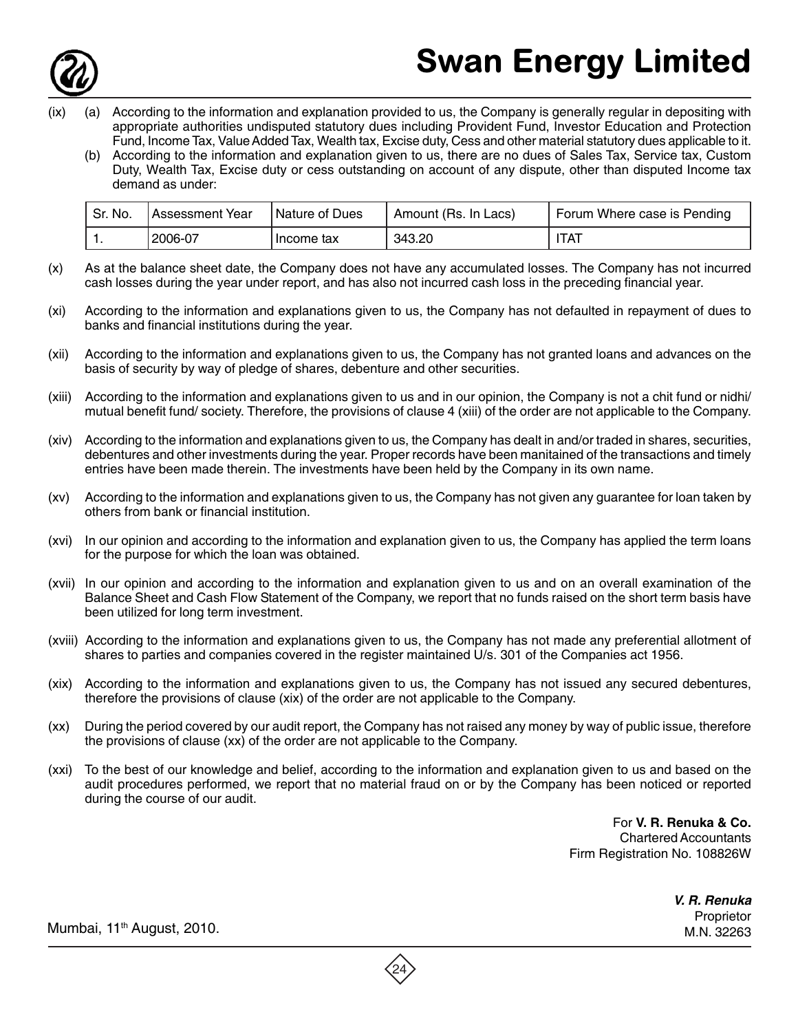(ix) (a) According to the information and explanation provided to us, the Company is generally regular in depositing with appropriate authorities undisputed statutory dues including Provident Fund, Investor Education and Protection Fund, Income Tax, Value Added Tax, Wealth tax, Excise duty, Cess and other material statutory dues applicable to it.

(b) According to the information and explanation given to us, there are no dues of Sales Tax, Service tax, Custom Duty, Wealth Tax, Excise duty or cess outstanding on account of any dispute, other than disputed Income tax demand as under:

| Sr. No. | Assessment Year | Nature of Dues | Amount (Rs. In Lacs) | Forum Where case is Pending |
|---|---|---|---|---|
| 1. | 2006-07 | Income tax | 343.20 | ITAT |

(x) As at the balance sheet date, the Company does not have any accumulated losses. The Company has not incurred cash losses during the year under report, and has also not incurred cash loss in the preceding financial year.

(xi) According to the information and explanations given to us, the Company has not defaulted in repayment of dues to banks and financial institutions during the year.

(xii) According to the information and explanations given to us, the Company has not granted loans and advances on the basis of security by way of pledge of shares, debenture and other securities.

(xiii) According to the information and explanations given to us and in our opinion, the Company is not a chit fund or nidhi/ mutual benefit fund/ society. Therefore, the provisions of clause 4 (xiii) of the order are not applicable to the Company.

(xiv) According to the information and explanations given to us, the Company has dealt in and/or traded in shares, securities, debentures and other investments during the year. Proper records have been manitained of the transactions and timely entries have been made therein. The investments have been held by the Company in its own name.

(xv) According to the information and explanations given to us, the Company has not given any guarantee for loan taken by others from bank or financial institution.

(xvi) In our opinion and according to the information and explanation given to us, the Company has applied the term loans for the purpose for which the loan was obtained.

(xvii) In our opinion and according to the information and explanation given to us and on an overall examination of the Balance Sheet and Cash Flow Statement of the Company, we report that no funds raised on the short term basis have been utilized for long term investment.

(xviii) According to the information and explanations given to us, the Company has not made any preferential allotment of shares to parties and companies covered in the register maintained U/s. 301 of the Companies act 1956.

(xix) According to the information and explanations given to us, the Company has not issued any secured debentures, therefore the provisions of clause (xix) of the order are not applicable to the Company.

(xx) During the period covered by our audit report, the Company has not raised any money by way of public issue, therefore the provisions of clause (xx) of the order are not applicable to the Company.

(xxi) To the best of our knowledge and belief, according to the information and explanation given to us and based on the audit procedures performed, we report that no material fraud on or by the Company has been noticed or reported during the course of our audit.

For **V. R. Renuka & Co.**
Chartered Accountants
Firm Registration No. 108826W

***V. R. Renuka***
Proprietor
M.N. 32263

Mumbai, 11th August, 2010.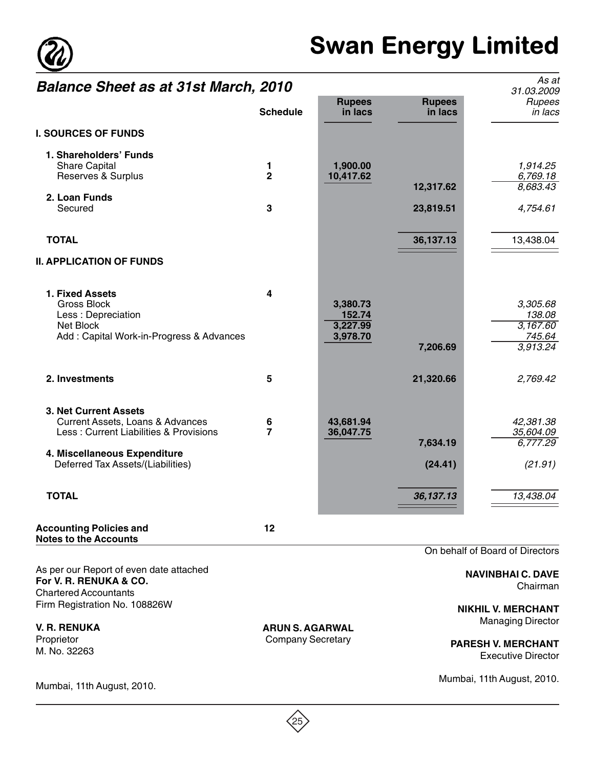# Swan Energy Limited

## Balance Sheet as at 31st March, 2010

| | Schedule | Rupees in lacs | Rupees in lacs | As at 31.03.2009 Rupees in lacs |
|---|---|---|---|---|
| **I. SOURCES OF FUNDS** | | | | |
| **1. Shareholders' Funds** | | | | |
| Share Capital | 1 | 1,900.00 | | 1,914.25 |
| Reserves & Surplus | 2 | 10,417.62 | | 6,769.18 |
| | | | 12,317.62 | 8,683.43 |
| **2. Loan Funds** | | | | |
| Secured | 3 | | 23,819.51 | 4,754.61 |
| **TOTAL** | | | 36,137.13 | 13,438.04 |
| **II. APPLICATION OF FUNDS** | | | | |
| **1. Fixed Assets** | 4 | | | |
| Gross Block | | 3,380.73 | | 3,305.68 |
| Less : Depreciation | | 152.74 | | 138.08 |
| Net Block | | 3,227.99 | | 3,167.60 |
| Add : Capital Work-in-Progress & Advances | | 3,978.70 | | 745.64 |
| | | | 7,206.69 | 3,913.24 |
| **2. Investments** | 5 | | 21,320.66 | 2,769.42 |
| **3. Net Current Assets** | | | | |
| Current Assets, Loans & Advances | 6 | 43,681.94 | | 42,381.38 |
| Less : Current Liabilities & Provisions | 7 | 36,047.75 | | 35,604.09 |
| | | | 7,634.19 | 6,777.29 |
| **4. Miscellaneous Expenditure** | | | | |
| Deferred Tax Assets/(Liabilities) | | | (24.41) | (21.91) |
| **TOTAL** | | | 36,137.13 | 13,438.04 |
| **Accounting Policies and Notes to the Accounts** | 12 | | | |

On behalf of Board of Directors

As per our Report of even date attached
**For V. R. RENUKA & CO.**
Chartered Accountants
Firm Registration No. 108826W

**V. R. RENUKA**
Proprietor
M. No. 32263

Mumbai, 11th August, 2010.

**ARUN S. AGARWAL**
Company Secretary

**NAVINBHAI C. DAVE**
Chairman

**NIKHIL V. MERCHANT**
Managing Director

**PARESH V. MERCHANT**
Executive Director

Mumbai, 11th August, 2010.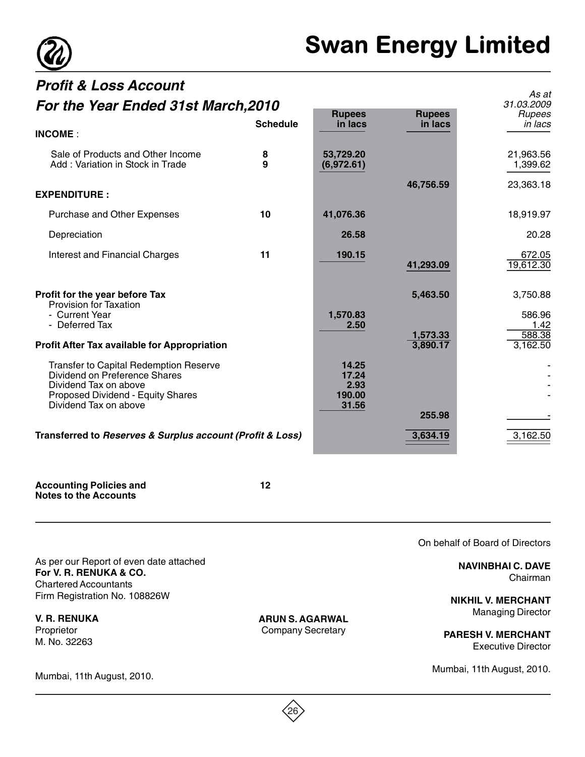# Swan Energy Limited

## *Profit & Loss Account*
## *For the Year Ended 31st March,2010*

| | Schedule | Rupees in lacs | Rupees in lacs | *As at 31.03.2009 Rupees in lacs* |
|---|---|---|---|---|
| **INCOME** : | | | | |
| Sale of Products and Other Income | **8** | **53,729.20** | | 21,963.56 |
| Add : Variation in Stock in Trade | **9** | **(6,972.61)** | | 1,399.62 |
| | | | **46,756.59** | 23,363.18 |
| **EXPENDITURE :** | | | | |
| Purchase and Other Expenses | **10** | **41,076.36** | | 18,919.97 |
| Depreciation | | **26.58** | | 20.28 |
| Interest and Financial Charges | **11** | **190.15** | | 672.05 |
| | | | **41,293.09** | 19,612.30 |
| **Profit for the year before Tax** | | | **5,463.50** | 3,750.88 |
| Provision for Taxation | | | | |
| - Current Year | | **1,570.83** | | 586.96 |
| - Deferred Tax | | **2.50** | | 1.42 |
| | | | **1,573.33** | 588.38 |
| **Profit After Tax available for Appropriation** | | | **3,890.17** | 3,162.50 |
| Transfer to Capital Redemption Reserve | | **14.25** | | - |
| Dividend on Preference Shares | | **17.24** | | - |
| Dividend Tax on above | | **2.93** | | - |
| Proposed Dividend - Equity Shares | | **190.00** | | - |
| Dividend Tax on above | | **31.56** | | |
| | | | **255.98** | - |
| **Transferred to *Reserves & Surplus account (Profit & Loss)*** | | | **3,634.19** | 3,162.50 |

**Accounting Policies and Notes to the Accounts** **12**

On behalf of Board of Directors

As per our Report of even date attached
**For V. R. RENUKA & CO.**
Chartered Accountants
Firm Registration No. 108826W

**V. R. RENUKA**
Proprietor
M. No. 32263

Mumbai, 11th August, 2010.

**ARUN S. AGARWAL**
Company Secretary

**NAVINBHAI C. DAVE**
Chairman

**NIKHIL V. MERCHANT**
Managing Director

**PARESH V. MERCHANT**
Executive Director

Mumbai, 11th August, 2010.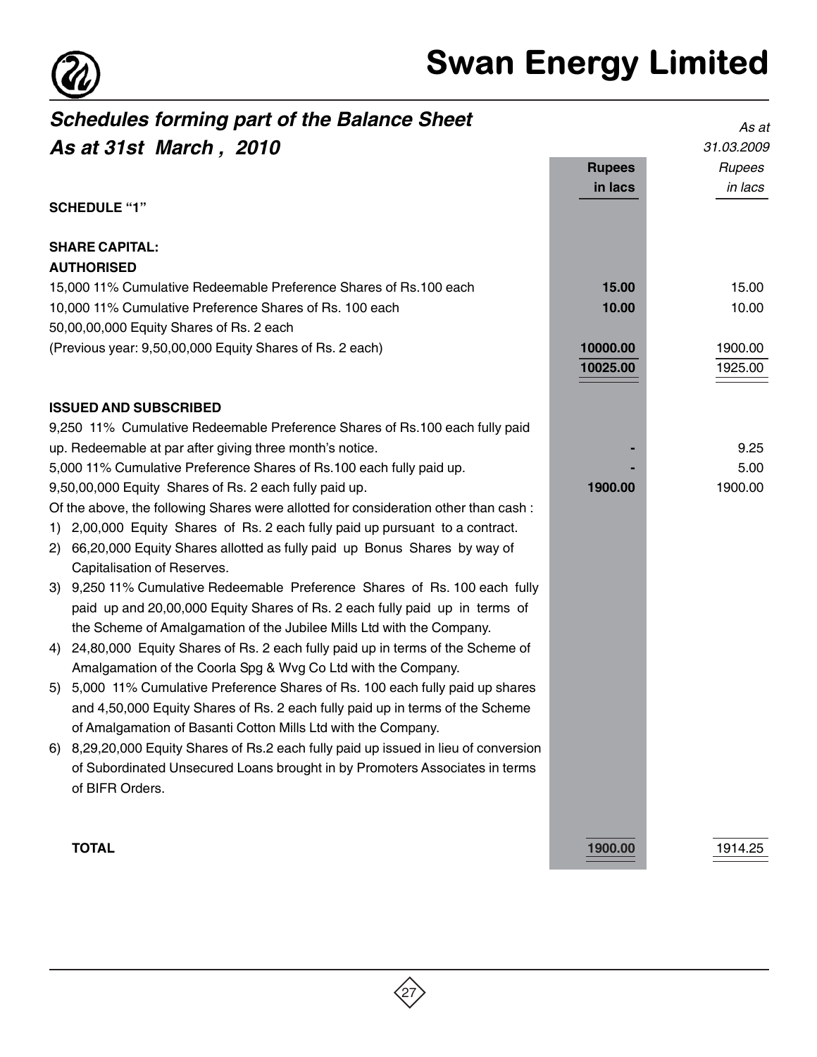## Schedules forming part of the Balance Sheet
## As at 31st March , 2010

| | Rupees in lacs | *As at 31.03.2009 Rupees in lacs* |
|---|---|---|
| **SCHEDULE "1"** | | |
| **SHARE CAPITAL:** | | |
| **AUTHORISED** | | |
| 15,000 11% Cumulative Redeemable Preference Shares of Rs.100 each | **15.00** | 15.00 |
| 10,000 11% Cumulative Preference Shares of Rs. 100 each | **10.00** | 10.00 |
| 50,00,00,000 Equity Shares of Rs. 2 each | | |
| (Previous year: 9,50,00,000 Equity Shares of Rs. 2 each) | **10000.00** | 1900.00 |
| | **10025.00** | 1925.00 |
| **ISSUED AND SUBSCRIBED** | | |
| 9,250 11% Cumulative Redeemable Preference Shares of Rs.100 each fully paid up. Redeemable at par after giving three month's notice. | - | 9.25 |
| 5,000 11% Cumulative Preference Shares of Rs.100 each fully paid up. | - | 5.00 |
| 9,50,00,000 Equity Shares of Rs. 2 each fully paid up. | **1900.00** | 1900.00 |
| Of the above, the following Shares were allotted for consideration other than cash : | | |
| 1) 2,00,000 Equity Shares of Rs. 2 each fully paid up pursuant to a contract. | | |
| 2) 66,20,000 Equity Shares allotted as fully paid up Bonus Shares by way of Capitalisation of Reserves. | | |
| 3) 9,250 11% Cumulative Redeemable Preference Shares of Rs. 100 each fully paid up and 20,00,000 Equity Shares of Rs. 2 each fully paid up in terms of the Scheme of Amalgamation of the Jubilee Mills Ltd with the Company. | | |
| 4) 24,80,000 Equity Shares of Rs. 2 each fully paid up in terms of the Scheme of Amalgamation of the Coorla Spg & Wvg Co Ltd with the Company. | | |
| 5) 5,000 11% Cumulative Preference Shares of Rs. 100 each fully paid up shares and 4,50,000 Equity Shares of Rs. 2 each fully paid up in terms of the Scheme of Amalgamation of Basanti Cotton Mills Ltd with the Company. | | |
| 6) 8,29,20,000 Equity Shares of Rs.2 each fully paid up issued in lieu of conversion of Subordinated Unsecured Loans brought in by Promoters Associates in terms of BIFR Orders. | | |
| **TOTAL** | **1900.00** | 1914.25 |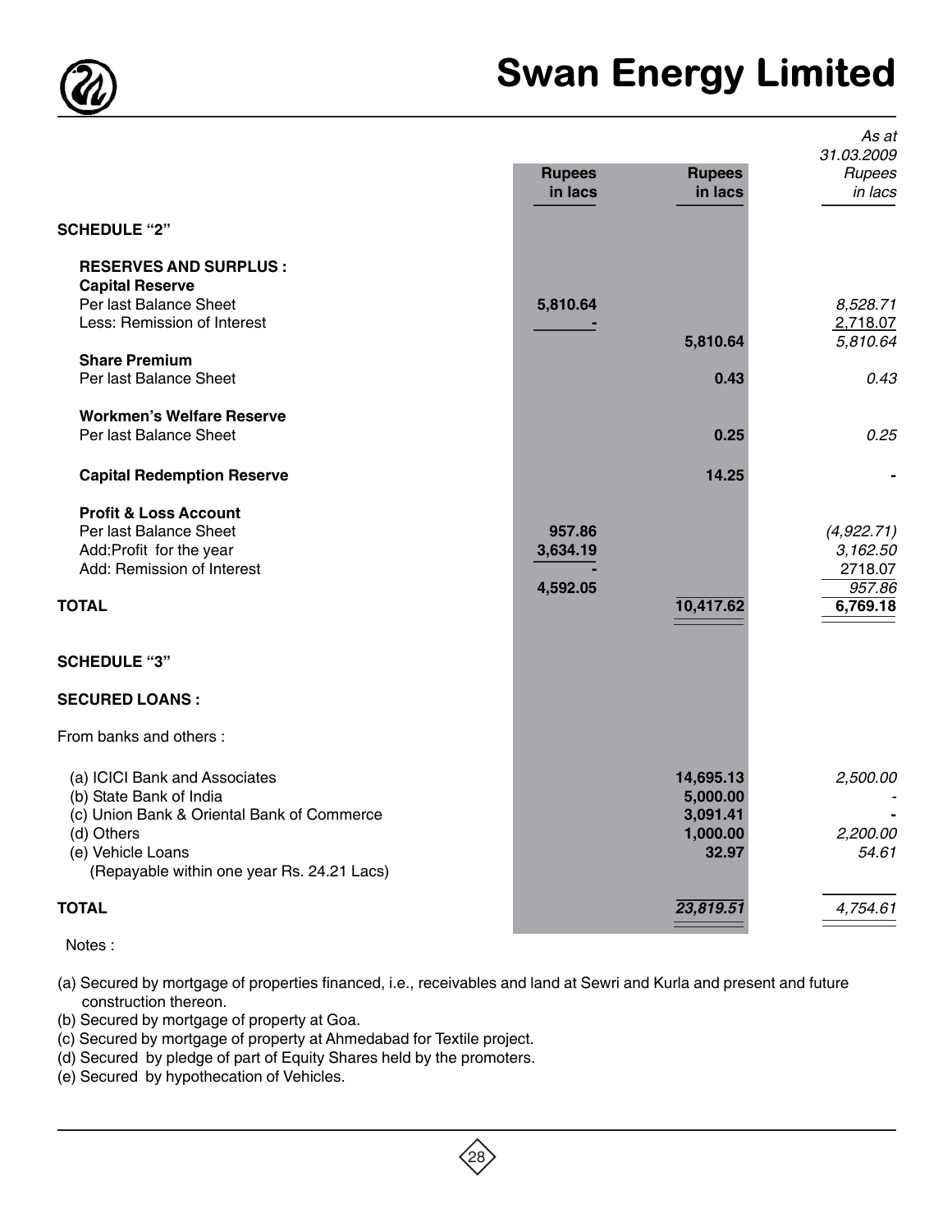# Swan Energy Limited

| | Rupees in lacs | Rupees in lacs | As at 31.03.2009 Rupees in lacs |
|---|---|---|---|
| **SCHEDULE "2"** | | | |
| **RESERVES AND SURPLUS :** | | | |
| **Capital Reserve** | | | |
| Per last Balance Sheet | 5,810.64 | | 8,528.71 |
| Less: Remission of Interest | - | | 2,718.07 |
| | | 5,810.64 | 5,810.64 |
| **Share Premium** | | | |
| Per last Balance Sheet | | 0.43 | 0.43 |
| **Workmen's Welfare Reserve** | | | |
| Per last Balance Sheet | | 0.25 | 0.25 |
| **Capital Redemption Reserve** | | 14.25 | - |
| **Profit & Loss Account** | | | |
| Per last Balance Sheet | 957.86 | | (4,922.71) |
| Add:Profit for the year | 3,634.19 | | 3,162.50 |
| Add: Remission of Interest | - | | 2718.07 |
| | 4,592.05 | | 957.86 |
| **TOTAL** | | 10,417.62 | 6,769.18 |

| | Rupees in lacs | Rupees in lacs | As at 31.03.2009 Rupees in lacs |
|---|---|---|---|
| **SCHEDULE "3"** | | | |
| **SECURED LOANS :** | | | |
| From banks and others : | | | |
| (a) ICICI Bank and Associates | | 14,695.13 | 2,500.00 |
| (b) State Bank of India | | 5,000.00 | - |
| (c) Union Bank & Oriental Bank of Commerce | | 3,091.41 | - |
| (d) Others | | 1,000.00 | 2,200.00 |
| (e) Vehicle Loans (Repayable within one year Rs. 24.21 Lacs) | | 32.97 | 54.61 |
| **TOTAL** | | 23,819.51 | 4,754.61 |

Notes :

(a) Secured by mortgage of properties financed, i.e., receivables and land at Sewri and Kurla and present and future construction thereon.

(b) Secured by mortgage of property at Goa.

(c) Secured by mortgage of property at Ahmedabad for Textile project.

(d) Secured by pledge of part of Equity Shares held by the promoters.

(e) Secured by hypothecation of Vehicles.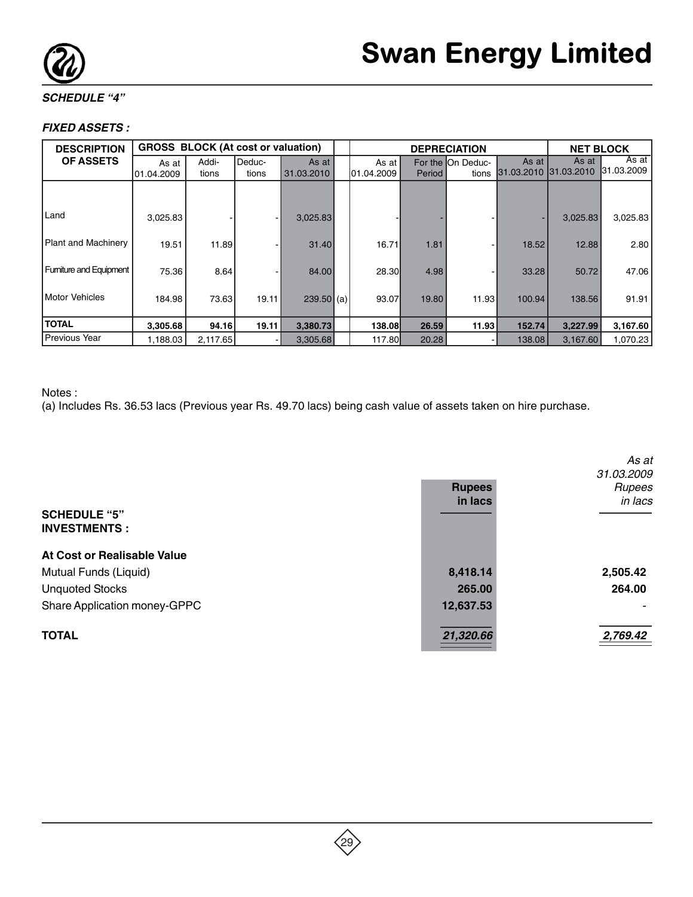***SCHEDULE "4"***

***FIXED ASSETS :***

| DESCRIPTION OF ASSETS | GROSS BLOCK (At cost or valuation) | | | | | DEPRECIATION | | | | NET BLOCK | |
|---|---|---|---|---|---|---|---|---|---|---|---|
| | As at 01.04.2009 | Additions | Deductions | As at 31.03.2010 | | As at 01.04.2009 | For the Period | On Deductions | As at 31.03.2010 | As at 31.03.2010 | As at 31.03.2009 |
| Land | 3,025.83 | - | - | 3,025.83 | | - | - | - | - | 3,025.83 | 3,025.83 |
| Plant and Machinery | 19.51 | 11.89 | - | 31.40 | | 16.71 | 1.81 | - | 18.52 | 12.88 | 2.80 |
| Furniture and Equipment | 75.36 | 8.64 | - | 84.00 | | 28.30 | 4.98 | - | 33.28 | 50.72 | 47.06 |
| Motor Vehicles | 184.98 | 73.63 | 19.11 | 239.50 | (a) | 93.07 | 19.80 | 11.93 | 100.94 | 138.56 | 91.91 |
| **TOTAL** | **3,305.68** | **94.16** | **19.11** | **3,380.73** | | **138.08** | **26.59** | **11.93** | **152.74** | **3,227.99** | **3,167.60** |
| Previous Year | 1,188.03 | 2,117.65 | - | 3,305.68 | | 117.80 | 20.28 | - | 138.08 | 3,167.60 | 1,070.23 |

Notes :

(a) Includes Rs. 36.53 lacs (Previous year Rs. 49.70 lacs) being cash value of assets taken on hire purchase.

| | Rupees in lacs | *As at 31.03.2009 Rupees in lacs* |
|---|---|---|
| **SCHEDULE "5"** | | |
| **INVESTMENTS :** | | |
| **At Cost or Realisable Value** | | |
| Mutual Funds (Liquid) | **8,418.14** | **2,505.42** |
| Unquoted Stocks | **265.00** | **264.00** |
| Share Application money-GPPC | **12,637.53** | - |
| **TOTAL** | ***21,320.66*** | ***2,769.42*** |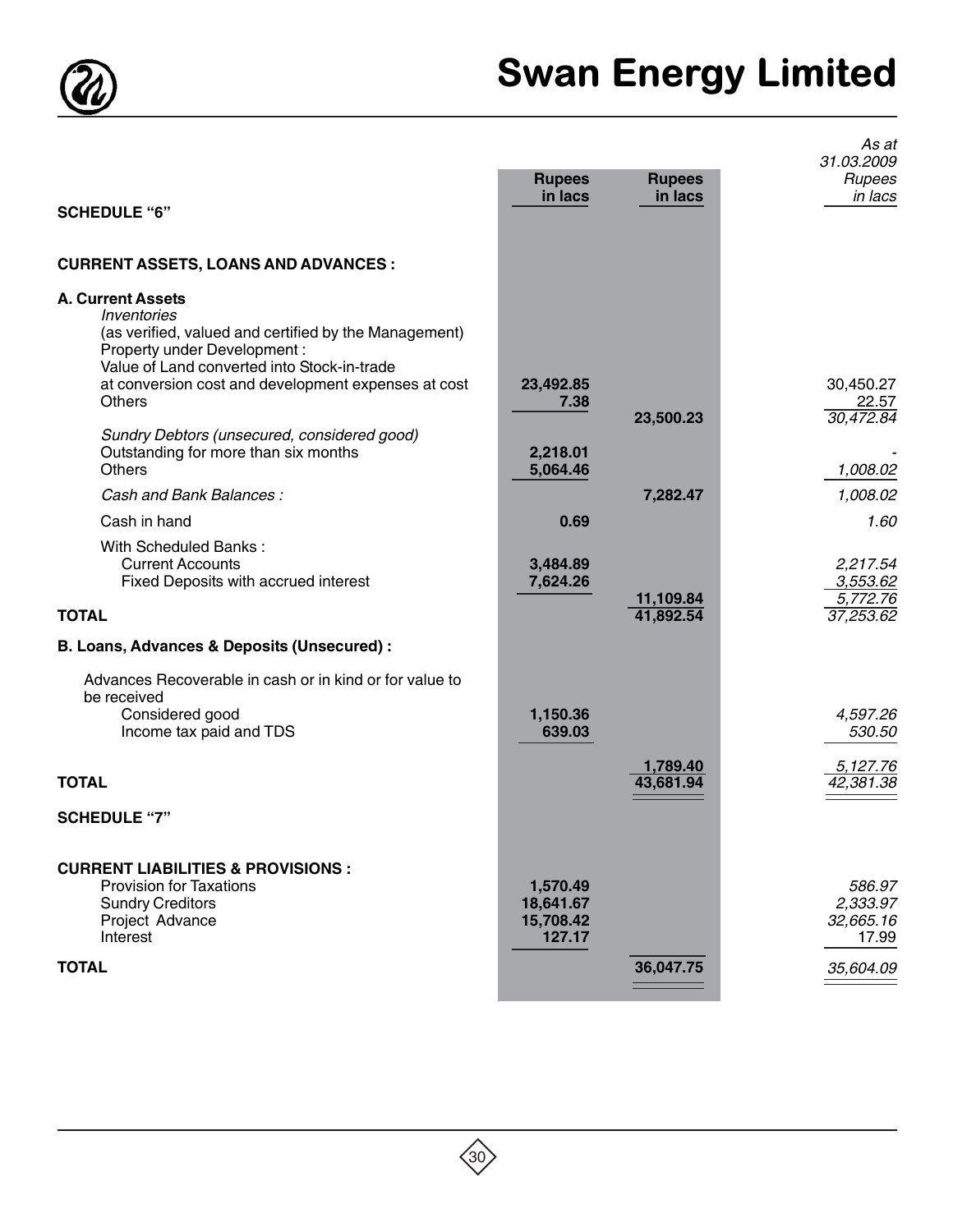| | Rupees in lacs | Rupees in lacs | As at 31.03.2009 Rupees in lacs |
|---|---|---|---|
| **SCHEDULE "6"** | | | |
| **CURRENT ASSETS, LOANS AND ADVANCES :** | | | |
| **A. Current Assets** | | | |
| *Inventories* | | | |
| (as verified, valued and certified by the Management) | | | |
| Property under Development : | | | |
| Value of Land converted into Stock-in-trade at conversion cost and development expenses at cost | 23,492.85 | | 30,450.27 |
| Others | 7.38 | | 22.57 |
| | | 23,500.23 | 30,472.84 |
| *Sundry Debtors (unsecured, considered good)* | | | |
| Outstanding for more than six months | 2,218.01 | | - |
| Others | 5,064.46 | | *1,008.02* |
| *Cash and Bank Balances :* | | 7,282.47 | *1,008.02* |
| Cash in hand | 0.69 | | *1.60* |
| With Scheduled Banks : | | | |
| Current Accounts | 3,484.89 | | *2,217.54* |
| Fixed Deposits with accrued interest | 7,624.26 | | *3,553.62* |
| | | 11,109.84 | *5,772.76* |
| **TOTAL** | | 41,892.54 | *37,253.62* |
| **B. Loans, Advances & Deposits (Unsecured) :** | | | |
| Advances Recoverable in cash or in kind or for value to be received | | | |
| Considered good | 1,150.36 | | *4,597.26* |
| Income tax paid and TDS | 639.03 | | *530.50* |
| | | 1,789.40 | *5,127.76* |
| **TOTAL** | | 43,681.94 | *42,381.38* |
| **SCHEDULE "7"** | | | |
| **CURRENT LIABILITIES & PROVISIONS :** | | | |
| Provision for Taxations | 1,570.49 | | *586.97* |
| Sundry Creditors | 18,641.67 | | *2,333.97* |
| Project Advance | 15,708.42 | | *32,665.16* |
| Interest | 127.17 | | 17.99 |
| **TOTAL** | | 36,047.75 | *35,604.09* |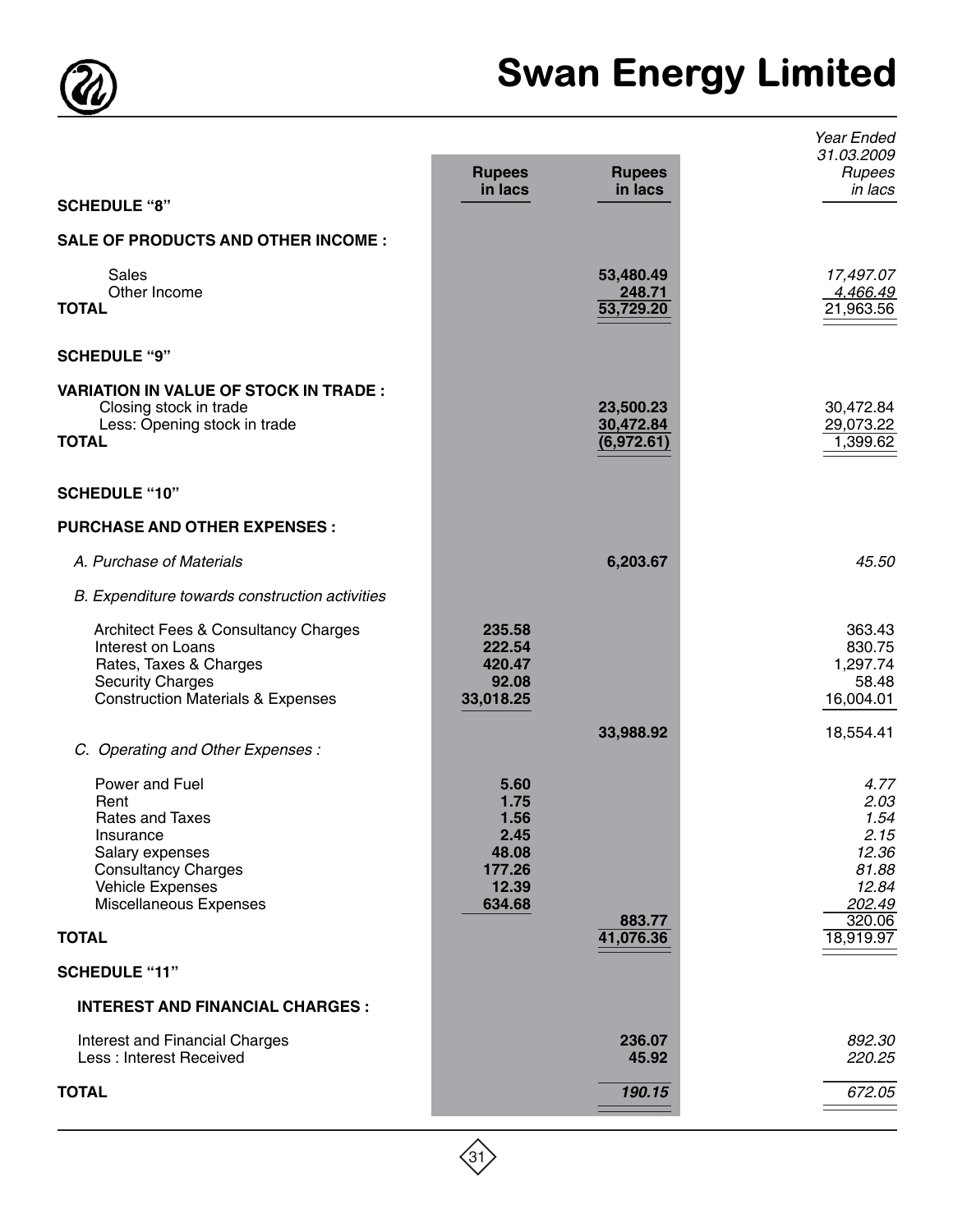| | Rupees in lacs | Rupees in lacs | Year Ended 31.03.2009 Rupees in lacs |
|---|---|---|---|
| **SCHEDULE "8"** | | | |
| **SALE OF PRODUCTS AND OTHER INCOME :** | | | |
| Sales | | **53,480.49** | *17,497.07* |
| Other Income | | **248.71** | *4,466.49* |
| **TOTAL** | | **53,729.20** | 21,963.56 |
| **SCHEDULE "9"** | | | |
| **VARIATION IN VALUE OF STOCK IN TRADE :** | | | |
| Closing stock in trade | | **23,500.23** | 30,472.84 |
| Less: Opening stock in trade | | **30,472.84** | 29,073.22 |
| **TOTAL** | | **(6,972.61)** | 1,399.62 |
| **SCHEDULE "10"** | | | |
| **PURCHASE AND OTHER EXPENSES :** | | | |
| *A. Purchase of Materials* | | **6,203.67** | *45.50* |
| *B. Expenditure towards construction activities* | | | |
| Architect Fees & Consultancy Charges | **235.58** | | 363.43 |
| Interest on Loans | **222.54** | | 830.75 |
| Rates, Taxes & Charges | **420.47** | | 1,297.74 |
| Security Charges | **92.08** | | 58.48 |
| Construction Materials & Expenses | **33,018.25** | | 16,004.01 |
| | | **33,988.92** | 18,554.41 |
| *C. Operating and Other Expenses :* | | | |
| Power and Fuel | **5.60** | | *4.77* |
| Rent | **1.75** | | *2.03* |
| Rates and Taxes | **1.56** | | *1.54* |
| Insurance | **2.45** | | *2.15* |
| Salary expenses | **48.08** | | *12.36* |
| Consultancy Charges | **177.26** | | *81.88* |
| Vehicle Expenses | **12.39** | | *12.84* |
| Miscellaneous Expenses | **634.68** | | *202.49* |
| | | **883.77** | 320.06 |
| **TOTAL** | | **41,076.36** | 18,919.97 |
| **SCHEDULE "11"** | | | |
| **INTEREST AND FINANCIAL CHARGES :** | | | |
| Interest and Financial Charges | | **236.07** | *892.30* |
| Less : Interest Received | | **45.92** | *220.25* |
| **TOTAL** | | ***190.15*** | *672.05* |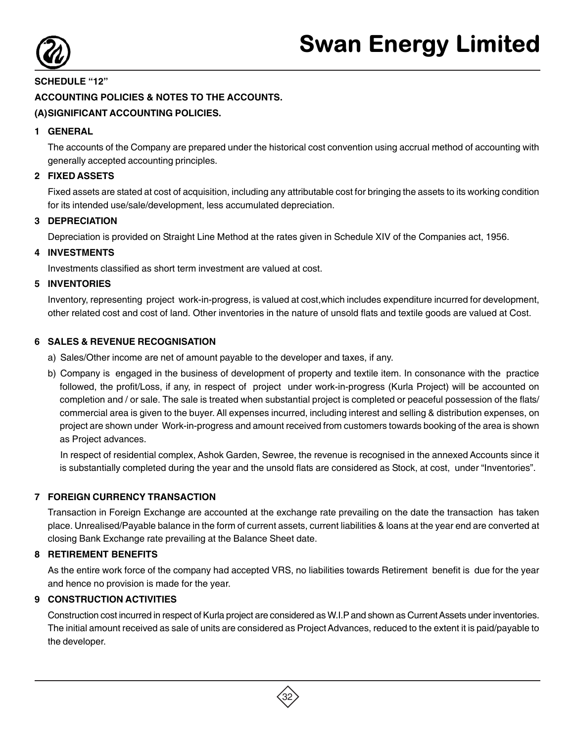**SCHEDULE "12"**

**ACCOUNTING POLICIES & NOTES TO THE ACCOUNTS.**

**(A)SIGNIFICANT ACCOUNTING POLICIES.**

**1 GENERAL**

The accounts of the Company are prepared under the historical cost convention using accrual method of accounting with generally accepted accounting principles.

**2 FIXED ASSETS**

Fixed assets are stated at cost of acquisition, including any attributable cost for bringing the assets to its working condition for its intended use/sale/development, less accumulated depreciation.

**3 DEPRECIATION**

Depreciation is provided on Straight Line Method at the rates given in Schedule XIV of the Companies act, 1956.

**4 INVESTMENTS**

Investments classified as short term investment are valued at cost.

**5 INVENTORIES**

Inventory, representing project work-in-progress, is valued at cost,which includes expenditure incurred for development, other related cost and cost of land. Other inventories in the nature of unsold flats and textile goods are valued at Cost.

**6 SALES & REVENUE RECOGNISATION**

a) Sales/Other income are net of amount payable to the developer and taxes, if any.

b) Company is engaged in the business of development of property and textile item. In consonance with the practice followed, the profit/Loss, if any, in respect of project under work-in-progress (Kurla Project) will be accounted on completion and / or sale. The sale is treated when substantial project is completed or peaceful possession of the flats/ commercial area is given to the buyer. All expenses incurred, including interest and selling & distribution expenses, on project are shown under Work-in-progress and amount received from customers towards booking of the area is shown as Project advances.

In respect of residential complex, Ashok Garden, Sewree, the revenue is recognised in the annexed Accounts since it is substantially completed during the year and the unsold flats are considered as Stock, at cost, under "Inventories".

**7 FOREIGN CURRENCY TRANSACTION**

Transaction in Foreign Exchange are accounted at the exchange rate prevailing on the date the transaction has taken place. Unrealised/Payable balance in the form of current assets, current liabilities & loans at the year end are converted at closing Bank Exchange rate prevailing at the Balance Sheet date.

**8 RETIREMENT BENEFITS**

As the entire work force of the company had accepted VRS, no liabilities towards Retirement benefit is due for the year and hence no provision is made for the year.

**9 CONSTRUCTION ACTIVITIES**

Construction cost incurred in respect of Kurla project are considered as W.I.P and shown as Current Assets under inventories. The initial amount received as sale of units are considered as Project Advances, reduced to the extent it is paid/payable to the developer.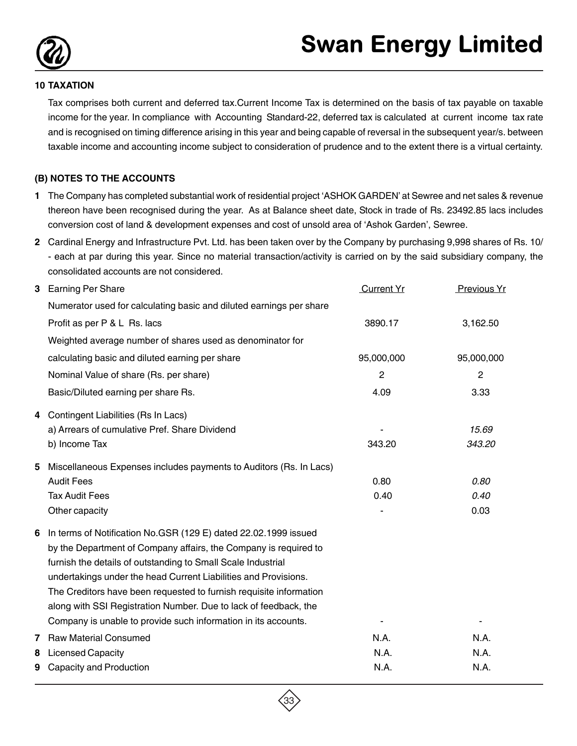**10 TAXATION**

Tax comprises both current and deferred tax.Current Income Tax is determined on the basis of tax payable on taxable income for the year. In compliance with Accounting Standard-22, deferred tax is calculated at current income tax rate and is recognised on timing difference arising in this year and being capable of reversal in the subsequent year/s. between taxable income and accounting income subject to consideration of prudence and to the extent there is a virtual certainty.

**(B) NOTES TO THE ACCOUNTS**

1. The Company has completed substantial work of residential project 'ASHOK GARDEN' at Sewree and net sales & revenue thereon have been recognised during the year. As at Balance sheet date, Stock in trade of Rs. 23492.85 lacs includes conversion cost of land & development expenses and cost of unsold area of 'Ashok Garden', Sewree.

2. Cardinal Energy and Infrastructure Pvt. Ltd. has been taken over by the Company by purchasing 9,998 shares of Rs. 10/- each at par during this year. Since no material transaction/activity is carried on by the said subsidiary company, the consolidated accounts are not considered.

| | | Current Yr | Previous Yr |
|---|---|---|---|
| **3** | Earning Per Share | | |
| | Numerator used for calculating basic and diluted earnings per share | | |
| | Profit as per P & L Rs. lacs | 3890.17 | 3,162.50 |
| | Weighted average number of shares used as denominator for | | |
| | calculating basic and diluted earning per share | 95,000,000 | 95,000,000 |
| | Nominal Value of share (Rs. per share) | 2 | 2 |
| | Basic/Diluted earning per share Rs. | 4.09 | 3.33 |
| **4** | Contingent Liabilities (Rs In Lacs) | | |
| | a) Arrears of cumulative Pref. Share Dividend | - | *15.69* |
| | b) Income Tax | 343.20 | *343.20* |
| **5** | Miscellaneous Expenses includes payments to Auditors (Rs. In Lacs) | | |
| | Audit Fees | 0.80 | *0.80* |
| | Tax Audit Fees | 0.40 | *0.40* |
| | Other capacity | - | 0.03 |
| **6** | In terms of Notification No.GSR (129 E) dated 22.02.1999 issued by the Department of Company affairs, the Company is required to furnish the details of outstanding to Small Scale Industrial undertakings under the head Current Liabilities and Provisions. The Creditors have been requested to furnish requisite information along with SSI Registration Number. Due to lack of feedback, the Company is unable to provide such information in its accounts. | - | - |
| **7** | Raw Material Consumed | N.A. | N.A. |
| **8** | Licensed Capacity | N.A. | N.A. |
| **9** | Capacity and Production | N.A. | N.A. |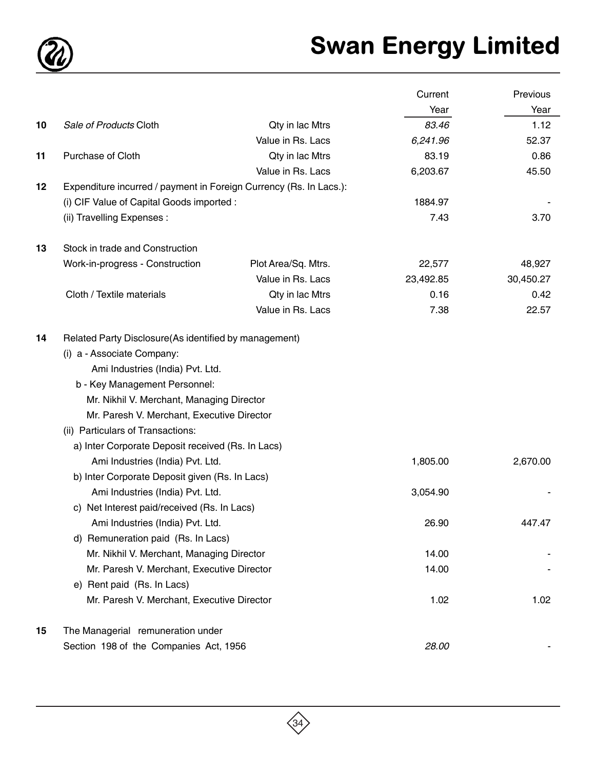| | | | Current Year | Previous Year |
|---|---|---|---|---|
| 10 | *Sale of Products* Cloth | Qty in lac Mtrs | *83.46* | 1.12 |
| | | Value in Rs. Lacs | *6,241.96* | 52.37 |
| 11 | Purchase of Cloth | Qty in lac Mtrs | 83.19 | 0.86 |
| | | Value in Rs. Lacs | 6,203.67 | 45.50 |
| 12 | Expenditure incurred / payment in Foreign Currency (Rs. In Lacs.): | | | |
| | (i) CIF Value of Capital Goods imported : | | 1884.97 | - |
| | (ii) Travelling Expenses : | | 7.43 | 3.70 |
| 13 | Stock in trade and Construction | | | |
| | Work-in-progress - Construction | Plot Area/Sq. Mtrs. | 22,577 | 48,927 |
| | | Value in Rs. Lacs | 23,492.85 | 30,450.27 |
| | Cloth / Textile materials | Qty in lac Mtrs | 0.16 | 0.42 |
| | | Value in Rs. Lacs | 7.38 | 22.57 |
| 14 | Related Party Disclosure(As identified by management) | | | |
| | (i) a - Associate Company: | | | |
| | Ami Industries (India) Pvt. Ltd. | | | |
| | b - Key Management Personnel: | | | |
| | Mr. Nikhil V. Merchant, Managing Director | | | |
| | Mr. Paresh V. Merchant, Executive Director | | | |
| | (ii) Particulars of Transactions: | | | |
| | a) Inter Corporate Deposit received (Rs. In Lacs) | | | |
| | Ami Industries (India) Pvt. Ltd. | | 1,805.00 | 2,670.00 |
| | b) Inter Corporate Deposit given (Rs. In Lacs) | | | |
| | Ami Industries (India) Pvt. Ltd. | | 3,054.90 | - |
| | c) Net Interest paid/received (Rs. In Lacs) | | | |
| | Ami Industries (India) Pvt. Ltd. | | 26.90 | 447.47 |
| | d) Remuneration paid (Rs. In Lacs) | | | |
| | Mr. Nikhil V. Merchant, Managing Director | | 14.00 | - |
| | Mr. Paresh V. Merchant, Executive Director | | 14.00 | - |
| | e) Rent paid (Rs. In Lacs) | | | |
| | Mr. Paresh V. Merchant, Executive Director | | 1.02 | 1.02 |
| 15 | The Managerial remuneration under Section 198 of the Companies Act, 1956 | | *28.00* | - |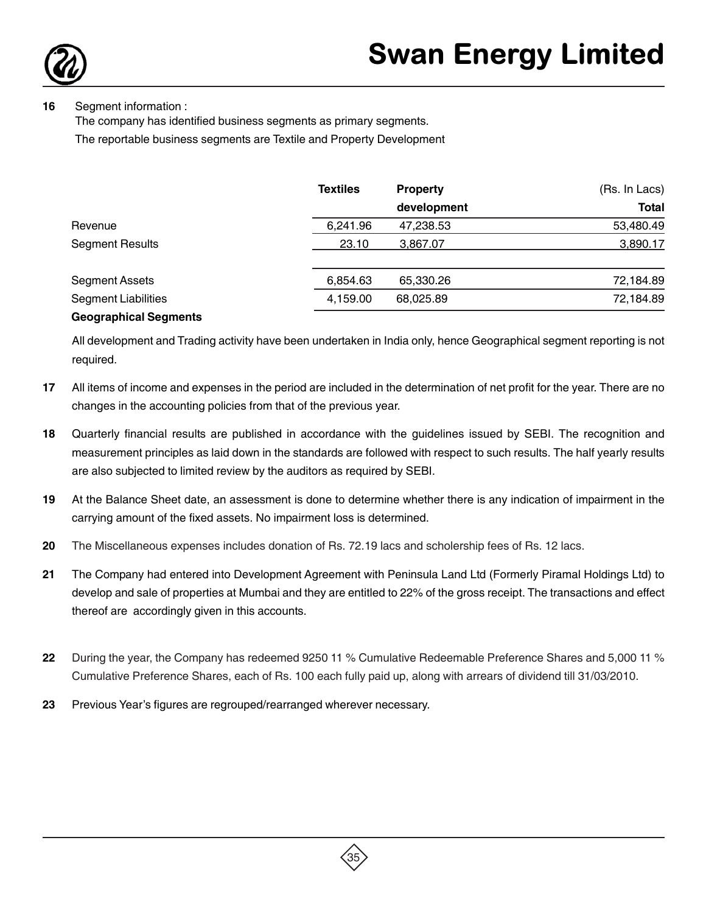**16** Segment information :

The company has identified business segments as primary segments.

The reportable business segments are Textile and Property Development

| | Textiles | Property development | (Rs. In Lacs) Total |
|---|---|---|---|
| Revenue | 6,241.96 | 47,238.53 | 53,480.49 |
| Segment Results | 23.10 | 3,867.07 | 3,890.17 |
| Segment Assets | 6,854.63 | 65,330.26 | 72,184.89 |
| Segment Liabilities | 4,159.00 | 68,025.89 | 72,184.89 |

**Geographical Segments**

All development and Trading activity have been undertaken in India only, hence Geographical segment reporting is not required.

**17** All items of income and expenses in the period are included in the determination of net profit for the year. There are no changes in the accounting policies from that of the previous year.

**18** Quarterly financial results are published in accordance with the guidelines issued by SEBI. The recognition and measurement principles as laid down in the standards are followed with respect to such results. The half yearly results are also subjected to limited review by the auditors as required by SEBI.

**19** At the Balance Sheet date, an assessment is done to determine whether there is any indication of impairment in the carrying amount of the fixed assets. No impairment loss is determined.

**20** The Miscellaneous expenses includes donation of Rs. 72.19 lacs and scholership fees of Rs. 12 lacs.

**21** The Company had entered into Development Agreement with Peninsula Land Ltd (Formerly Piramal Holdings Ltd) to develop and sale of properties at Mumbai and they are entitled to 22% of the gross receipt. The transactions and effect thereof are accordingly given in this accounts.

**22** During the year, the Company has redeemed 9250 11 % Cumulative Redeemable Preference Shares and 5,000 11 % Cumulative Preference Shares, each of Rs. 100 each fully paid up, along with arrears of dividend till 31/03/2010.

**23** Previous Year's figures are regrouped/rearranged wherever necessary.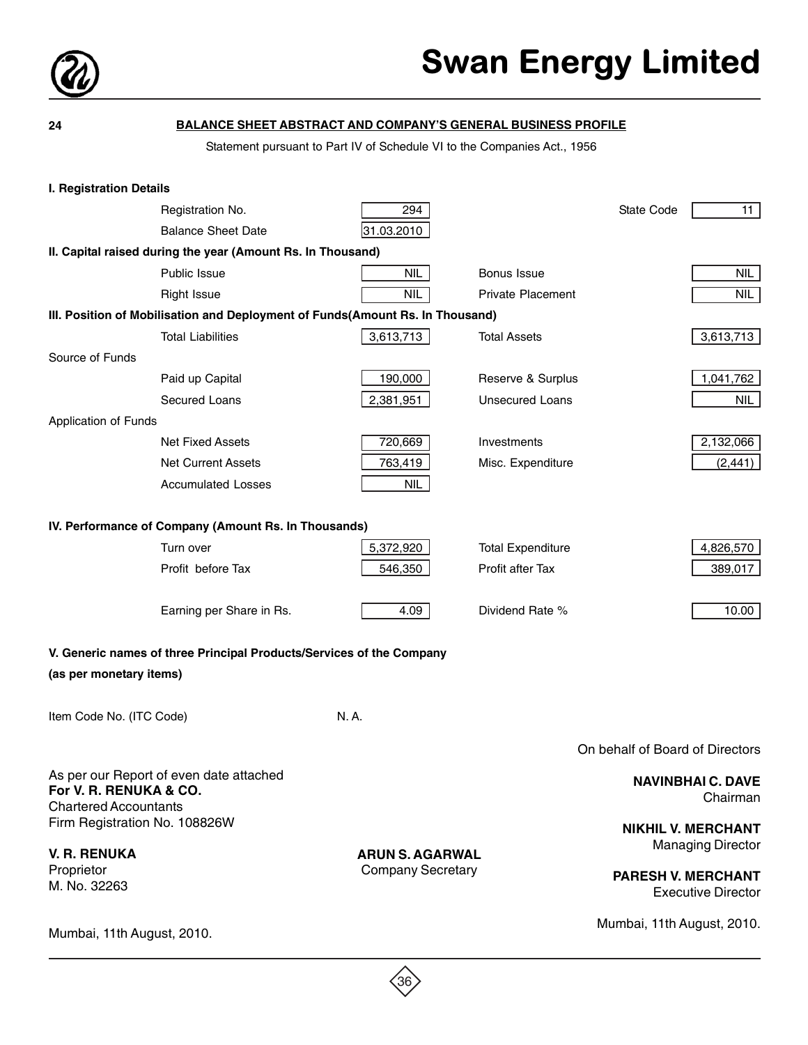24

## BALANCE SHEET ABSTRACT AND COMPANY'S GENERAL BUSINESS PROFILE

Statement pursuant to Part IV of Schedule VI to the Companies Act., 1956

**I. Registration Details**

| | | | |
|---|---|---|---|
| Registration No. | 294 | State Code | 11 |
| Balance Sheet Date | 31.03.2010 | | |

**II. Capital raised during the year (Amount Rs. In Thousand)**

| | | | |
|---|---|---|---|
| Public Issue | NIL | Bonus Issue | NIL |
| Right Issue | NIL | Private Placement | NIL |

**III. Position of Mobilisation and Deployment of Funds(Amount Rs. In Thousand)**

| | | | |
|---|---|---|---|
| Total Liabilities | 3,613,713 | Total Assets | 3,613,713 |
| **Source of Funds** | | | |
| Paid up Capital | 190,000 | Reserve & Surplus | 1,041,762 |
| Secured Loans | 2,381,951 | Unsecured Loans | NIL |
| **Application of Funds** | | | |
| Net Fixed Assets | 720,669 | Investments | 2,132,066 |
| Net Current Assets | 763,419 | Misc. Expenditure | (2,441) |
| Accumulated Losses | NIL | | |

**IV. Performance of Company (Amount Rs. In Thousands)**

| | | | |
|---|---|---|---|
| Turn over | 5,372,920 | Total Expenditure | 4,826,570 |
| Profit before Tax | 546,350 | Profit after Tax | 389,017 |
| Earning per Share in Rs. | 4.09 | Dividend Rate % | 10.00 |

**V. Generic names of three Principal Products/Services of the Company**

**(as per monetary items)**

Item Code No. (ITC Code) N. A.

On behalf of Board of Directors

As per our Report of even date attached
**For V. R. RENUKA & CO.**
Chartered Accountants
Firm Registration No. 108826W

**V. R. RENUKA**
Proprietor
M. No. 32263

Mumbai, 11th August, 2010.

**ARUN S. AGARWAL**
Company Secretary

**NAVINBHAI C. DAVE**
Chairman

**NIKHIL V. MERCHANT**
Managing Director

**PARESH V. MERCHANT**
Executive Director

Mumbai, 11th August, 2010.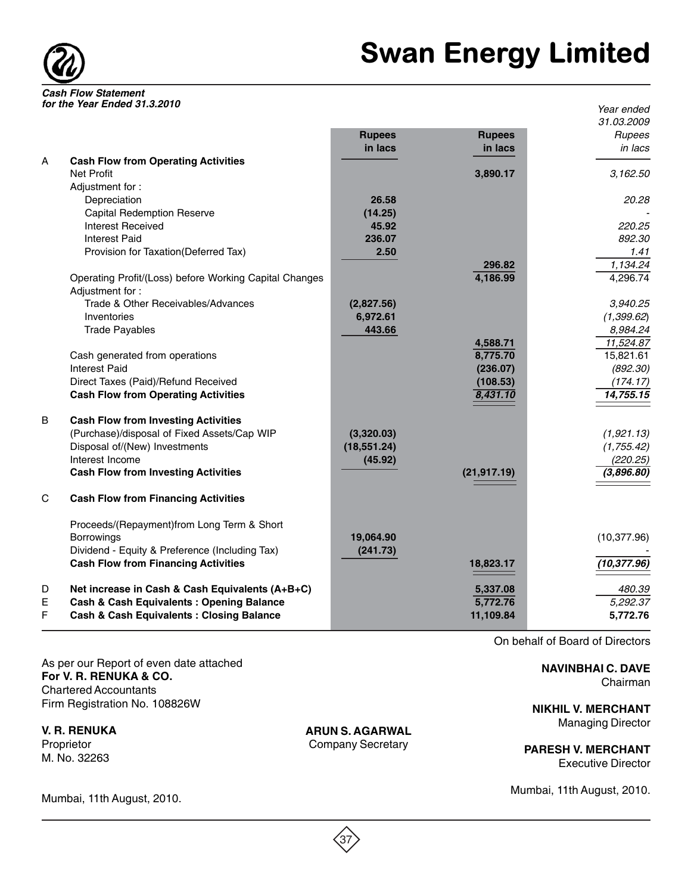# Swan Energy Limited

***Cash Flow Statement***
***for the Year Ended 31.3.2010***

| | | Rupees in lacs | Rupees in lacs | *Year ended 31.03.2009 Rupees in lacs* |
|---|---|---|---|---|
| **A** | **Cash Flow from Operating Activities** | | | |
| | Net Profit | | **3,890.17** | *3,162.50* |
| | Adjustment for : | | | |
| | Depreciation | **26.58** | | *20.28* |
| | Capital Redemption Reserve | **(14.25)** | | - |
| | Interest Received | **45.92** | | *220.25* |
| | Interest Paid | **236.07** | | *892.30* |
| | Provision for Taxation(Deferred Tax) | **2.50** | | *1.41* |
| | | | **296.82** | *1,134.24* |
| | Operating Profit/(Loss) before Working Capital Changes | | **4,186.99** | 4,296.74 |
| | Adjustment for : | | | |
| | Trade & Other Receivables/Advances | **(2,827.56)** | | *3,940.25* |
| | Inventories | **6,972.61** | | *(1,399.62)* |
| | Trade Payables | **443.66** | | *8,984.24* |
| | | | **4,588.71** | *11,524.87* |
| | Cash generated from operations | | **8,775.70** | 15,821.61 |
| | Interest Paid | | **(236.07)** | *(892.30)* |
| | Direct Taxes (Paid)/Refund Received | | **(108.53)** | *(174.17)* |
| | **Cash Flow from Operating Activities** | | ***8,431.10*** | ***14,755.15*** |
| **B** | **Cash Flow from Investing Activities** | | | |
| | (Purchase)/disposal of Fixed Assets/Cap WIP | **(3,320.03)** | | *(1,921.13)* |
| | Disposal of/(New) Investments | **(18,551.24)** | | *(1,755.42)* |
| | Interest Income | **(45.92)** | | *(220.25)* |
| | **Cash Flow from Investing Activities** | | **(21,917.19)** | ***(3,896.80)*** |
| **C** | **Cash Flow from Financing Activities** | | | |
| | Proceeds/(Repayment)from Long Term & Short Borrowings | **19,064.90** | | (10,377.96) |
| | Dividend - Equity & Preference (Including Tax) | **(241.73)** | | - |
| | **Cash Flow from Financing Activities** | | **18,823.17** | ***(10,377.96)*** |
| **D** | **Net increase in Cash & Cash Equivalents (A+B+C)** | | **5,337.08** | *480.39* |
| **E** | **Cash & Cash Equivalents : Opening Balance** | | **5,772.76** | *5,292.37* |
| **F** | **Cash & Cash Equivalents : Closing Balance** | | **11,109.84** | **5,772.76** |

On behalf of Board of Directors

As per our Report of even date attached
**For V. R. RENUKA & CO.**
Chartered Accountants
Firm Registration No. 108826W

**V. R. RENUKA**
Proprietor
M. No. 32263

Mumbai, 11th August, 2010.

**ARUN S. AGARWAL**
Company Secretary

**NAVINBHAI C. DAVE**
Chairman

**NIKHIL V. MERCHANT**
Managing Director

**PARESH V. MERCHANT**
Executive Director

Mumbai, 11th August, 2010.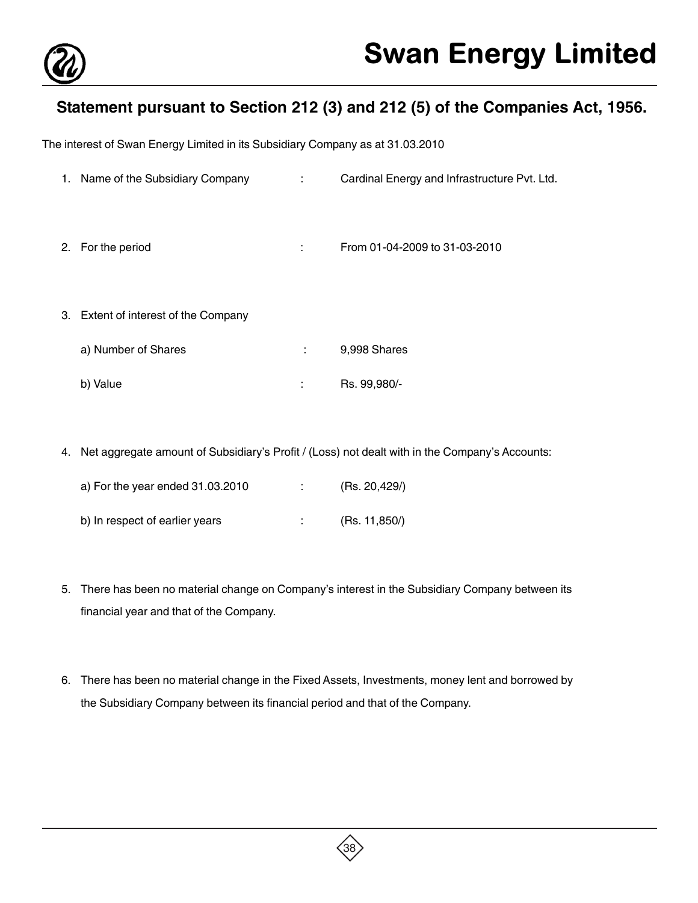## Statement pursuant to Section 212 (3) and 212 (5) of the Companies Act, 1956.

The interest of Swan Energy Limited in its Subsidiary Company as at 31.03.2010

1. Name of the Subsidiary Company : Cardinal Energy and Infrastructure Pvt. Ltd.

2. For the period : From 01-04-2009 to 31-03-2010

3. Extent of interest of the Company

   a) Number of Shares : 9,998 Shares

   b) Value : Rs. 99,980/-

4. Net aggregate amount of Subsidiary's Profit / (Loss) not dealt with in the Company's Accounts:

   a) For the year ended 31.03.2010 : (Rs. 20,429/)

   b) In respect of earlier years : (Rs. 11,850/)

5. There has been no material change on Company's interest in the Subsidiary Company between its financial year and that of the Company.

6. There has been no material change in the Fixed Assets, Investments, money lent and borrowed by the Subsidiary Company between its financial period and that of the Company.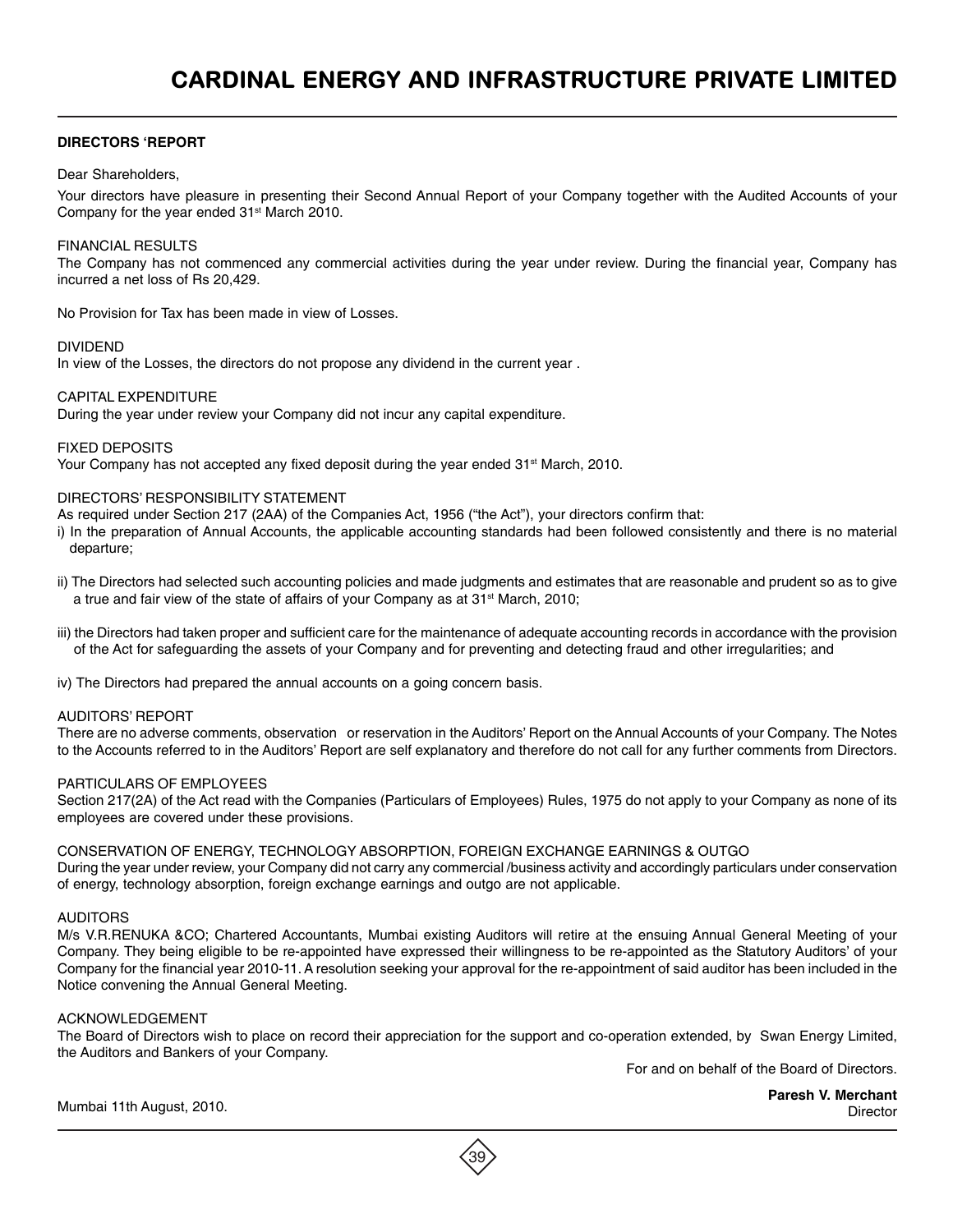# CARDINAL ENERGY AND INFRASTRUCTURE PRIVATE LIMITED

**DIRECTORS 'REPORT**

Dear Shareholders,

Your directors have pleasure in presenting their Second Annual Report of your Company together with the Audited Accounts of your Company for the year ended 31st March 2010.

FINANCIAL RESULTS

The Company has not commenced any commercial activities during the year under review. During the financial year, Company has incurred a net loss of Rs 20,429.

No Provision for Tax has been made in view of Losses.

DIVIDEND

In view of the Losses, the directors do not propose any dividend in the current year .

CAPITAL EXPENDITURE

During the year under review your Company did not incur any capital expenditure.

FIXED DEPOSITS

Your Company has not accepted any fixed deposit during the year ended 31st March, 2010.

DIRECTORS' RESPONSIBILITY STATEMENT

As required under Section 217 (2AA) of the Companies Act, 1956 ("the Act"), your directors confirm that:

i) In the preparation of Annual Accounts, the applicable accounting standards had been followed consistently and there is no material departure;

ii) The Directors had selected such accounting policies and made judgments and estimates that are reasonable and prudent so as to give a true and fair view of the state of affairs of your Company as at 31st March, 2010;

iii) the Directors had taken proper and sufficient care for the maintenance of adequate accounting records in accordance with the provision of the Act for safeguarding the assets of your Company and for preventing and detecting fraud and other irregularities; and

iv) The Directors had prepared the annual accounts on a going concern basis.

AUDITORS' REPORT

There are no adverse comments, observation or reservation in the Auditors' Report on the Annual Accounts of your Company. The Notes to the Accounts referred to in the Auditors' Report are self explanatory and therefore do not call for any further comments from Directors.

PARTICULARS OF EMPLOYEES

Section 217(2A) of the Act read with the Companies (Particulars of Employees) Rules, 1975 do not apply to your Company as none of its employees are covered under these provisions.

CONSERVATION OF ENERGY, TECHNOLOGY ABSORPTION, FOREIGN EXCHANGE EARNINGS & OUTGO

During the year under review, your Company did not carry any commercial /business activity and accordingly particulars under conservation of energy, technology absorption, foreign exchange earnings and outgo are not applicable.

AUDITORS

M/s V.R.RENUKA &CO; Chartered Accountants, Mumbai existing Auditors will retire at the ensuing Annual General Meeting of your Company. They being eligible to be re-appointed have expressed their willingness to be re-appointed as the Statutory Auditors' of your Company for the financial year 2010-11. A resolution seeking your approval for the re-appointment of said auditor has been included in the Notice convening the Annual General Meeting.

ACKNOWLEDGEMENT

The Board of Directors wish to place on record their appreciation for the support and co-operation extended, by Swan Energy Limited, the Auditors and Bankers of your Company.

For and on behalf of the Board of Directors.

Mumbai 11th August, 2010.

**Paresh V. Merchant**
Director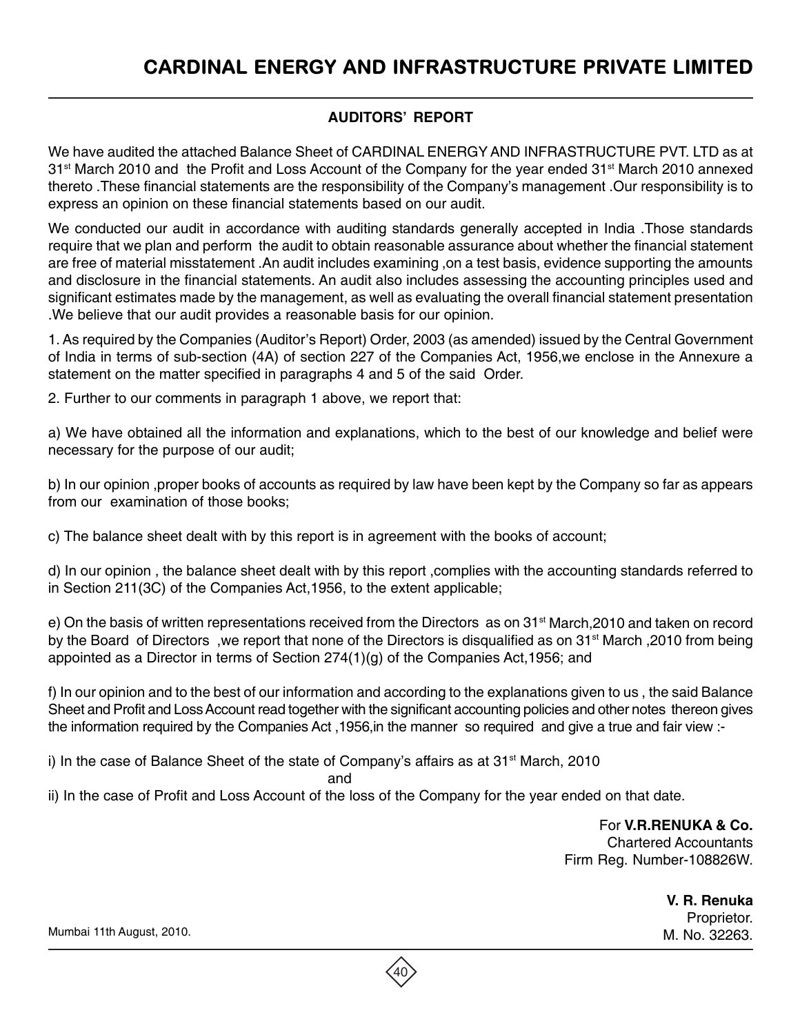# CARDINAL ENERGY AND INFRASTRUCTURE PRIVATE LIMITED

## AUDITORS' REPORT

We have audited the attached Balance Sheet of CARDINAL ENERGY AND INFRASTRUCTURE PVT. LTD as at 31st March 2010 and the Profit and Loss Account of the Company for the year ended 31st March 2010 annexed thereto .These financial statements are the responsibility of the Company's management .Our responsibility is to express an opinion on these financial statements based on our audit.

We conducted our audit in accordance with auditing standards generally accepted in India .Those standards require that we plan and perform the audit to obtain reasonable assurance about whether the financial statement are free of material misstatement .An audit includes examining ,on a test basis, evidence supporting the amounts and disclosure in the financial statements. An audit also includes assessing the accounting principles used and significant estimates made by the management, as well as evaluating the overall financial statement presentation .We believe that our audit provides a reasonable basis for our opinion.

1. As required by the Companies (Auditor's Report) Order, 2003 (as amended) issued by the Central Government of India in terms of sub-section (4A) of section 227 of the Companies Act, 1956,we enclose in the Annexure a statement on the matter specified in paragraphs 4 and 5 of the said Order.

2. Further to our comments in paragraph 1 above, we report that:

a) We have obtained all the information and explanations, which to the best of our knowledge and belief were necessary for the purpose of our audit;

b) In our opinion ,proper books of accounts as required by law have been kept by the Company so far as appears from our examination of those books;

c) The balance sheet dealt with by this report is in agreement with the books of account;

d) In our opinion , the balance sheet dealt with by this report ,complies with the accounting standards referred to in Section 211(3C) of the Companies Act,1956, to the extent applicable;

e) On the basis of written representations received from the Directors as on 31st March,2010 and taken on record by the Board of Directors ,we report that none of the Directors is disqualified as on 31st March ,2010 from being appointed as a Director in terms of Section 274(1)(g) of the Companies Act,1956; and

f) In our opinion and to the best of our information and according to the explanations given to us , the said Balance Sheet and Profit and Loss Account read together with the significant accounting policies and other notes thereon gives the information required by the Companies Act ,1956,in the manner so required and give a true and fair view :-

i) In the case of Balance Sheet of the state of Company's affairs as at 31st March, 2010

and

ii) In the case of Profit and Loss Account of the loss of the Company for the year ended on that date.

For **V.R.RENUKA & Co.**
Chartered Accountants
Firm Reg. Number-108826W.

**V. R. Renuka**
Proprietor.
M. No. 32263.

Mumbai 11th August, 2010.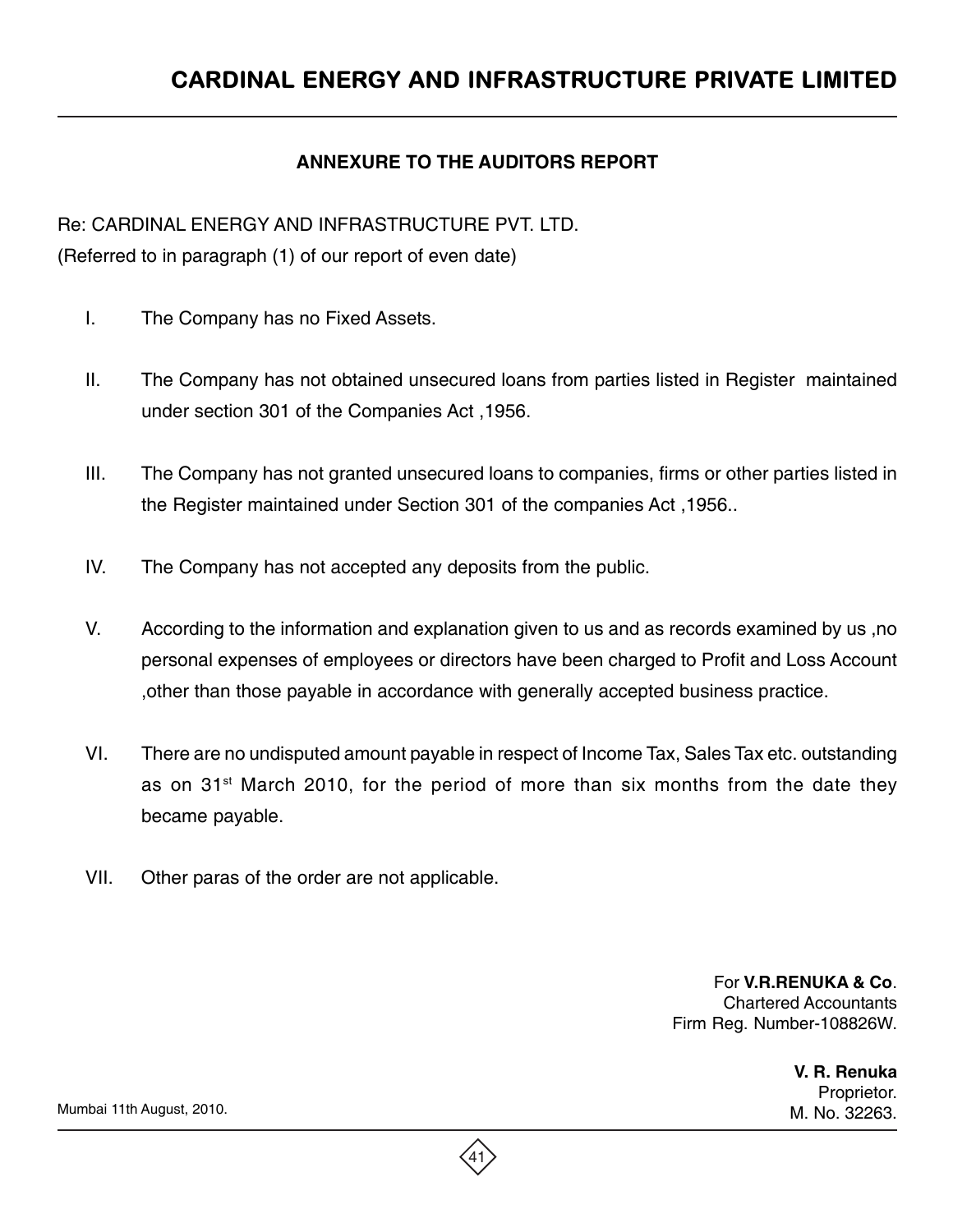## ANNEXURE TO THE AUDITORS REPORT

Re: CARDINAL ENERGY AND INFRASTRUCTURE PVT. LTD.
(Referred to in paragraph (1) of our report of even date)

I. The Company has no Fixed Assets.

II. The Company has not obtained unsecured loans from parties listed in Register maintained under section 301 of the Companies Act ,1956.

III. The Company has not granted unsecured loans to companies, firms or other parties listed in the Register maintained under Section 301 of the companies Act ,1956..

IV. The Company has not accepted any deposits from the public.

V. According to the information and explanation given to us and as records examined by us ,no personal expenses of employees or directors have been charged to Profit and Loss Account ,other than those payable in accordance with generally accepted business practice.

VI. There are no undisputed amount payable in respect of Income Tax, Sales Tax etc. outstanding as on 31st March 2010, for the period of more than six months from the date they became payable.

VII. Other paras of the order are not applicable.

For **V.R.RENUKA & Co**.
Chartered Accountants
Firm Reg. Number-108826W.

**V. R. Renuka**
Proprietor.
M. No. 32263.

Mumbai 11th August, 2010.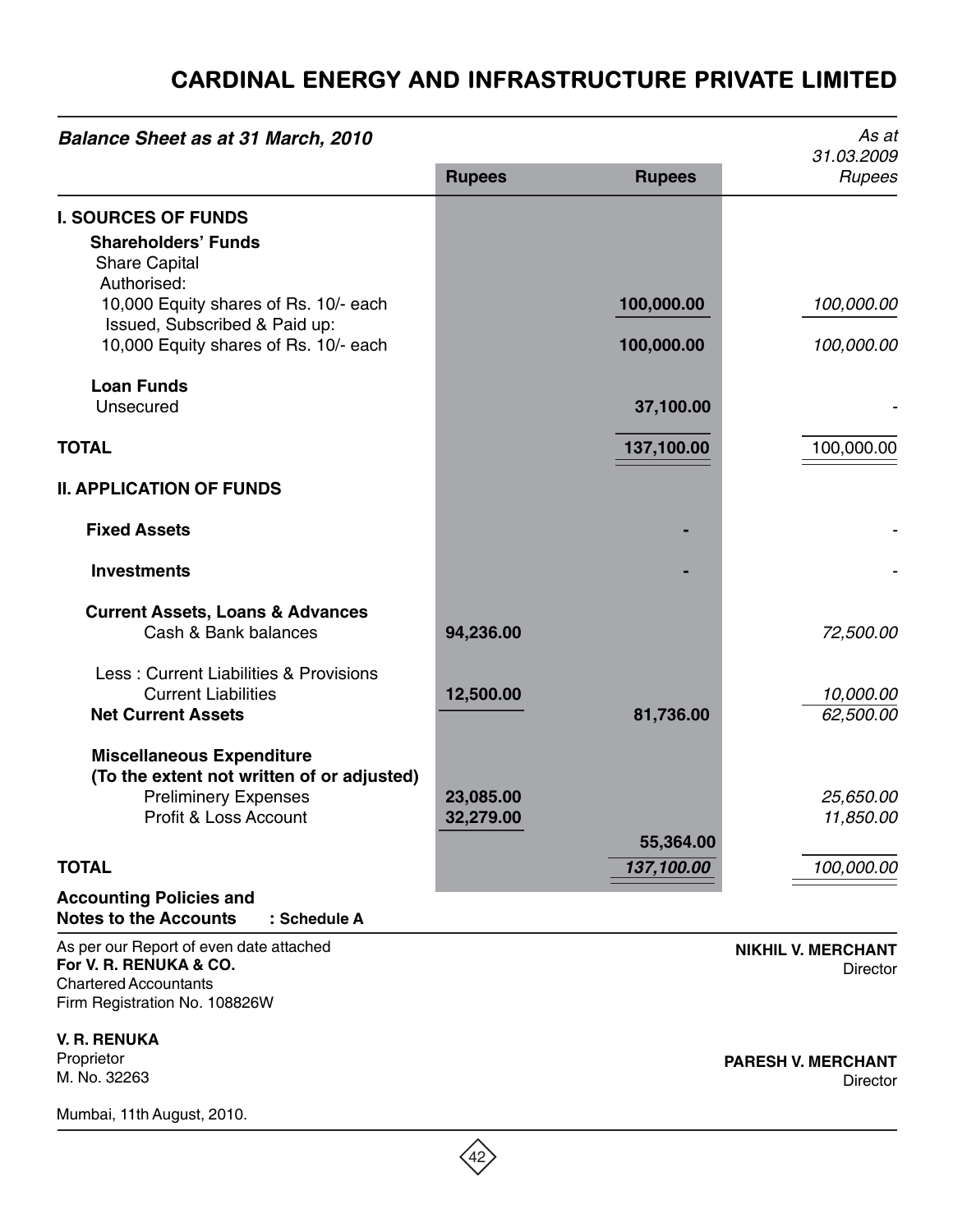# CARDINAL ENERGY AND INFRASTRUCTURE PRIVATE LIMITED

***Balance Sheet as at 31 March, 2010***

| | Rupees | Rupees | *As at 31.03.2009 Rupees* |
|---|---|---|---|
| **I. SOURCES OF FUNDS** | | | |
| **Shareholders' Funds** | | | |
| Share Capital | | | |
| Authorised: | | | |
| 10,000 Equity shares of Rs. 10/- each | | **100,000.00** | *100,000.00* |
| Issued, Subscribed & Paid up: | | | |
| 10,000 Equity shares of Rs. 10/- each | | **100,000.00** | *100,000.00* |
| **Loan Funds** | | | |
| Unsecured | | **37,100.00** | - |
| **TOTAL** | | **137,100.00** | 100,000.00 |
| **II. APPLICATION OF FUNDS** | | | |
| **Fixed Assets** | | **-** | - |
| **Investments** | | **-** | - |
| **Current Assets, Loans & Advances** | | | |
| Cash & Bank balances | **94,236.00** | | *72,500.00* |
| Less : Current Liabilities & Provisions | | | |
| Current Liabilities | **12,500.00** | | *10,000.00* |
| **Net Current Assets** | | **81,736.00** | *62,500.00* |
| **Miscellaneous Expenditure** | | | |
| **(To the extent not written of or adjusted)** | | | |
| Preliminery Expenses | **23,085.00** | | *25,650.00* |
| Profit & Loss Account | **32,279.00** | | *11,850.00* |
| | | **55,364.00** | |
| **TOTAL** | | ***137,100.00*** | *100,000.00* |

**Accounting Policies and Notes to the Accounts : Schedule A**

As per our Report of even date attached
**For V. R. RENUKA & CO.**
Chartered Accountants
Firm Registration No. 108826W

**V. R. RENUKA**
Proprietor
M. No. 32263

Mumbai, 11th August, 2010.

**NIKHIL V. MERCHANT**
Director

**PARESH V. MERCHANT**
Director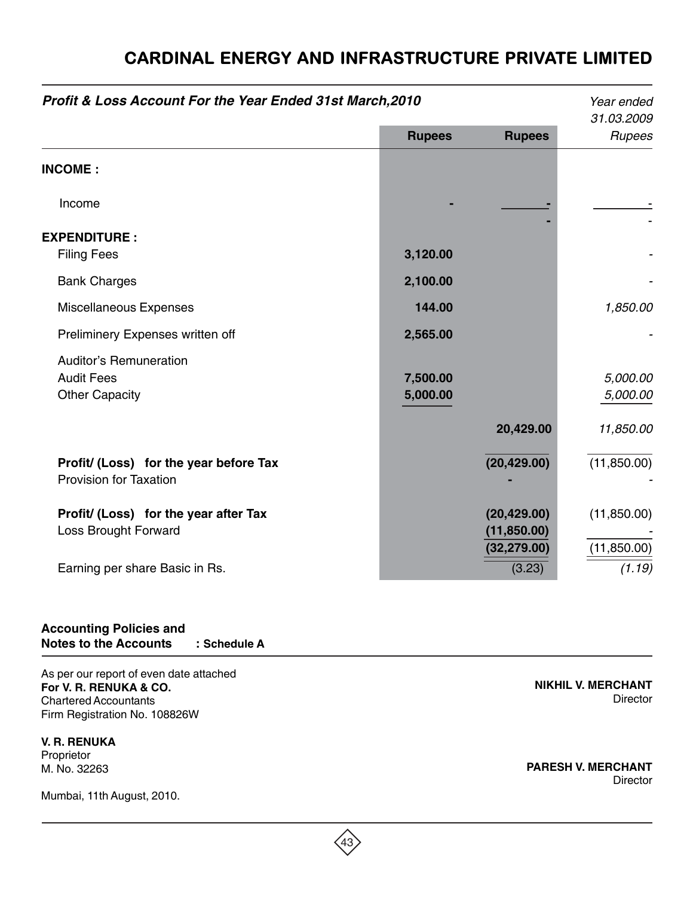# CARDINAL ENERGY AND INFRASTRUCTURE PRIVATE LIMITED

***Profit & Loss Account For the Year Ended 31st March,2010***

| | Rupees | Rupees | *Year ended 31.03.2009 Rupees* |
|---|---|---|---|
| **INCOME :** | | | |
| Income | **-** | **-** | - |
| | | **-** | - |
| **EXPENDITURE :** | | | |
| Filing Fees | **3,120.00** | | - |
| Bank Charges | **2,100.00** | | - |
| Miscellaneous Expenses | **144.00** | | *1,850.00* |
| Preliminery Expenses written off | **2,565.00** | | - |
| Auditor's Remuneration | | | |
| Audit Fees | **7,500.00** | | *5,000.00* |
| Other Capacity | **5,000.00** | | *5,000.00* |
| | | **20,429.00** | *11,850.00* |
| **Profit/ (Loss) for the year before Tax** | | **(20,429.00)** | (11,850.00) |
| Provision for Taxation | | **-** | - |
| **Profit/ (Loss) for the year after Tax** | | **(20,429.00)** | (11,850.00) |
| Loss Brought Forward | | **(11,850.00)** | - |
| | | **(32,279.00)** | (11,850.00) |
| Earning per share Basic in Rs. | | (3.23) | *(1.19)* |

**Accounting Policies and**
**Notes to the Accounts : Schedule A**

As per our report of even date attached
**For V. R. RENUKA & CO.**
Chartered Accountants
Firm Registration No. 108826W

**V. R. RENUKA**
Proprietor
M. No. 32263

Mumbai, 11th August, 2010.

**NIKHIL V. MERCHANT**
Director

**PARESH V. MERCHANT**
Director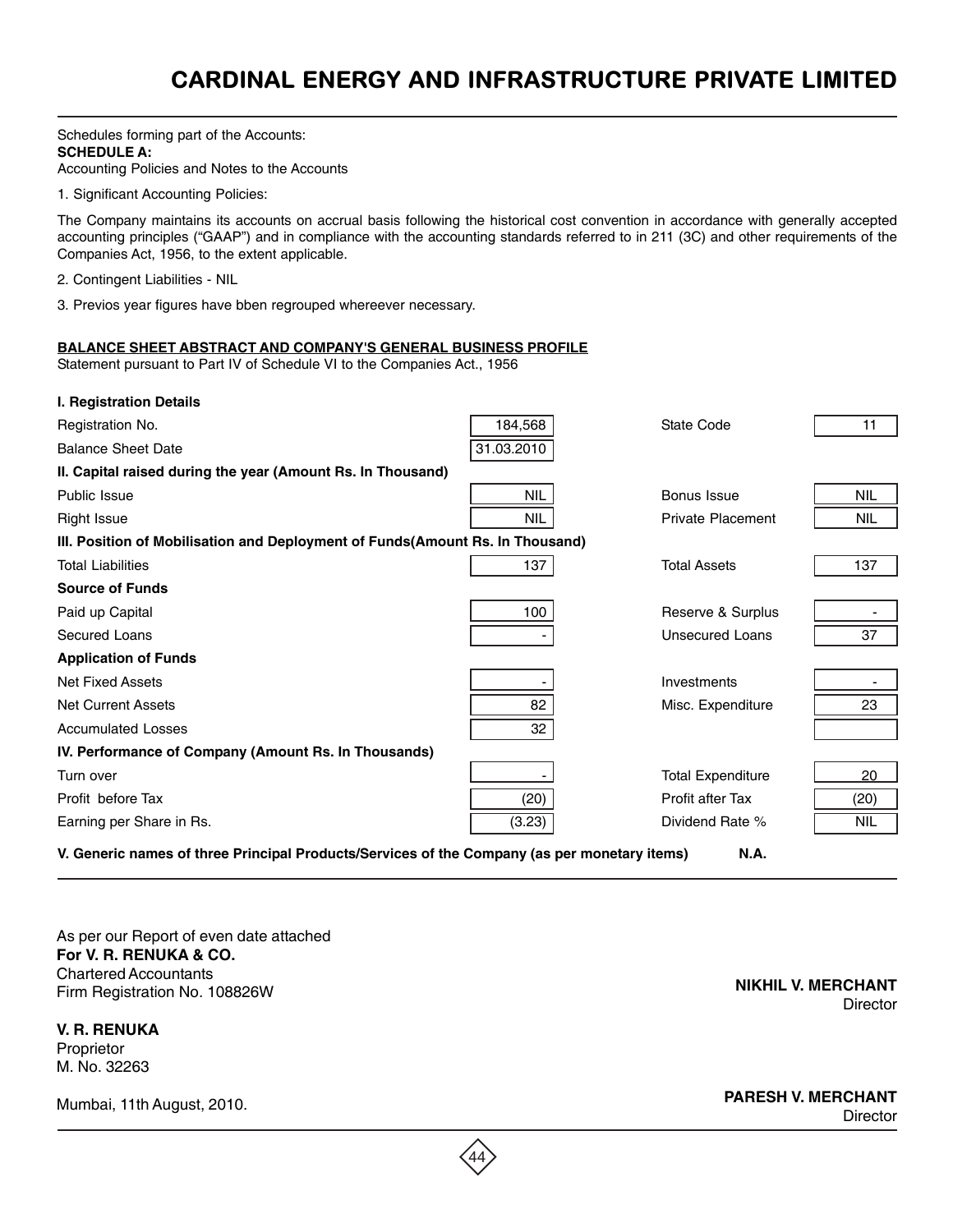# CARDINAL ENERGY AND INFRASTRUCTURE PRIVATE LIMITED

Schedules forming part of the Accounts:

**SCHEDULE A:**

Accounting Policies and Notes to the Accounts

1. Significant Accounting Policies:

The Company maintains its accounts on accrual basis following the historical cost convention in accordance with generally accepted accounting principles ("GAAP") and in compliance with the accounting standards referred to in 211 (3C) and other requirements of the Companies Act, 1956, to the extent applicable.

2. Contingent Liabilities - NIL

3. Previos year figures have bben regrouped whereever necessary.

**BALANCE SHEET ABSTRACT AND COMPANY'S GENERAL BUSINESS PROFILE**

Statement pursuant to Part IV of Schedule VI to the Companies Act., 1956

| **I. Registration Details** | | | |
|---|---|---|---|
| Registration No. | 184,568 | State Code | 11 |
| Balance Sheet Date | 31.03.2010 | | |
| **II. Capital raised during the year (Amount Rs. In Thousand)** | | | |
| Public Issue | NIL | Bonus Issue | NIL |
| Right Issue | NIL | Private Placement | NIL |
| **III. Position of Mobilisation and Deployment of Funds(Amount Rs. In Thousand)** | | | |
| Total Liabilities | 137 | Total Assets | 137 |
| **Source of Funds** | | | |
| Paid up Capital | 100 | Reserve & Surplus | - |
| Secured Loans | - | Unsecured Loans | 37 |
| **Application of Funds** | | | |
| Net Fixed Assets | - | Investments | - |
| Net Current Assets | 82 | Misc. Expenditure | 23 |
| Accumulated Losses | 32 | | |
| **IV. Performance of Company (Amount Rs. In Thousands)** | | | |
| Turn over | - | Total Expenditure | 20 |
| Profit before Tax | (20) | Profit after Tax | (20) |
| Earning per Share in Rs. | (3.23) | Dividend Rate % | NIL |

**V. Generic names of three Principal Products/Services of the Company (as per monetary items) N.A.**

As per our Report of even date attached

**For V. R. RENUKA & CO.**

Chartered Accountants

Firm Registration No. 108826W

**V. R. RENUKA**

Proprietor

M. No. 32263

Mumbai, 11th August, 2010.

**NIKHIL V. MERCHANT**

Director

**PARESH V. MERCHANT**

Director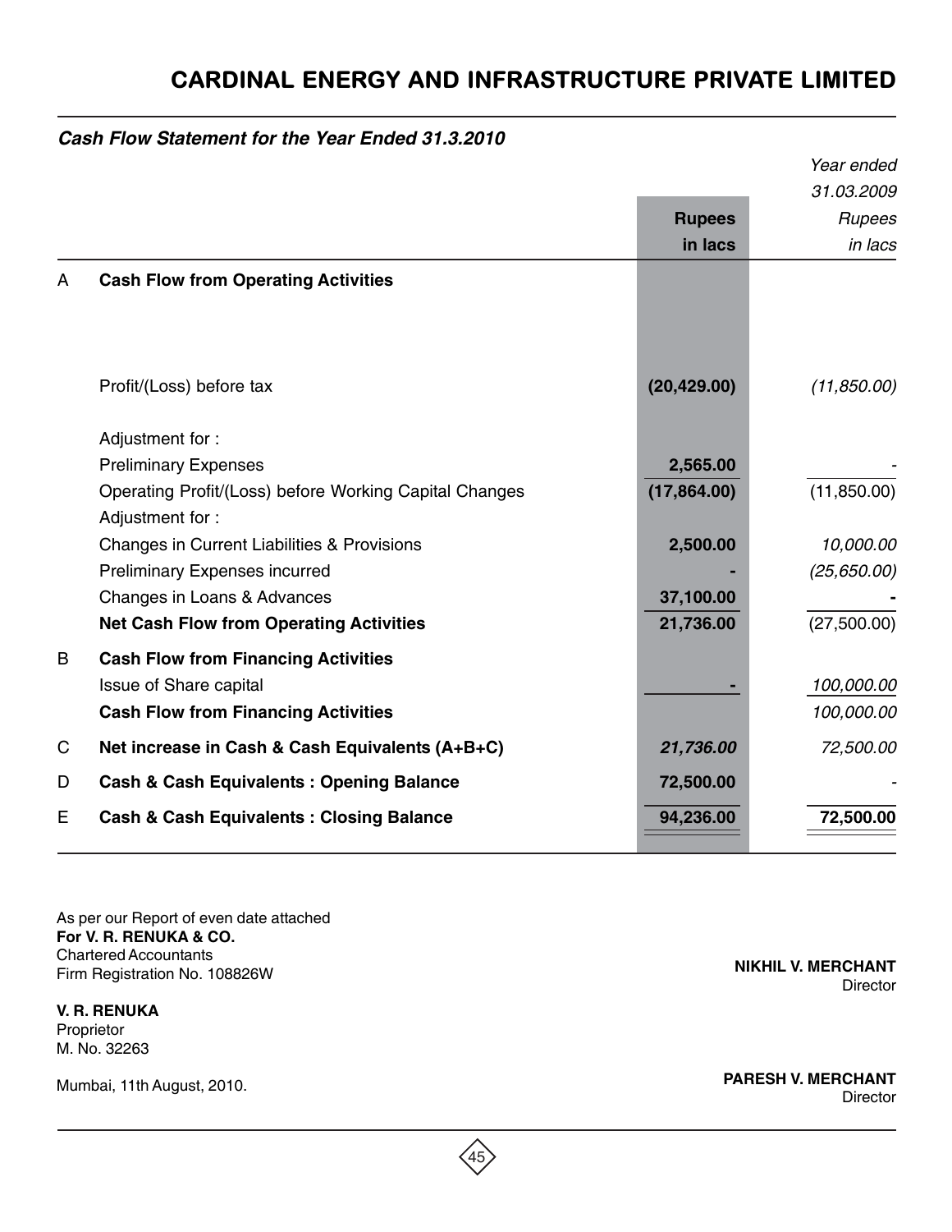# CARDINAL ENERGY AND INFRASTRUCTURE PRIVATE LIMITED

***Cash Flow Statement for the Year Ended 31.3.2010***

| | | Rupees in lacs | *Year ended 31.03.2009 Rupees in lacs* |
|---|---|---|---|
| A | **Cash Flow from Operating Activities** | | |
| | Profit/(Loss) before tax | **(20,429.00)** | *(11,850.00)* |
| | Adjustment for : | | |
| | Preliminary Expenses | **2,565.00** | - |
| | Operating Profit/(Loss) before Working Capital Changes | **(17,864.00)** | (11,850.00) |
| | Adjustment for : | | |
| | Changes in Current Liabilities & Provisions | **2,500.00** | *10,000.00* |
| | Preliminary Expenses incurred | **-** | *(25,650.00)* |
| | Changes in Loans & Advances | **37,100.00** | **-** |
| | **Net Cash Flow from Operating Activities** | **21,736.00** | (27,500.00) |
| B | **Cash Flow from Financing Activities** | | |
| | Issue of Share capital | **-** | *100,000.00* |
| | **Cash Flow from Financing Activities** | | *100,000.00* |
| C | **Net increase in Cash & Cash Equivalents (A+B+C)** | ***21,736.00*** | *72,500.00* |
| D | **Cash & Cash Equivalents : Opening Balance** | **72,500.00** | - |
| E | **Cash & Cash Equivalents : Closing Balance** | **94,236.00** | **72,500.00** |

As per our Report of even date attached
**For V. R. RENUKA & CO.**
Chartered Accountants
Firm Registration No. 108826W

**V. R. RENUKA**
Proprietor
M. No. 32263

Mumbai, 11th August, 2010.

**NIKHIL V. MERCHANT**
Director

**PARESH V. MERCHANT**
Director